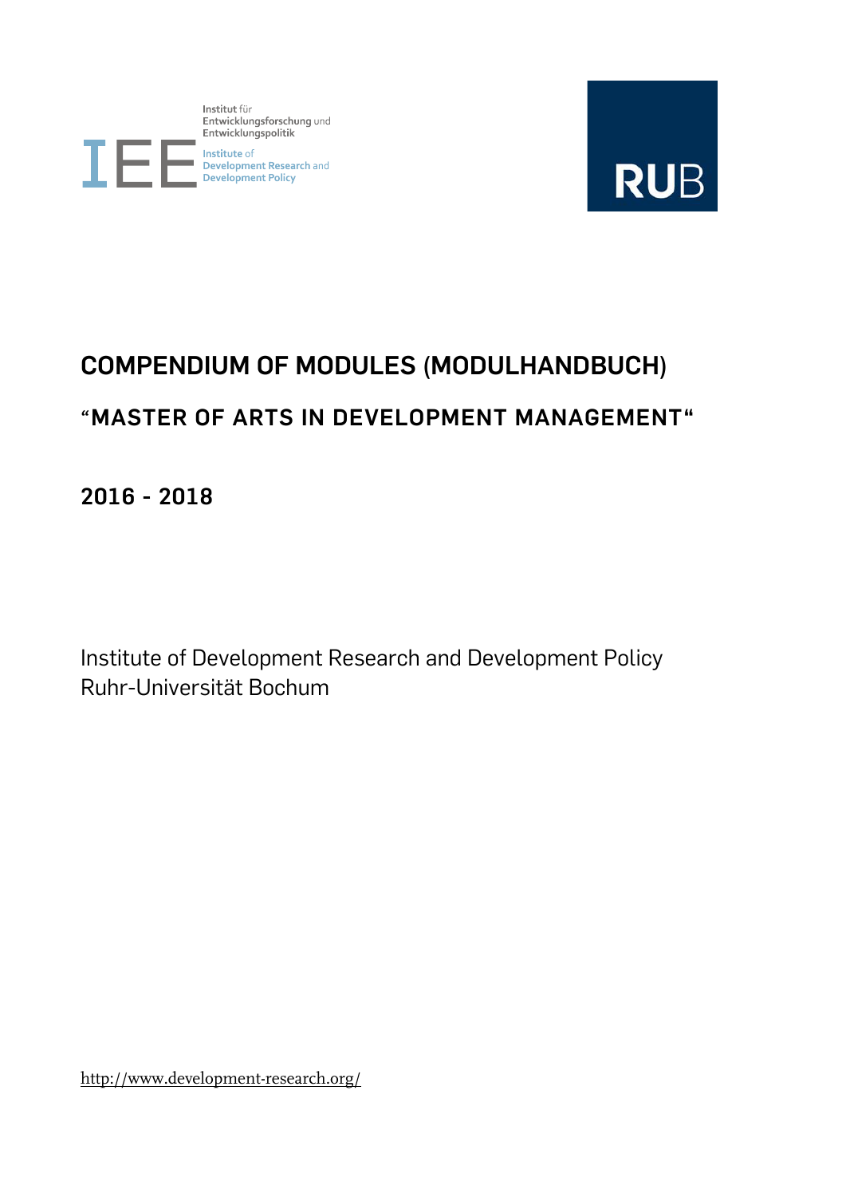Institut für Entwicklungsforschung und Entwicklungspolitik

Institute of Development Research and Development Policy

RUB

# COMPENDIUM OF MODULES (MODULHANDBUCH)

## “MASTER OF ARTS IN DEVELOPMENT MANAGEMENT“

## 2016 - 2018

Institute of Development Research and Development Policy
Ruhr-Universität Bochum

http://www.development-research.org/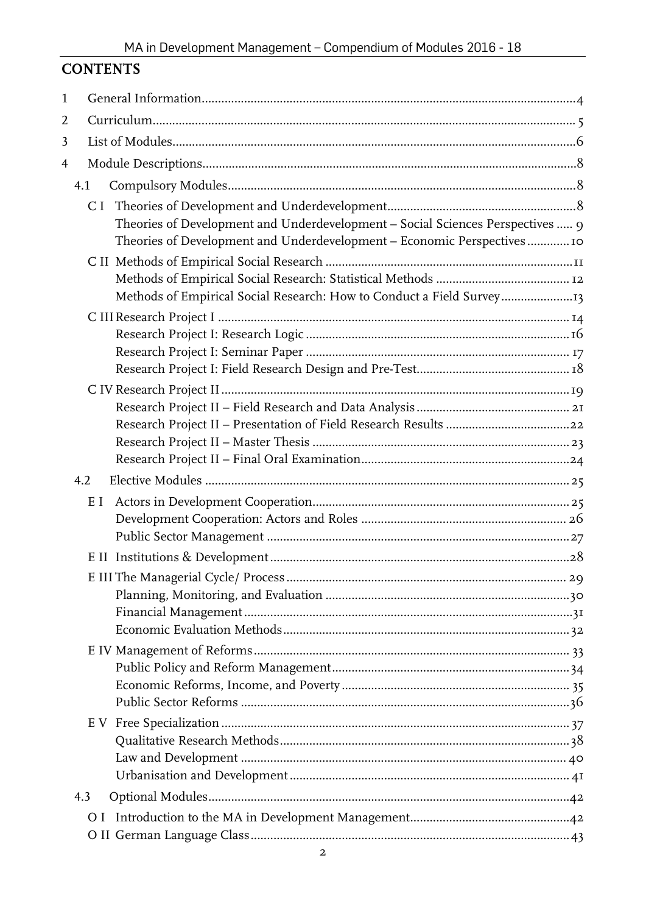## CONTENTS

1 General Information....4
2 Curriculum....5
3 List of Modules....6
4 Module Descriptions....8
- 4.1 Compulsory Modules....8
  - C I Theories of Development and Underdevelopment....8
    - Theories of Development and Underdevelopment – Social Sciences Perspectives....9
    - Theories of Development and Underdevelopment – Economic Perspectives....10
  - C II Methods of Empirical Social Research....11
    - Methods of Empirical Social Research: Statistical Methods....12
    - Methods of Empirical Social Research: How to Conduct a Field Survey....13
  - C III Research Project I....14
    - Research Project I: Research Logic....16
    - Research Project I: Seminar Paper....17
    - Research Project I: Field Research Design and Pre-Test....18
  - C IV Research Project II....19
    - Research Project II – Field Research and Data Analysis....21
    - Research Project II – Presentation of Field Research Results....22
    - Research Project II – Master Thesis....23
    - Research Project II – Final Oral Examination....24
- 4.2 Elective Modules....25
  - E I Actors in Development Cooperation....25
    - Development Cooperation: Actors and Roles....26
    - Public Sector Management....27
  - E II Institutions & Development....28
  - E III The Managerial Cycle/ Process....29
    - Planning, Monitoring, and Evaluation....30
    - Financial Management....31
    - Economic Evaluation Methods....32
  - E IV Management of Reforms....33
    - Public Policy and Reform Management....34
    - Economic Reforms, Income, and Poverty....35
    - Public Sector Reforms....36
  - E V Free Specialization....37
    - Qualitative Research Methods....38
    - Law and Development....40
    - Urbanisation and Development....41
- 4.3 Optional Modules....42
  - O I Introduction to the MA in Development Management....42
  - O II German Language Class....43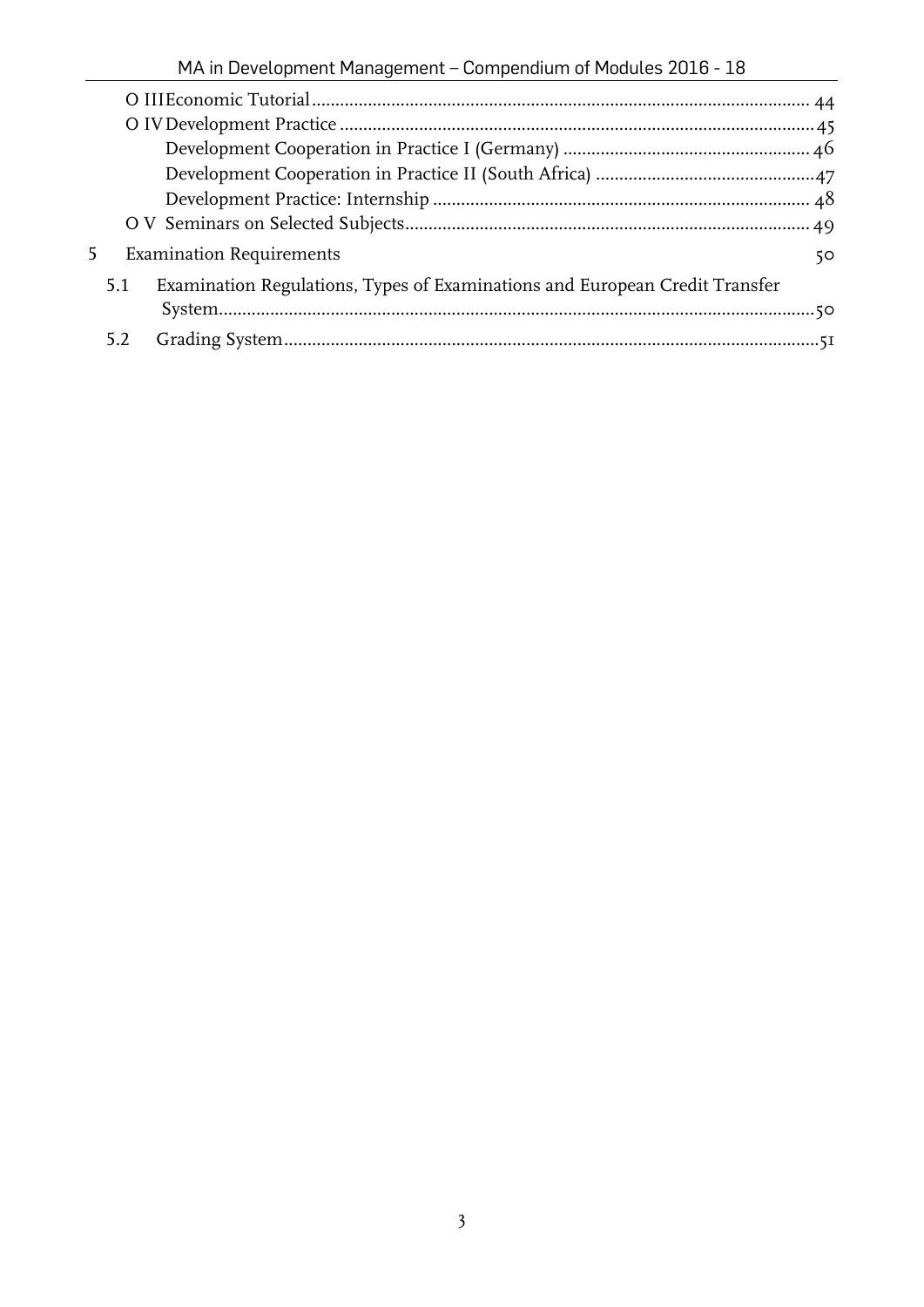- O III Economic Tutorial ... 44
- O IV Development Practice ... 45
  - Development Cooperation in Practice I (Germany) ... 46
  - Development Cooperation in Practice II (South Africa) ... 47
  - Development Practice: Internship ... 48
- O V Seminars on Selected Subjects ... 49

5 Examination Requirements ... 50

- 5.1 Examination Regulations, Types of Examinations and European Credit Transfer System ... 50
- 5.2 Grading System ... 51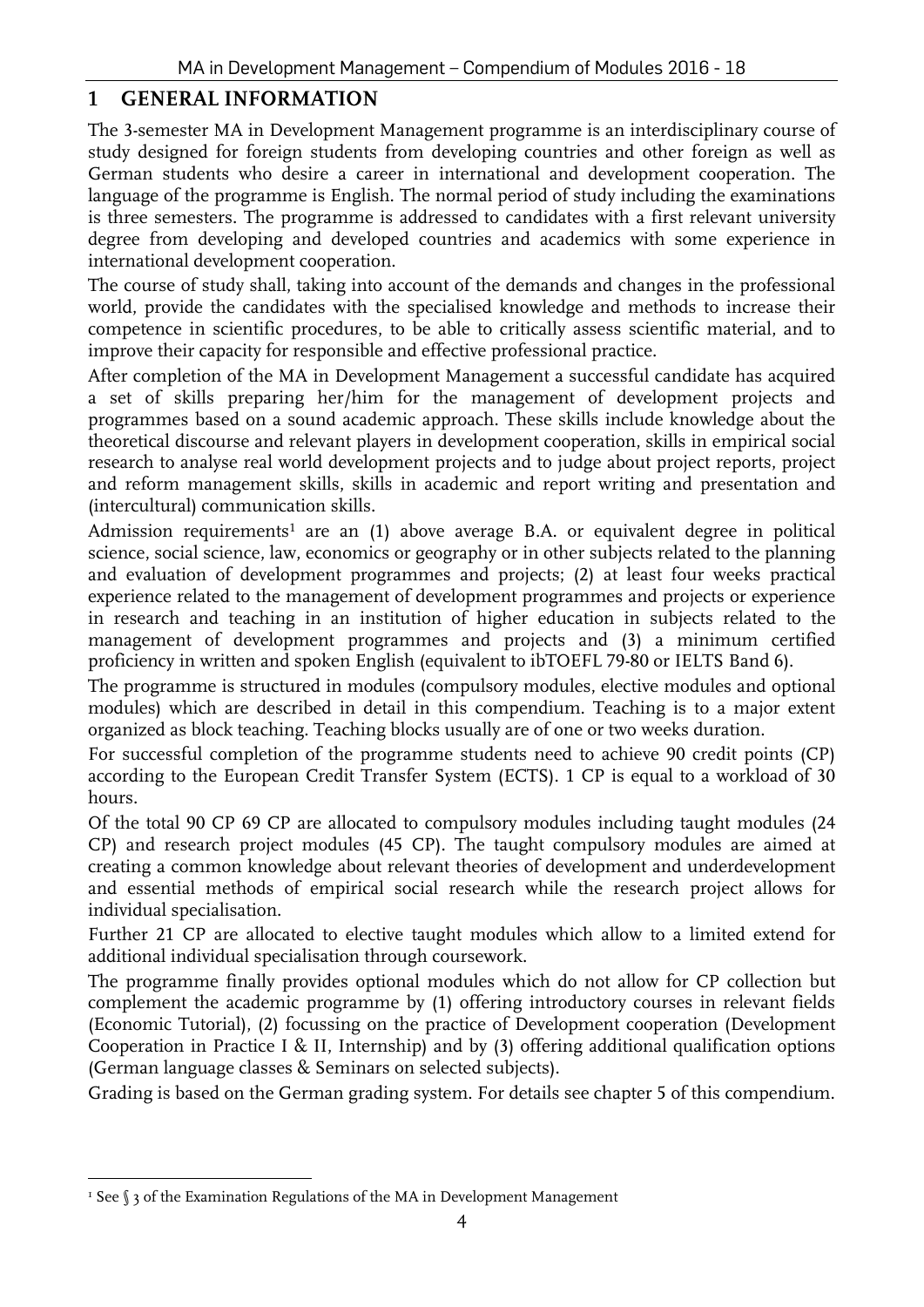# 1 GENERAL INFORMATION

The 3-semester MA in Development Management programme is an interdisciplinary course of study designed for foreign students from developing countries and other foreign as well as German students who desire a career in international and development cooperation. The language of the programme is English. The normal period of study including the examinations is three semesters. The programme is addressed to candidates with a first relevant university degree from developing and developed countries and academics with some experience in international development cooperation.

The course of study shall, taking into account of the demands and changes in the professional world, provide the candidates with the specialised knowledge and methods to increase their competence in scientific procedures, to be able to critically assess scientific material, and to improve their capacity for responsible and effective professional practice.

After completion of the MA in Development Management a successful candidate has acquired a set of skills preparing her/him for the management of development projects and programmes based on a sound academic approach. These skills include knowledge about the theoretical discourse and relevant players in development cooperation, skills in empirical social research to analyse real world development projects and to judge about project reports, project and reform management skills, skills in academic and report writing and presentation and (intercultural) communication skills.

Admission requirements[1] are an (1) above average B.A. or equivalent degree in political science, social science, law, economics or geography or in other subjects related to the planning and evaluation of development programmes and projects; (2) at least four weeks practical experience related to the management of development programmes and projects or experience in research and teaching in an institution of higher education in subjects related to the management of development programmes and projects and (3) a minimum certified proficiency in written and spoken English (equivalent to ibTOEFL 79-80 or IELTS Band 6).

The programme is structured in modules (compulsory modules, elective modules and optional modules) which are described in detail in this compendium. Teaching is to a major extent organized as block teaching. Teaching blocks usually are of one or two weeks duration.

For successful completion of the programme students need to achieve 90 credit points (CP) according to the European Credit Transfer System (ECTS). 1 CP is equal to a workload of 30 hours.

Of the total 90 CP 69 CP are allocated to compulsory modules including taught modules (24 CP) and research project modules (45 CP). The taught compulsory modules are aimed at creating a common knowledge about relevant theories of development and underdevelopment and essential methods of empirical social research while the research project allows for individual specialisation.

Further 21 CP are allocated to elective taught modules which allow to a limited extend for additional individual specialisation through coursework.

The programme finally provides optional modules which do not allow for CP collection but complement the academic programme by (1) offering introductory courses in relevant fields (Economic Tutorial), (2) focussing on the practice of Development cooperation (Development Cooperation in Practice I & II, Internship) and by (3) offering additional qualification options (German language classes & Seminars on selected subjects).

Grading is based on the German grading system. For details see chapter 5 of this compendium.

---

[1] See § 3 of the Examination Regulations of the MA in Development Management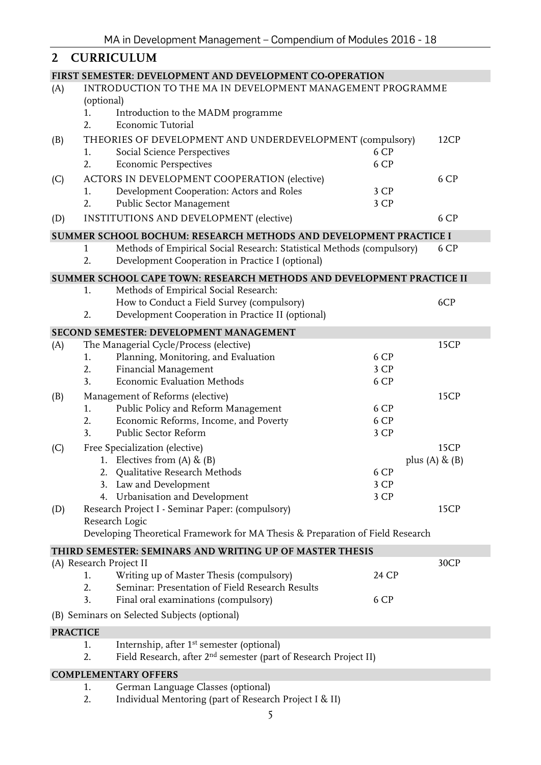## 2 CURRICULUM

| | | | | |
|---|---|---|---|---|
| **FIRST SEMESTER: DEVELOPMENT AND DEVELOPMENT CO-OPERATION** | | | | |
| (A) | INTRODUCTION TO THE MA IN DEVELOPMENT MANAGEMENT PROGRAMME (optional) | | | |
| | 1. | Introduction to the MADM programme | | |
| | 2. | Economic Tutorial | | |
| (B) | THEORIES OF DEVELOPMENT AND UNDERDEVELOPMENT (compulsory) | | | 12CP |
| | 1. | Social Science Perspectives | 6 CP | |
| | 2. | Economic Perspectives | 6 CP | |
| (C) | ACTORS IN DEVELOPMENT COOPERATION (elective) | | | 6 CP |
| | 1. | Development Cooperation: Actors and Roles | 3 CP | |
| | 2. | Public Sector Management | 3 CP | |
| (D) | INSTITUTIONS AND DEVELOPMENT (elective) | | | 6 CP |
| **SUMMER SCHOOL BOCHUM: RESEARCH METHODS AND DEVELOPMENT PRACTICE I** | | | | |
| | 1 | Methods of Empirical Social Research: Statistical Methods (compulsory) | | 6 CP |
| | 2. | Development Cooperation in Practice I (optional) | | |
| **SUMMER SCHOOL CAPE TOWN: RESEARCH METHODS AND DEVELOPMENT PRACTICE II** | | | | |
| | 1. | Methods of Empirical Social Research: How to Conduct a Field Survey (compulsory) | | 6CP |
| | 2. | Development Cooperation in Practice II (optional) | | |
| **SECOND SEMESTER: DEVELOPMENT MANAGEMENT** | | | | |
| (A) | The Managerial Cycle/Process (elective) | | | 15CP |
| | 1. | Planning, Monitoring, and Evaluation | 6 CP | |
| | 2. | Financial Management | 3 CP | |
| | 3. | Economic Evaluation Methods | 6 CP | |
| (B) | Management of Reforms (elective) | | | 15CP |
| | 1. | Public Policy and Reform Management | 6 CP | |
| | 2. | Economic Reforms, Income, and Poverty | 6 CP | |
| | 3. | Public Sector Reform | 3 CP | |
| (C) | Free Specialization (elective) | | | 15CP |
| | 1. | Electives from (A) & (B) | | plus (A) & (B) |
| | 2. | Qualitative Research Methods | 6 CP | |
| | 3. | Law and Development | 3 CP | |
| | 4. | Urbanisation and Development | 3 CP | |
| (D) | Research Project I - Seminar Paper: (compulsory) | | | 15CP |
| | Research Logic | | | |
| | Developing Theoretical Framework for MA Thesis & Preparation of Field Research | | | |
| **THIRD SEMESTER: SEMINARS AND WRITING UP OF MASTER THESIS** | | | | |
| (A) | Research Project II | | | 30CP |
| | 1. | Writing up of Master Thesis (compulsory) | 24 CP | |
| | 2. | Seminar: Presentation of Field Research Results | | |
| | 3. | Final oral examinations (compulsory) | 6 CP | |
| (B) | Seminars on Selected Subjects (optional) | | | |
| **PRACTICE** | | | | |
| | 1. | Internship, after 1st semester (optional) | | |
| | 2. | Field Research, after 2nd semester (part of Research Project II) | | |
| **COMPLEMENTARY OFFERS** | | | | |
| | 1. | German Language Classes (optional) | | |
| | 2. | Individual Mentoring (part of Research Project I & II) | | |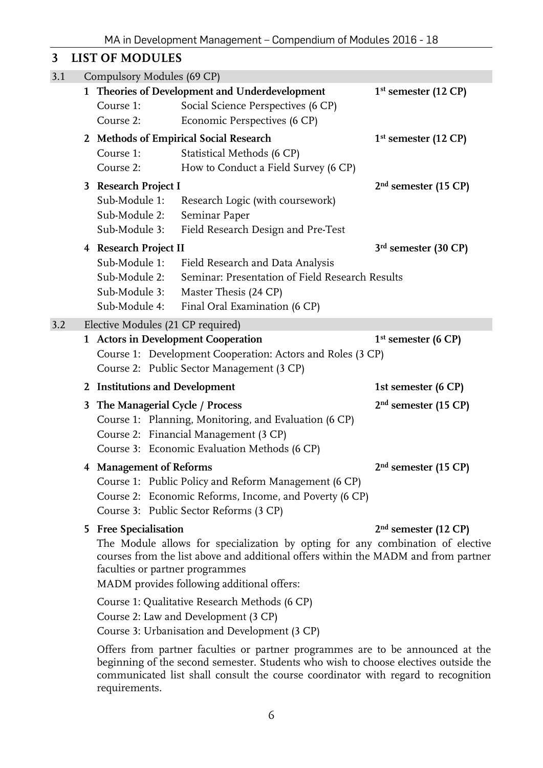# 3 LIST OF MODULES

## 3.1 Compulsory Modules (69 CP)

**1 Theories of Development and Underdevelopment** — **1st semester (12 CP)**

- Course 1: Social Science Perspectives (6 CP)
- Course 2: Economic Perspectives (6 CP)

**2 Methods of Empirical Social Research** — **1st semester (12 CP)**

- Course 1: Statistical Methods (6 CP)
- Course 2: How to Conduct a Field Survey (6 CP)

**3 Research Project I** — **2nd semester (15 CP)**

- Sub-Module 1: Research Logic (with coursework)
- Sub-Module 2: Seminar Paper
- Sub-Module 3: Field Research Design and Pre-Test

**4 Research Project II** — **3rd semester (30 CP)**

- Sub-Module 1: Field Research and Data Analysis
- Sub-Module 2: Seminar: Presentation of Field Research Results
- Sub-Module 3: Master Thesis (24 CP)
- Sub-Module 4: Final Oral Examination (6 CP)

## 3.2 Elective Modules (21 CP required)

**1 Actors in Development Cooperation** — **1st semester (6 CP)**

- Course 1: Development Cooperation: Actors and Roles (3 CP)
- Course 2: Public Sector Management (3 CP)

**2 Institutions and Development** — **1st semester (6 CP)**

**3 The Managerial Cycle / Process** — **2nd semester (15 CP)**

- Course 1: Planning, Monitoring, and Evaluation (6 CP)
- Course 2: Financial Management (3 CP)
- Course 3: Economic Evaluation Methods (6 CP)

**4 Management of Reforms** — **2nd semester (15 CP)**

- Course 1: Public Policy and Reform Management (6 CP)
- Course 2: Economic Reforms, Income, and Poverty (6 CP)
- Course 3: Public Sector Reforms (3 CP)

**5 Free Specialisation** — **2nd semester (12 CP)**

The Module allows for specialization by opting for any combination of elective courses from the list above and additional offers within the MADM and from partner faculties or partner programmes

MADM provides following additional offers:

- Course 1: Qualitative Research Methods (6 CP)
- Course 2: Law and Development (3 CP)
- Course 3: Urbanisation and Development (3 CP)

Offers from partner faculties or partner programmes are to be announced at the beginning of the second semester. Students who wish to choose electives outside the communicated list shall consult the course coordinator with regard to recognition requirements.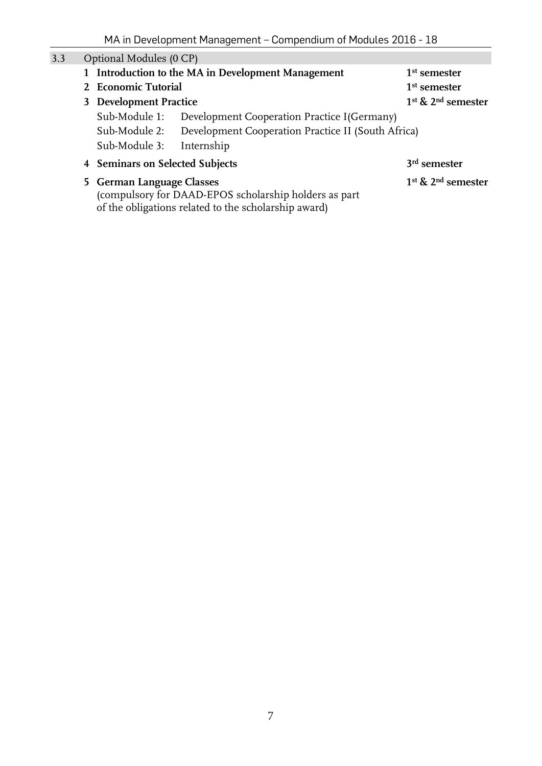## 3.3 Optional Modules (0 CP)

1. **Introduction to the MA in Development Management** — **1st semester**
2. **Economic Tutorial** — **1st semester**
3. **Development Practice** — **1st & 2nd semester**
   - Sub-Module 1: Development Cooperation Practice I(Germany)
   - Sub-Module 2: Development Cooperation Practice II (South Africa)
   - Sub-Module 3: Internship
4. **Seminars on Selected Subjects** — **3rd semester**
5. **German Language Classes** — **1st & 2nd semester**
   (compulsory for DAAD-EPOS scholarship holders as part of the obligations related to the scholarship award)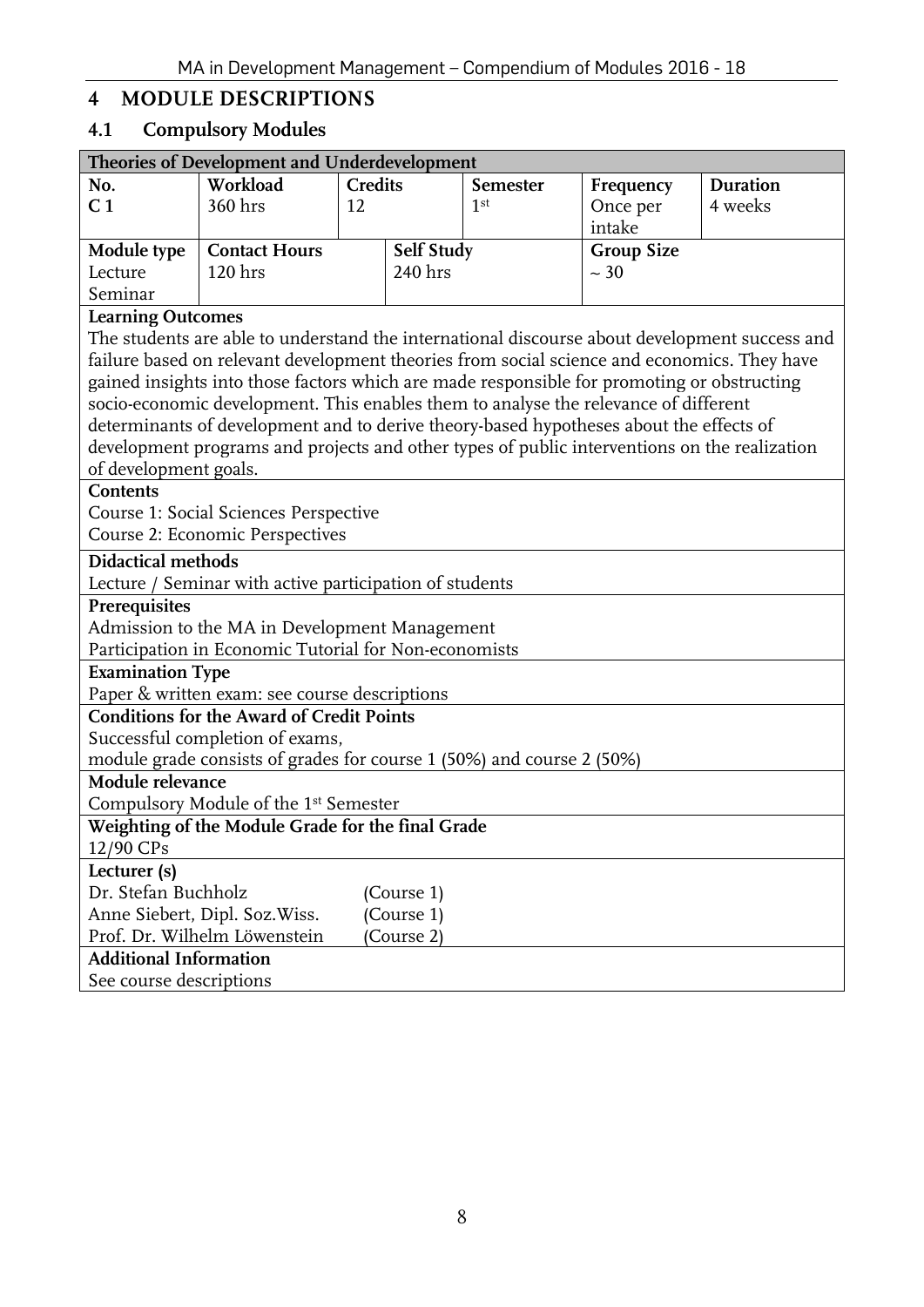# 4 MODULE DESCRIPTIONS

## 4.1 Compulsory Modules

| Theories of Development and Underdevelopment | | | | | |
|---|---|---|---|---|---|
| **No.**<br>**C 1** | **Workload**<br>360 hrs | **Credits**<br>12 | **Semester**<br>1st | **Frequency**<br>Once per intake | **Duration**<br>4 weeks |
| **Module type**<br>Lecture<br>Seminar | **Contact Hours**<br>120 hrs | **Self Study**<br>240 hrs | | **Group Size**<br>~ 30 | |

**Learning Outcomes**

The students are able to understand the international discourse about development success and failure based on relevant development theories from social science and economics. They have gained insights into those factors which are made responsible for promoting or obstructing socio-economic development. This enables them to analyse the relevance of different determinants of development and to derive theory-based hypotheses about the effects of development programs and projects and other types of public interventions on the realization of development goals.

**Contents**

Course 1: Social Sciences Perspective
Course 2: Economic Perspectives

**Didactical methods**

Lecture / Seminar with active participation of students

**Prerequisites**

Admission to the MA in Development Management
Participation in Economic Tutorial for Non-economists

**Examination Type**

Paper & written exam: see course descriptions

**Conditions for the Award of Credit Points**

Successful completion of exams,
module grade consists of grades for course 1 (50%) and course 2 (50%)

**Module relevance**

Compulsory Module of the 1st Semester

**Weighting of the Module Grade for the final Grade**

12/90 CPs

**Lecturer (s)**

| | |
|---|---|
| Dr. Stefan Buchholz | (Course 1) |
| Anne Siebert, Dipl. Soz.Wiss. | (Course 1) |
| Prof. Dr. Wilhelm Löwenstein | (Course 2) |

**Additional Information**

See course descriptions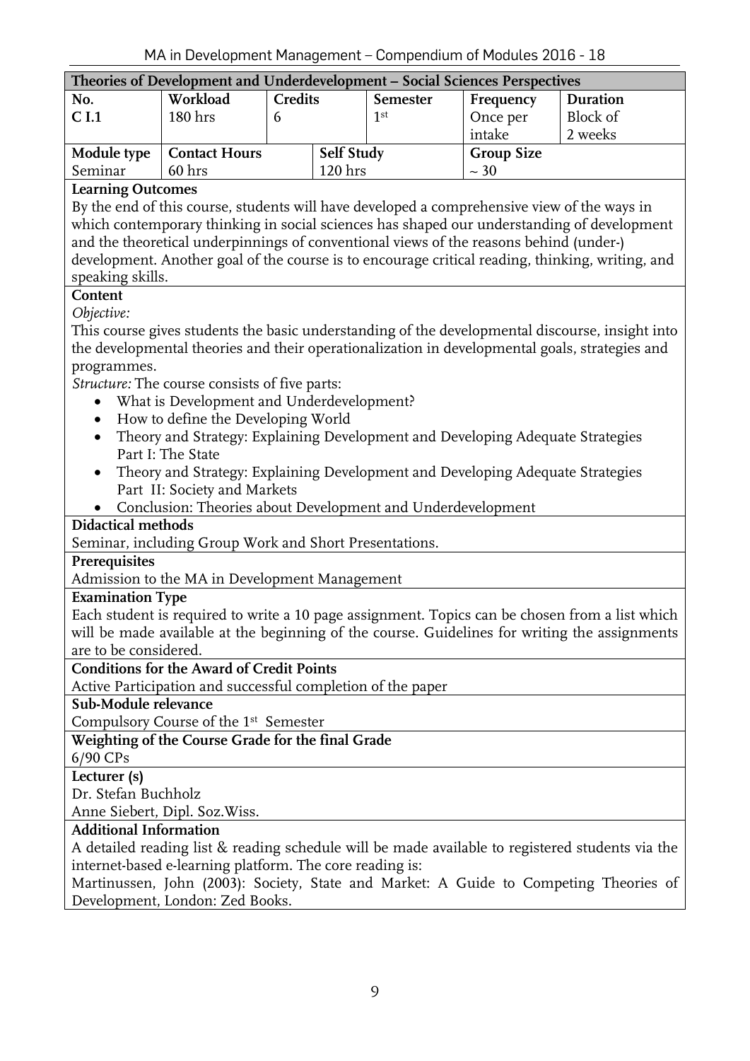## Theories of Development and Underdevelopment – Social Sciences Perspectives

| No. | Workload | Credits | Semester | Frequency | Duration |
|---|---|---|---|---|---|
| C I.1 | 180 hrs | 6 | 1st | Once per intake | Block of 2 weeks |

| Module type | Contact Hours | Self Study | Group Size |
|---|---|---|---|
| Seminar | 60 hrs | 120 hrs | ~ 30 |

**Learning Outcomes**

By the end of this course, students will have developed a comprehensive view of the ways in which contemporary thinking in social sciences has shaped our understanding of development and the theoretical underpinnings of conventional views of the reasons behind (under-) development. Another goal of the course is to encourage critical reading, thinking, writing, and speaking skills.

**Content**

*Objective:*

This course gives students the basic understanding of the developmental discourse, insight into the developmental theories and their operationalization in developmental goals, strategies and programmes.

*Structure:* The course consists of five parts:

- What is Development and Underdevelopment?
- How to define the Developing World
- Theory and Strategy: Explaining Development and Developing Adequate Strategies Part I: The State
- Theory and Strategy: Explaining Development and Developing Adequate Strategies Part II: Society and Markets
- Conclusion: Theories about Development and Underdevelopment

**Didactical methods**

Seminar, including Group Work and Short Presentations.

**Prerequisites**

Admission to the MA in Development Management

**Examination Type**

Each student is required to write a 10 page assignment. Topics can be chosen from a list which will be made available at the beginning of the course. Guidelines for writing the assignments are to be considered.

**Conditions for the Award of Credit Points**

Active Participation and successful completion of the paper

**Sub-Module relevance**

Compulsory Course of the 1st Semester

**Weighting of the Course Grade for the final Grade**

6/90 CPs

**Lecturer (s)**

Dr. Stefan Buchholz

Anne Siebert, Dipl. Soz.Wiss.

**Additional Information**

A detailed reading list & reading schedule will be made available to registered students via the internet-based e-learning platform. The core reading is:

Martinussen, John (2003): Society, State and Market: A Guide to Competing Theories of Development, London: Zed Books.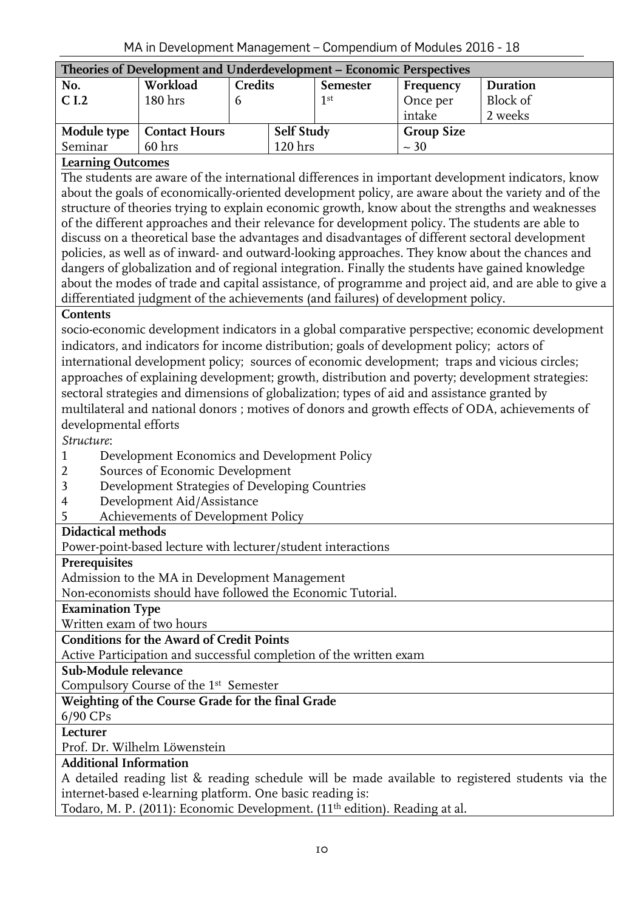## Theories of Development and Underdevelopment – Economic Perspectives

| No. | Workload | Credits | Semester | Frequency | Duration |
|---|---|---|---|---|---|
| C I.2 | 180 hrs | 6 | 1st | Once per intake | Block of 2 weeks |

| Module type | Contact Hours | Self Study | Group Size |
|---|---|---|---|
| Seminar | 60 hrs | 120 hrs | ~ 30 |

**Learning Outcomes**

The students are aware of the international differences in important development indicators, know about the goals of economically-oriented development policy, are aware about the variety and of the structure of theories trying to explain economic growth, know about the strengths and weaknesses of the different approaches and their relevance for development policy. The students are able to discuss on a theoretical base the advantages and disadvantages of different sectoral development policies, as well as of inward- and outward-looking approaches. They know about the chances and dangers of globalization and of regional integration. Finally the students have gained knowledge about the modes of trade and capital assistance, of programme and project aid, and are able to give a differentiated judgment of the achievements (and failures) of development policy.

**Contents**

socio-economic development indicators in a global comparative perspective; economic development indicators, and indicators for income distribution; goals of development policy; actors of international development policy; sources of economic development; traps and vicious circles; approaches of explaining development; growth, distribution and poverty; development strategies: sectoral strategies and dimensions of globalization; types of aid and assistance granted by multilateral and national donors ; motives of donors and growth effects of ODA, achievements of developmental efforts

*Structure*:

1. Development Economics and Development Policy
2. Sources of Economic Development
3. Development Strategies of Developing Countries
4. Development Aid/Assistance
5. Achievements of Development Policy

**Didactical methods**

Power-point-based lecture with lecturer/student interactions

**Prerequisites**

Admission to the MA in Development Management
Non-economists should have followed the Economic Tutorial.

**Examination Type**

Written exam of two hours

**Conditions for the Award of Credit Points**

Active Participation and successful completion of the written exam

**Sub-Module relevance**

Compulsory Course of the 1st Semester

**Weighting of the Course Grade for the final Grade**

6/90 CPs

**Lecturer**

Prof. Dr. Wilhelm Löwenstein

**Additional Information**

A detailed reading list & reading schedule will be made available to registered students via the internet-based e-learning platform. One basic reading is:
Todaro, M. P. (2011): Economic Development. (11th edition). Reading at al.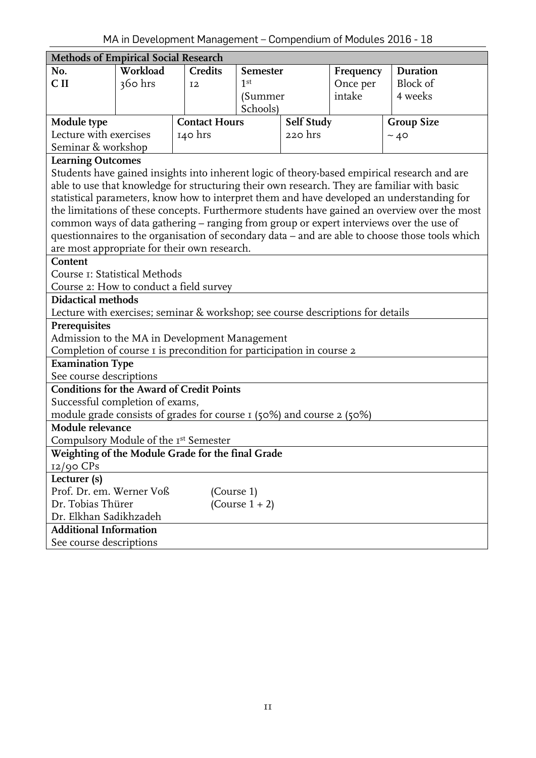## Methods of Empirical Social Research

| No. | Workload | Credits | Semester | Frequency | Duration |
|---|---|---|---|---|---|
| C II | 360 hrs | 12 | 1st (Summer Schools) | Once per intake | Block of 4 weeks |

| Module type | Contact Hours | Self Study | Group Size |
|---|---|---|---|
| Lecture with exercises<br>Seminar & workshop | 140 hrs | 220 hrs | ~ 40 |

**Learning Outcomes**

Students have gained insights into inherent logic of theory-based empirical research and are able to use that knowledge for structuring their own research. They are familiar with basic statistical parameters, know how to interpret them and have developed an understanding for the limitations of these concepts. Furthermore students have gained an overview over the most common ways of data gathering – ranging from group or expert interviews over the use of questionnaires to the organisation of secondary data – and are able to choose those tools which are most appropriate for their own research.

**Content**

Course 1: Statistical Methods
Course 2: How to conduct a field survey

**Didactical methods**

Lecture with exercises; seminar & workshop; see course descriptions for details

**Prerequisites**

Admission to the MA in Development Management
Completion of course 1 is precondition for participation in course 2

**Examination Type**

See course descriptions

**Conditions for the Award of Credit Points**

Successful completion of exams,
module grade consists of grades for course 1 (50%) and course 2 (50%)

**Module relevance**

Compulsory Module of the 1st Semester

**Weighting of the Module Grade for the final Grade**

12/90 CPs

**Lecturer (s)**

| | |
|---|---|
| Prof. Dr. em. Werner Voß | (Course 1) |
| Dr. Tobias Thürer | (Course 1 + 2) |
| Dr. Elkhan Sadikhzadeh | |

**Additional Information**

See course descriptions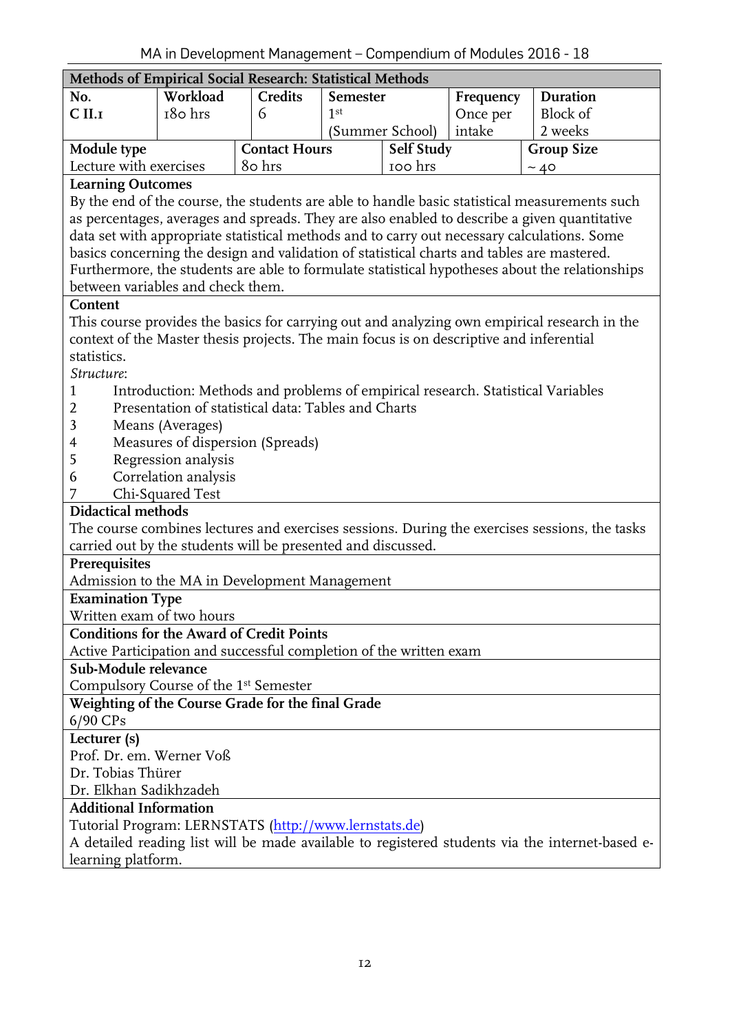| Methods of Empirical Social Research: Statistical Methods | | | | | |
|---|---|---|---|---|---|
| **No.** | **Workload** | **Credits** | **Semester** | **Frequency** | **Duration** |
| C II.1 | 180 hrs | 6 | 1st (Summer School) | Once per intake | Block of 2 weeks |
| **Module type** | | **Contact Hours** | **Self Study** | | **Group Size** |
| Lecture with exercises | | 80 hrs | 100 hrs | | ~ 40 |

**Learning Outcomes**

By the end of the course, the students are able to handle basic statistical measurements such as percentages, averages and spreads. They are also enabled to describe a given quantitative data set with appropriate statistical methods and to carry out necessary calculations. Some basics concerning the design and validation of statistical charts and tables are mastered. Furthermore, the students are able to formulate statistical hypotheses about the relationships between variables and check them.

**Content**

This course provides the basics for carrying out and analyzing own empirical research in the context of the Master thesis projects. The main focus is on descriptive and inferential statistics.

*Structure*:

1. Introduction: Methods and problems of empirical research. Statistical Variables
2. Presentation of statistical data: Tables and Charts
3. Means (Averages)
4. Measures of dispersion (Spreads)
5. Regression analysis
6. Correlation analysis
7. Chi-Squared Test

**Didactical methods**

The course combines lectures and exercises sessions. During the exercises sessions, the tasks carried out by the students will be presented and discussed.

**Prerequisites**

Admission to the MA in Development Management

**Examination Type**

Written exam of two hours

**Conditions for the Award of Credit Points**

Active Participation and successful completion of the written exam

**Sub-Module relevance**

Compulsory Course of the 1st Semester

**Weighting of the Course Grade for the final Grade**

6/90 CPs

**Lecturer (s)**

Prof. Dr. em. Werner Voß
Dr. Tobias Thürer
Dr. Elkhan Sadikhzadeh

**Additional Information**

Tutorial Program: LERNSTATS (http://www.lernstats.de)

A detailed reading list will be made available to registered students via the internet-based e-learning platform.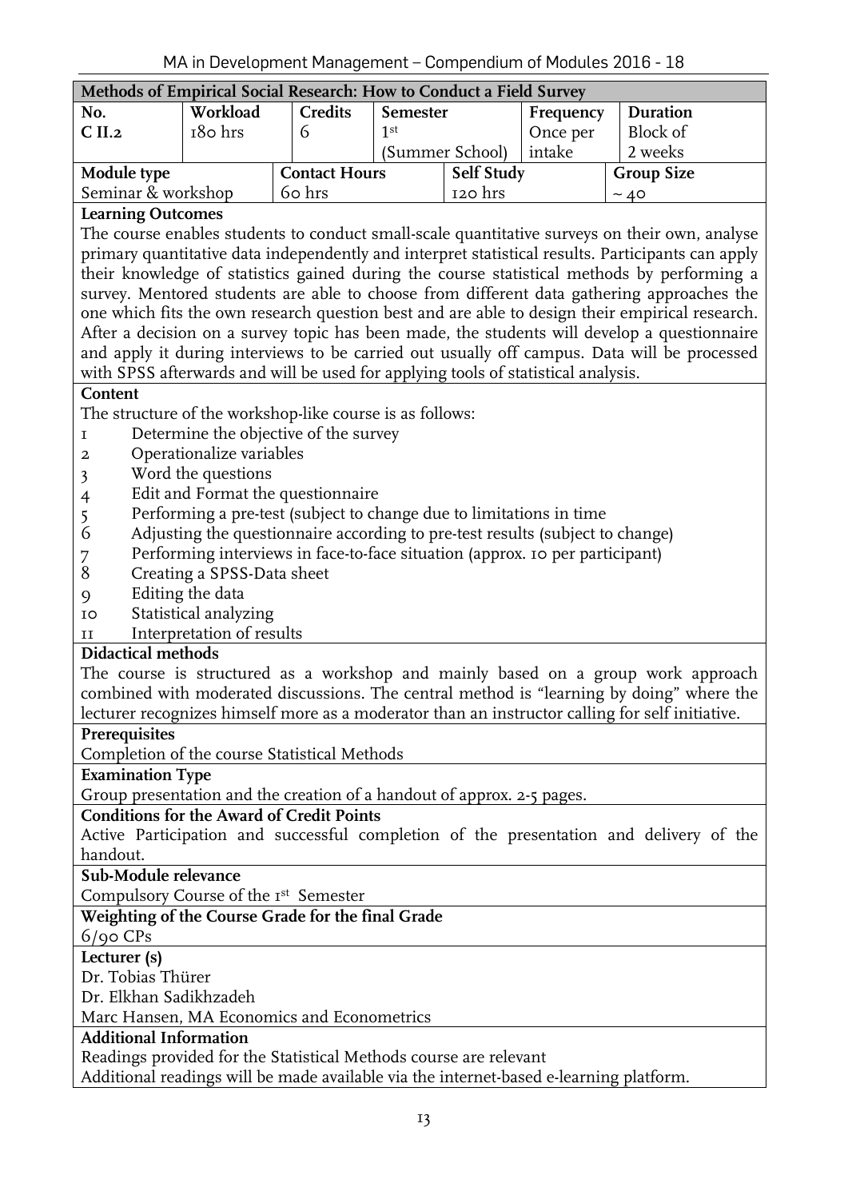## Methods of Empirical Social Research: How to Conduct a Field Survey

| No. | Workload | Credits | Semester | Frequency | Duration |
|---|---|---|---|---|---|
| C II.2 | 180 hrs | 6 | 1st (Summer School) | Once per intake | Block of 2 weeks |

| Module type | Contact Hours | Self Study | Group Size |
|---|---|---|---|
| Seminar & workshop | 60 hrs | 120 hrs | ~ 40 |

**Learning Outcomes**

The course enables students to conduct small-scale quantitative surveys on their own, analyse primary quantitative data independently and interpret statistical results. Participants can apply their knowledge of statistics gained during the course statistical methods by performing a survey. Mentored students are able to choose from different data gathering approaches the one which fits the own research question best and are able to design their empirical research. After a decision on a survey topic has been made, the students will develop a questionnaire and apply it during interviews to be carried out usually off campus. Data will be processed with SPSS afterwards and will be used for applying tools of statistical analysis.

**Content**

The structure of the workshop-like course is as follows:

1. Determine the objective of the survey
2. Operationalize variables
3. Word the questions
4. Edit and Format the questionnaire
5. Performing a pre-test (subject to change due to limitations in time
6. Adjusting the questionnaire according to pre-test results (subject to change)
7. Performing interviews in face-to-face situation (approx. 10 per participant)
8. Creating a SPSS-Data sheet
9. Editing the data
10. Statistical analyzing
11. Interpretation of results

**Didactical methods**

The course is structured as a workshop and mainly based on a group work approach combined with moderated discussions. The central method is "learning by doing" where the lecturer recognizes himself more as a moderator than an instructor calling for self initiative.

**Prerequisites**

Completion of the course Statistical Methods

**Examination Type**

Group presentation and the creation of a handout of approx. 2-5 pages.

**Conditions for the Award of Credit Points**

Active Participation and successful completion of the presentation and delivery of the handout.

**Sub-Module relevance**

Compulsory Course of the 1st Semester

**Weighting of the Course Grade for the final Grade**

6/90 CPs

**Lecturer (s)**

Dr. Tobias Thürer
Dr. Elkhan Sadikhzadeh
Marc Hansen, MA Economics and Econometrics

**Additional Information**

Readings provided for the Statistical Methods course are relevant
Additional readings will be made available via the internet-based e-learning platform.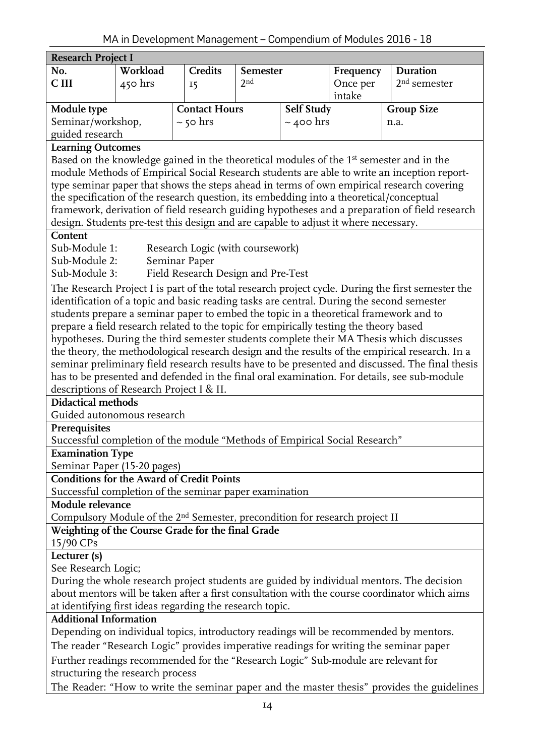## Research Project I

| No. | Workload | Credits | Semester | Frequency | Duration |
|---|---|---|---|---|---|
| C III | 450 hrs | 15 | 2nd | Once per intake | 2nd semester |

| Module type | Contact Hours | Self Study | Group Size |
|---|---|---|---|
| Seminar/workshop, guided research | ~ 50 hrs | ~ 400 hrs | n.a. |

**Learning Outcomes**

Based on the knowledge gained in the theoretical modules of the 1st semester and in the module Methods of Empirical Social Research students are able to write an inception report-type seminar paper that shows the steps ahead in terms of own empirical research covering the specification of the research question, its embedding into a theoretical/conceptual framework, derivation of field research guiding hypotheses and a preparation of field research design. Students pre-test this design and are capable to adjust it where necessary.

**Content**

Sub-Module 1: Research Logic (with coursework)
Sub-Module 2: Seminar Paper
Sub-Module 3: Field Research Design and Pre-Test

The Research Project I is part of the total research project cycle. During the first semester the identification of a topic and basic reading tasks are central. During the second semester students prepare a seminar paper to embed the topic in a theoretical framework and to prepare a field research related to the topic for empirically testing the theory based hypotheses. During the third semester students complete their MA Thesis which discusses the theory, the methodological research design and the results of the empirical research. In a seminar preliminary field research results have to be presented and discussed. The final thesis has to be presented and defended in the final oral examination. For details, see sub-module descriptions of Research Project I & II.

**Didactical methods**

Guided autonomous research

**Prerequisites**

Successful completion of the module "Methods of Empirical Social Research"

**Examination Type**

Seminar Paper (15-20 pages)

**Conditions for the Award of Credit Points**

Successful completion of the seminar paper examination

**Module relevance**

Compulsory Module of the 2nd Semester, precondition for research project II

**Weighting of the Course Grade for the final Grade**

15/90 CPs

**Lecturer (s)**

See Research Logic;

During the whole research project students are guided by individual mentors. The decision about mentors will be taken after a first consultation with the course coordinator which aims at identifying first ideas regarding the research topic.

**Additional Information**

Depending on individual topics, introductory readings will be recommended by mentors.

The reader "Research Logic" provides imperative readings for writing the seminar paper

Further readings recommended for the "Research Logic" Sub-module are relevant for structuring the research process

The Reader: "How to write the seminar paper and the master thesis" provides the guidelines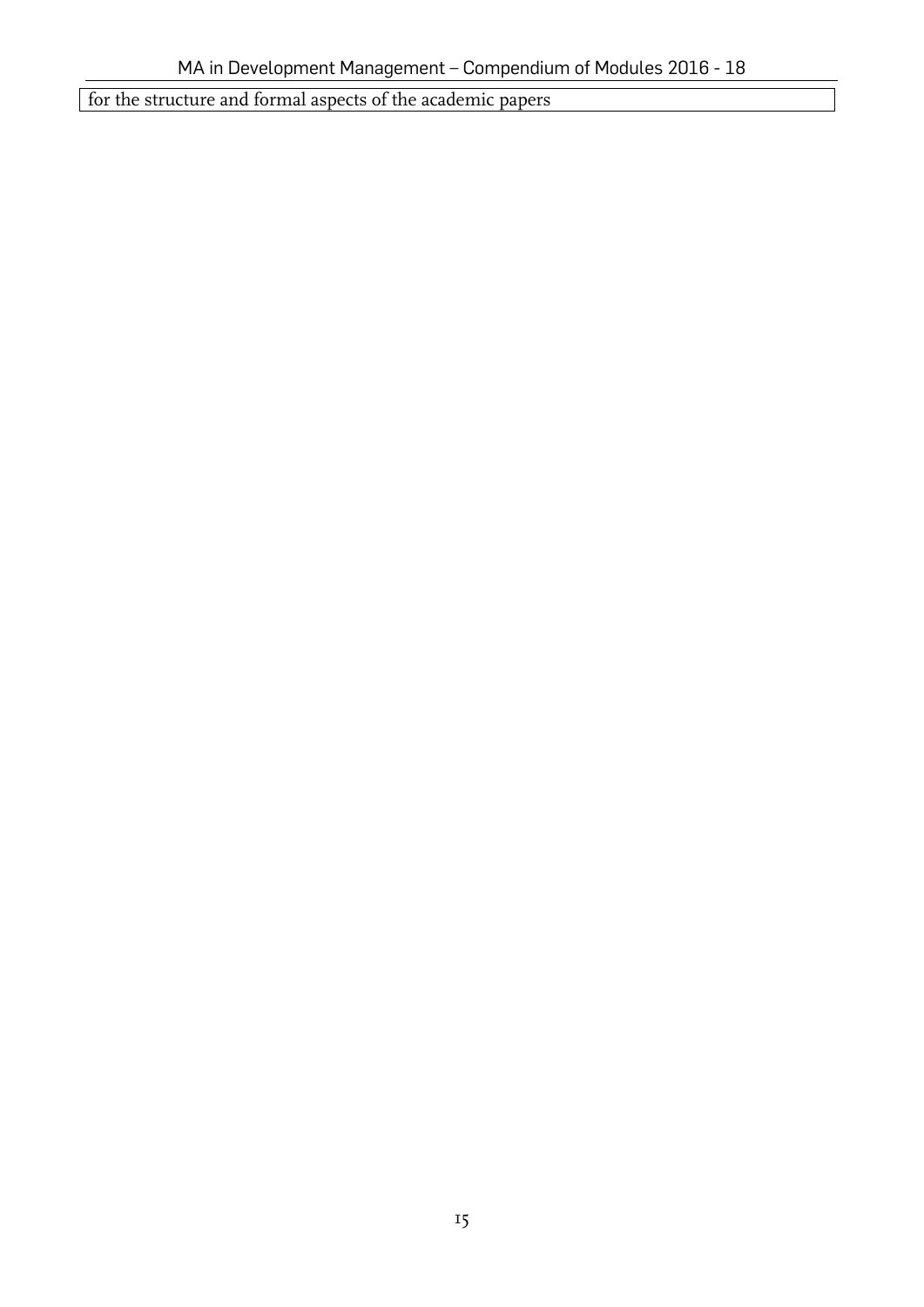| for the structure and formal aspects of the academic papers |
|---|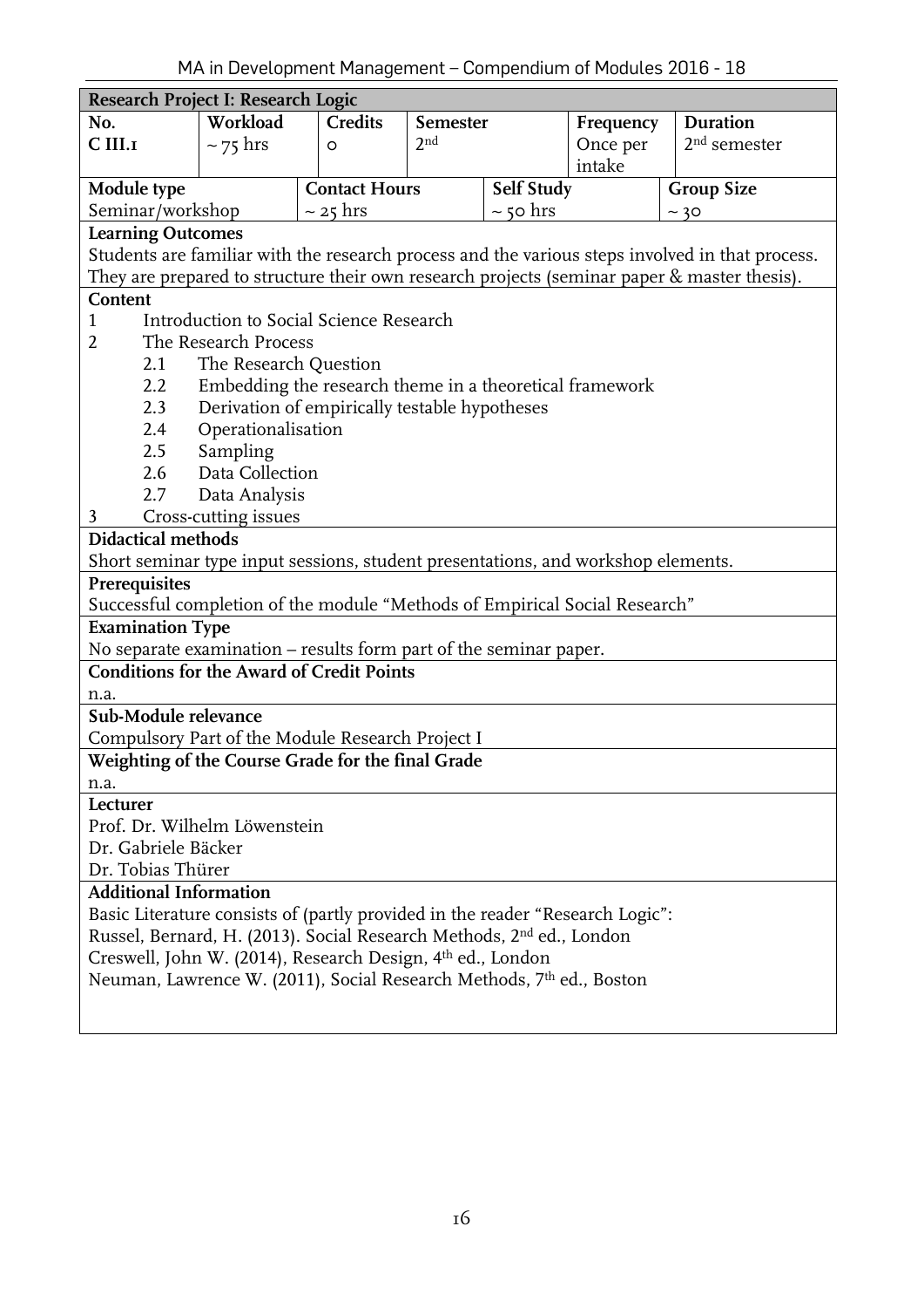## Research Project I: Research Logic

| No. | Workload | Credits | Semester | Frequency | Duration |
|---|---|---|---|---|---|
| C III.1 | ~ 75 hrs | 0 | 2nd | Once per intake | 2nd semester |

| Module type | Contact Hours | Self Study | Group Size |
|---|---|---|---|
| Seminar/workshop | ~ 25 hrs | ~ 50 hrs | ~ 30 |

**Learning Outcomes**

Students are familiar with the research process and the various steps involved in that process. They are prepared to structure their own research projects (seminar paper & master thesis).

**Content**

1 Introduction to Social Science Research
2 The Research Process
  - 2.1 The Research Question
  - 2.2 Embedding the research theme in a theoretical framework
  - 2.3 Derivation of empirically testable hypotheses
  - 2.4 Operationalisation
  - 2.5 Sampling
  - 2.6 Data Collection
  - 2.7 Data Analysis
3 Cross-cutting issues

**Didactical methods**

Short seminar type input sessions, student presentations, and workshop elements.

**Prerequisites**

Successful completion of the module "Methods of Empirical Social Research"

**Examination Type**

No separate examination – results form part of the seminar paper.

**Conditions for the Award of Credit Points**

n.a.

**Sub-Module relevance**

Compulsory Part of the Module Research Project I

**Weighting of the Course Grade for the final Grade**

n.a.

**Lecturer**

Prof. Dr. Wilhelm Löwenstein
Dr. Gabriele Bäcker
Dr. Tobias Thürer

**Additional Information**

Basic Literature consists of (partly provided in the reader "Research Logic":
Russel, Bernard, H. (2013). Social Research Methods, 2nd ed., London
Creswell, John W. (2014), Research Design, 4th ed., London
Neuman, Lawrence W. (2011), Social Research Methods, 7th ed., Boston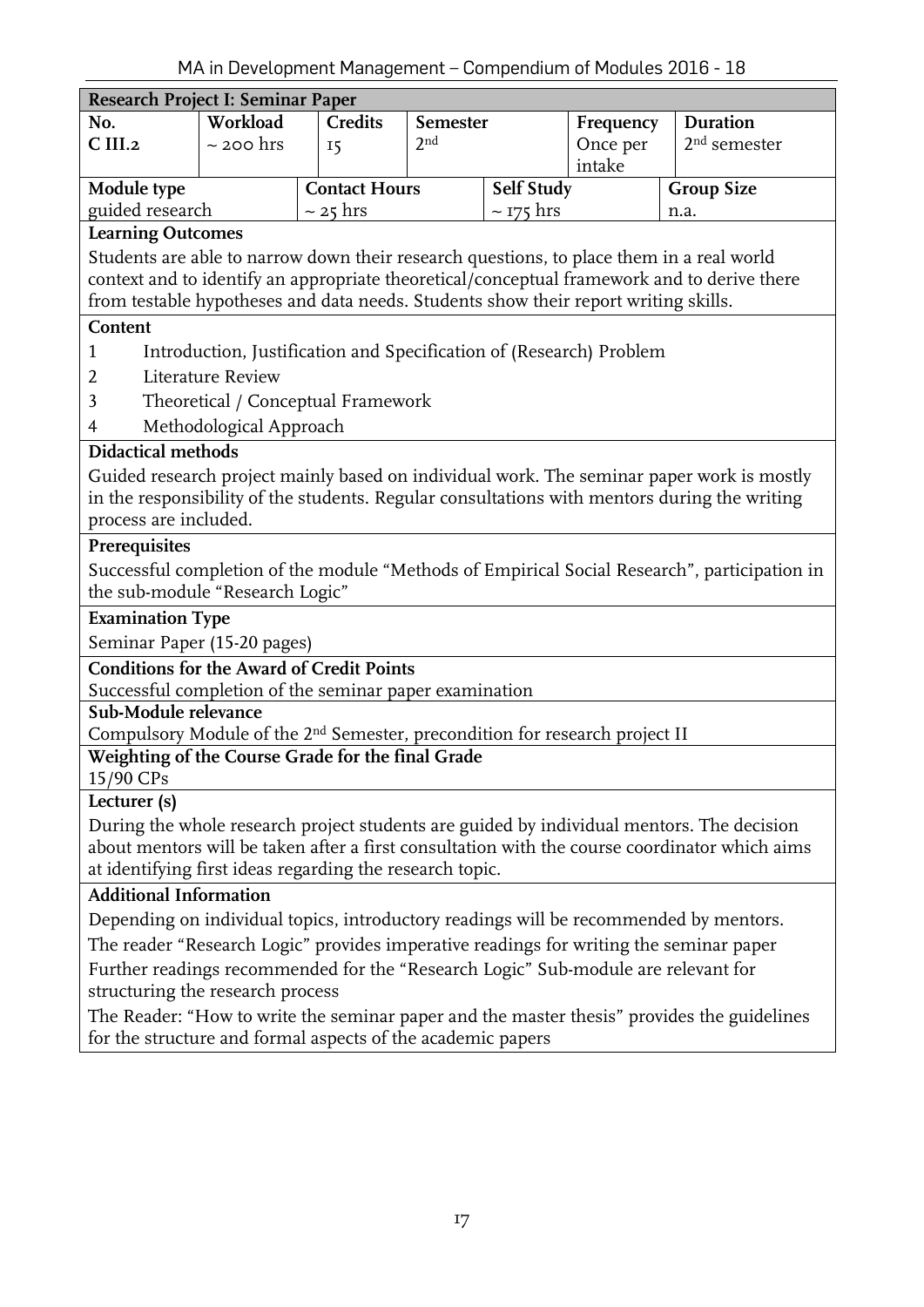## Research Project I: Seminar Paper

| No. | Workload | Credits | Semester | Frequency | Duration |
|---|---|---|---|---|---|
| C III.2 | ~ 200 hrs | 15 | 2nd | Once per intake | 2nd semester |

| Module type | Contact Hours | Self Study | Group Size |
|---|---|---|---|
| guided research | ~ 25 hrs | ~ 175 hrs | n.a. |

**Learning Outcomes**

Students are able to narrow down their research questions, to place them in a real world context and to identify an appropriate theoretical/conceptual framework and to derive there from testable hypotheses and data needs. Students show their report writing skills.

**Content**

1. Introduction, Justification and Specification of (Research) Problem
2. Literature Review
3. Theoretical / Conceptual Framework
4. Methodological Approach

**Didactical methods**

Guided research project mainly based on individual work. The seminar paper work is mostly in the responsibility of the students. Regular consultations with mentors during the writing process are included.

**Prerequisites**

Successful completion of the module "Methods of Empirical Social Research", participation in the sub-module "Research Logic"

**Examination Type**

Seminar Paper (15-20 pages)

**Conditions for the Award of Credit Points**

Successful completion of the seminar paper examination

**Sub-Module relevance**

Compulsory Module of the 2nd Semester, precondition for research project II

**Weighting of the Course Grade for the final Grade**

15/90 CPs

**Lecturer (s)**

During the whole research project students are guided by individual mentors. The decision about mentors will be taken after a first consultation with the course coordinator which aims at identifying first ideas regarding the research topic.

**Additional Information**

Depending on individual topics, introductory readings will be recommended by mentors.

The reader "Research Logic" provides imperative readings for writing the seminar paper

Further readings recommended for the "Research Logic" Sub-module are relevant for structuring the research process

The Reader: "How to write the seminar paper and the master thesis" provides the guidelines for the structure and formal aspects of the academic papers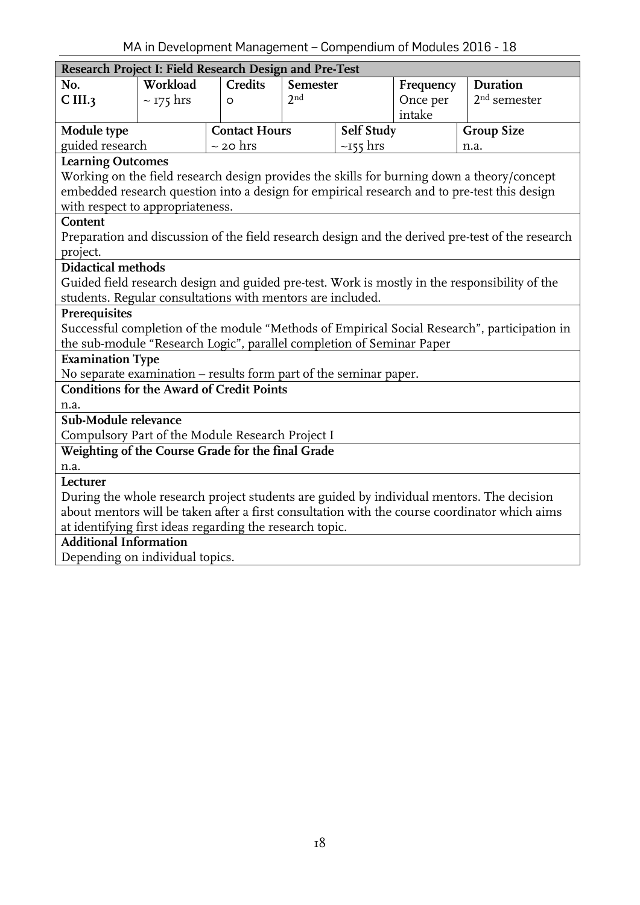| Research Project I: Field Research Design and Pre-Test | | | | | | | | |
|---|---|---|---|---|---|---|---|---|
| **No.** | **Workload** | | **Credits** | **Semester** | | **Frequency** | | **Duration** |
| **C III.3** | ~ 175 hrs | | 0 | 2nd | | Once per intake | | 2nd semester |
| **Module type** | | **Contact Hours** | | | **Self Study** | | **Group Size** | |
| guided research | | ~ 20 hrs | | | ~155 hrs | | n.a. | |

**Learning Outcomes**

Working on the field research design provides the skills for burning down a theory/concept embedded research question into a design for empirical research and to pre-test this design with respect to appropriateness.

**Content**

Preparation and discussion of the field research design and the derived pre-test of the research project.

**Didactical methods**

Guided field research design and guided pre-test. Work is mostly in the responsibility of the students. Regular consultations with mentors are included.

**Prerequisites**

Successful completion of the module "Methods of Empirical Social Research", participation in the sub-module "Research Logic", parallel completion of Seminar Paper

**Examination Type**

No separate examination – results form part of the seminar paper.

**Conditions for the Award of Credit Points**

n.a.

**Sub-Module relevance**

Compulsory Part of the Module Research Project I

**Weighting of the Course Grade for the final Grade**

n.a.

**Lecturer**

During the whole research project students are guided by individual mentors. The decision about mentors will be taken after a first consultation with the course coordinator which aims at identifying first ideas regarding the research topic.

**Additional Information**

Depending on individual topics.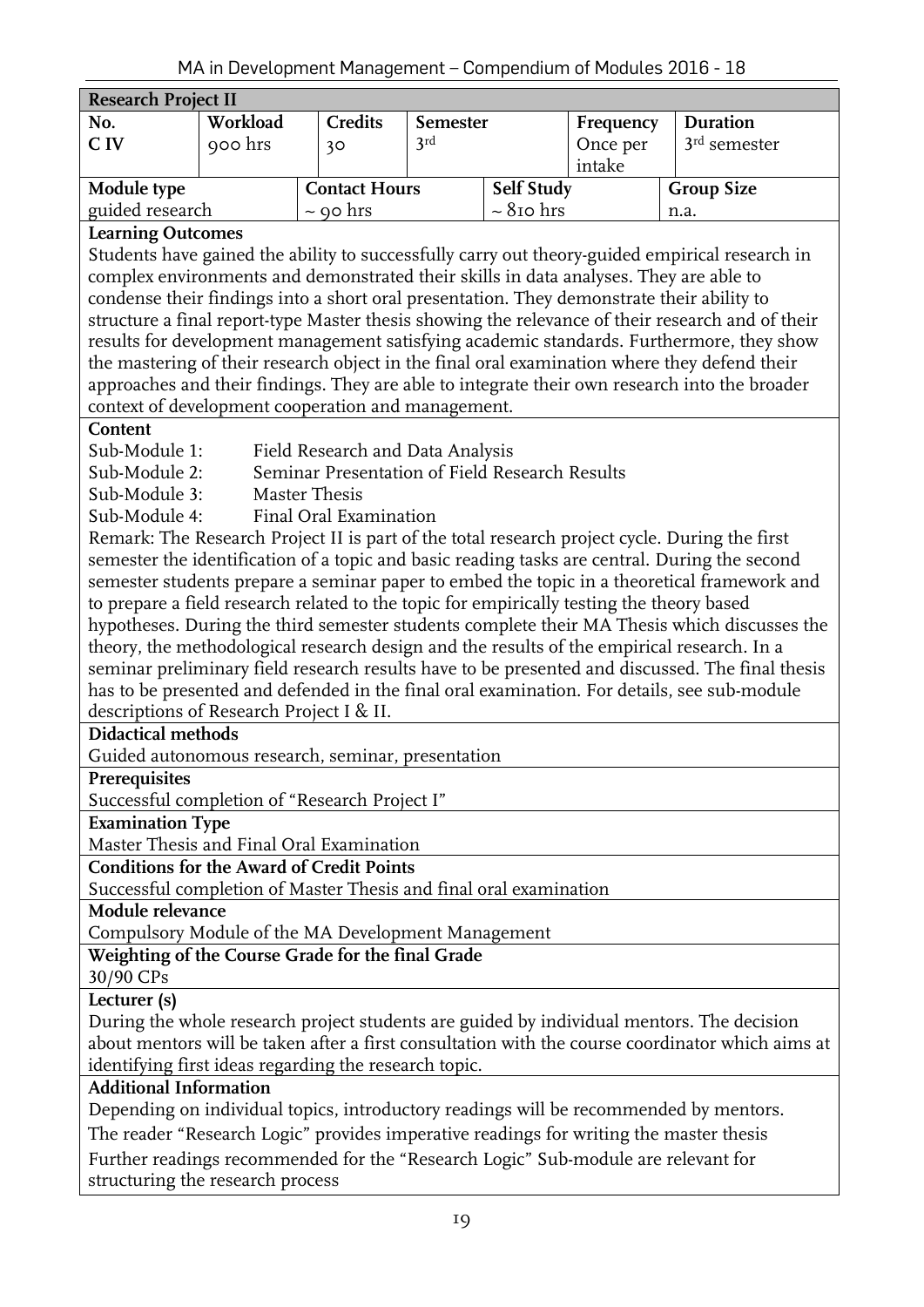## Research Project II

| No. | Workload | Credits | Semester | Frequency | Duration |
|---|---|---|---|---|---|
| C IV | 900 hrs | 30 | 3rd | Once per intake | 3rd semester |

| Module type | Contact Hours | Self Study | Group Size |
|---|---|---|---|
| guided research | ~ 90 hrs | ~ 810 hrs | n.a. |

**Learning Outcomes**

Students have gained the ability to successfully carry out theory-guided empirical research in complex environments and demonstrated their skills in data analyses. They are able to condense their findings into a short oral presentation. They demonstrate their ability to structure a final report-type Master thesis showing the relevance of their research and of their results for development management satisfying academic standards. Furthermore, they show the mastering of their research object in the final oral examination where they defend their approaches and their findings. They are able to integrate their own research into the broader context of development cooperation and management.

**Content**

Sub-Module 1: Field Research and Data Analysis
Sub-Module 2: Seminar Presentation of Field Research Results
Sub-Module 3: Master Thesis
Sub-Module 4: Final Oral Examination

Remark: The Research Project II is part of the total research project cycle. During the first semester the identification of a topic and basic reading tasks are central. During the second semester students prepare a seminar paper to embed the topic in a theoretical framework and to prepare a field research related to the topic for empirically testing the theory based hypotheses. During the third semester students complete their MA Thesis which discusses the theory, the methodological research design and the results of the empirical research. In a seminar preliminary field research results have to be presented and discussed. The final thesis has to be presented and defended in the final oral examination. For details, see sub-module descriptions of Research Project I & II.

**Didactical methods**

Guided autonomous research, seminar, presentation

**Prerequisites**

Successful completion of "Research Project I"

**Examination Type**

Master Thesis and Final Oral Examination

**Conditions for the Award of Credit Points**

Successful completion of Master Thesis and final oral examination

**Module relevance**

Compulsory Module of the MA Development Management

**Weighting of the Course Grade for the final Grade**

30/90 CPs

**Lecturer (s)**

During the whole research project students are guided by individual mentors. The decision about mentors will be taken after a first consultation with the course coordinator which aims at identifying first ideas regarding the research topic.

**Additional Information**

Depending on individual topics, introductory readings will be recommended by mentors.

The reader "Research Logic" provides imperative readings for writing the master thesis

Further readings recommended for the "Research Logic" Sub-module are relevant for structuring the research process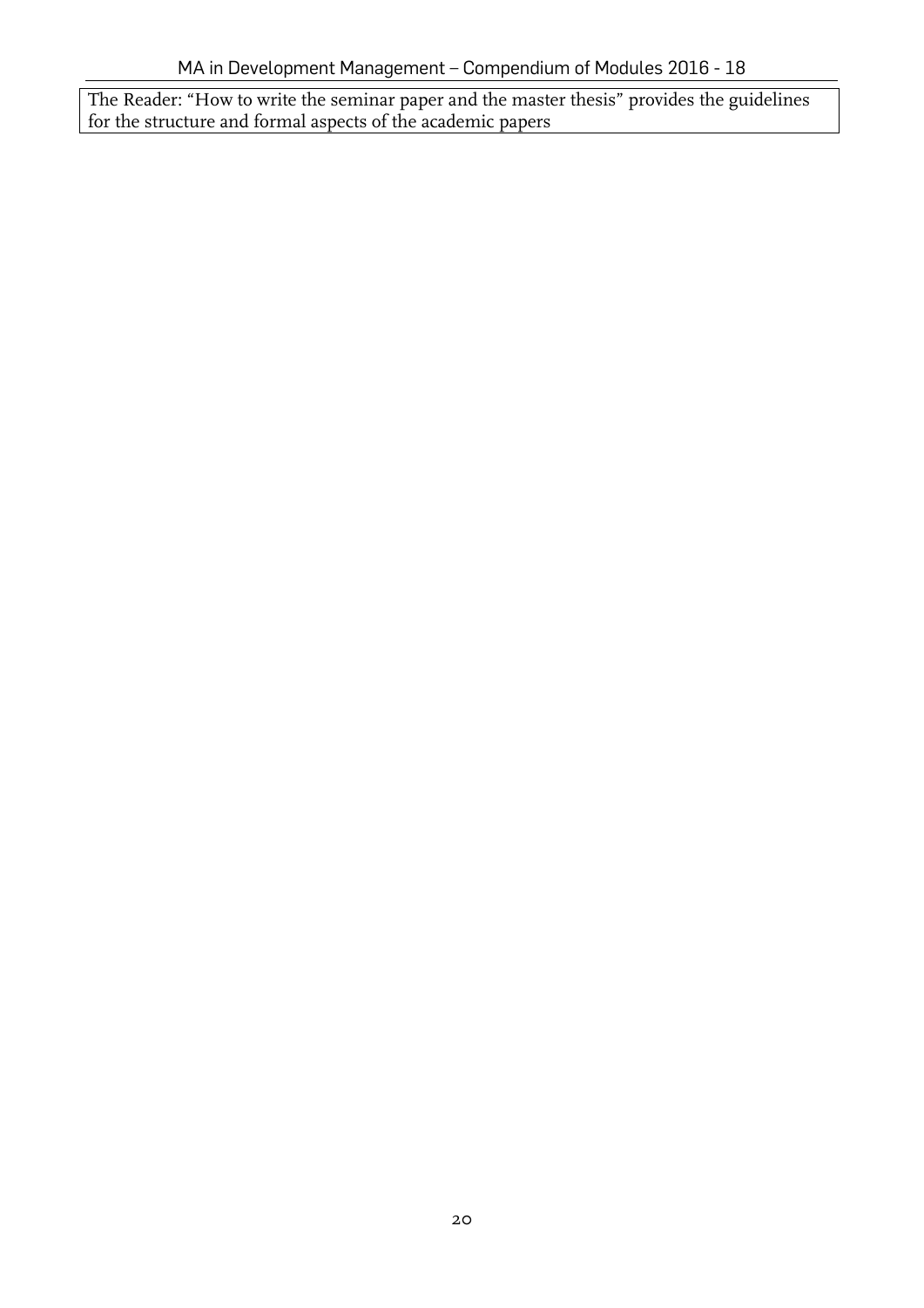The Reader: "How to write the seminar paper and the master thesis" provides the guidelines for the structure and formal aspects of the academic papers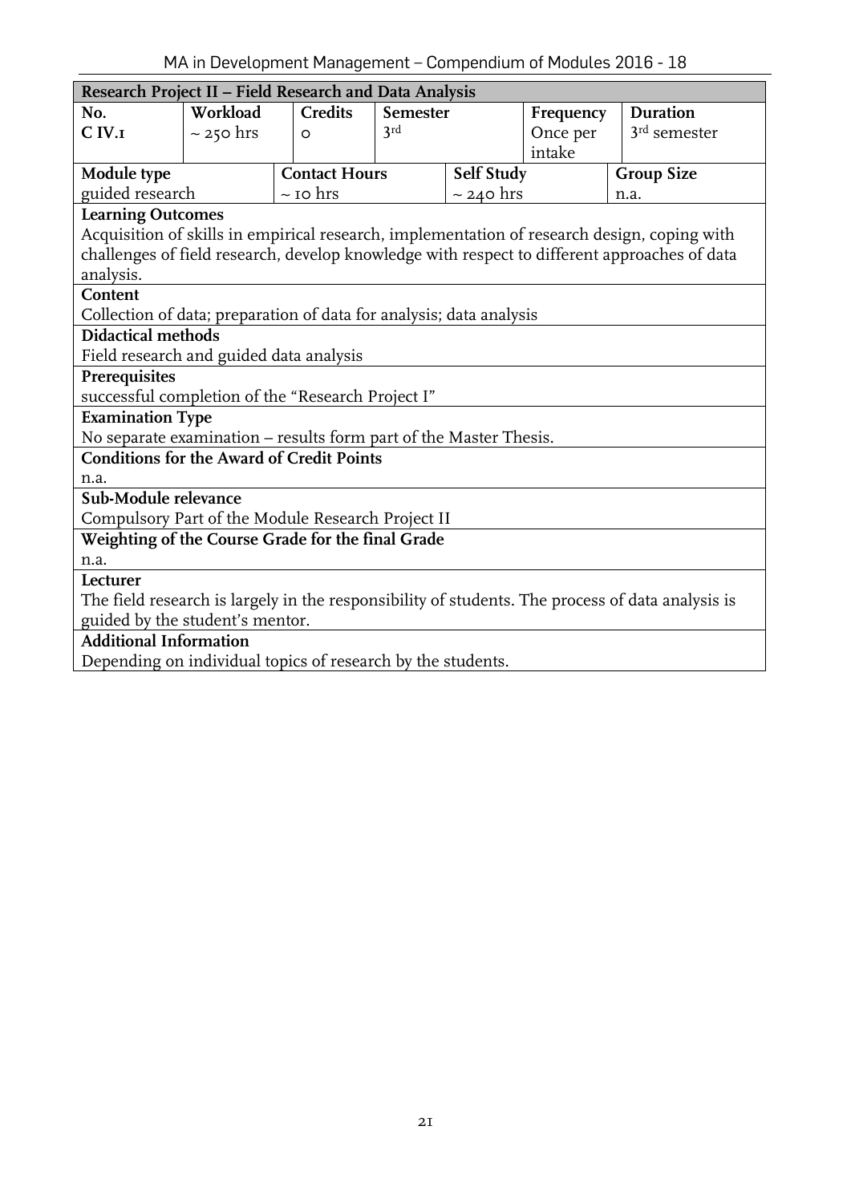| Research Project II – Field Research and Data Analysis | | | | | |
|---|---|---|---|---|---|
| **No.** | **Workload** | **Credits** | **Semester** | **Frequency** | **Duration** |
| **C IV.1** | ~ 250 hrs | 0 | 3rd | Once per intake | 3rd semester |
| **Module type** | | **Contact Hours** | **Self Study** | | **Group Size** |
| guided research | | ~ 10 hrs | ~ 240 hrs | | n.a. |

**Learning Outcomes**

Acquisition of skills in empirical research, implementation of research design, coping with challenges of field research, develop knowledge with respect to different approaches of data analysis.

**Content**

Collection of data; preparation of data for analysis; data analysis

**Didactical methods**

Field research and guided data analysis

**Prerequisites**

successful completion of the "Research Project I"

**Examination Type**

No separate examination – results form part of the Master Thesis.

**Conditions for the Award of Credit Points**

n.a.

**Sub-Module relevance**

Compulsory Part of the Module Research Project II

**Weighting of the Course Grade for the final Grade**

n.a.

**Lecturer**

The field research is largely in the responsibility of students. The process of data analysis is guided by the student's mentor.

**Additional Information**

Depending on individual topics of research by the students.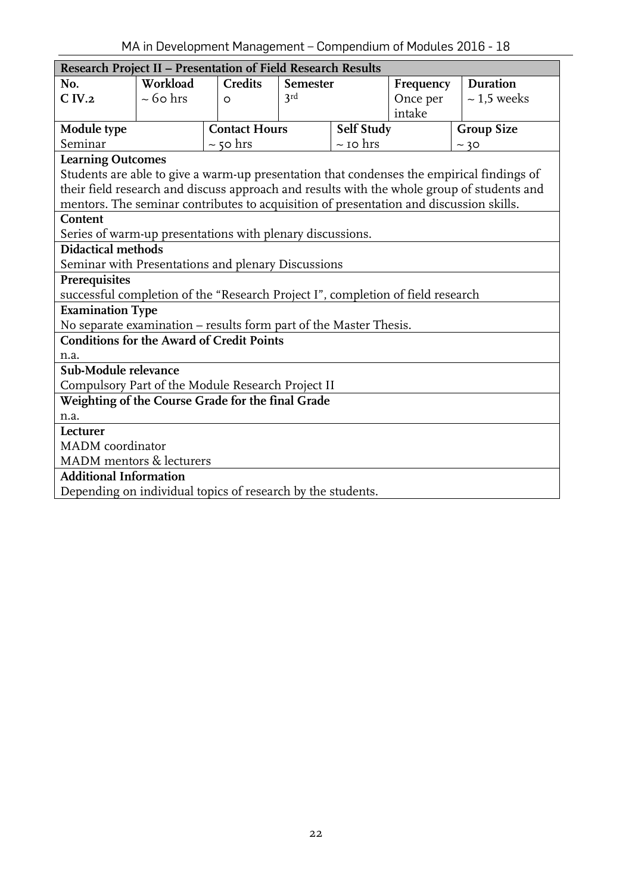| Research Project II – Presentation of Field Research Results | | | | | |
|---|---|---|---|---|---|
| **No.** | **Workload** | **Credits** | **Semester** | **Frequency** | **Duration** |
| **C IV.2** | ~ 60 hrs | 0 | 3rd | Once per intake | ~ 1,5 weeks |
| **Module type** | | **Contact Hours** | **Self Study** | | **Group Size** |
| Seminar | | ~ 50 hrs | ~ 10 hrs | | ~ 30 |

**Learning Outcomes**

Students are able to give a warm-up presentation that condenses the empirical findings of their field research and discuss approach and results with the whole group of students and mentors. The seminar contributes to acquisition of presentation and discussion skills.

**Content**

Series of warm-up presentations with plenary discussions.

**Didactical methods**

Seminar with Presentations and plenary Discussions

**Prerequisites**

successful completion of the "Research Project I", completion of field research

**Examination Type**

No separate examination – results form part of the Master Thesis.

**Conditions for the Award of Credit Points**

n.a.

**Sub-Module relevance**

Compulsory Part of the Module Research Project II

**Weighting of the Course Grade for the final Grade**

n.a.

**Lecturer**

MADM coordinator
MADM mentors & lecturers

**Additional Information**

Depending on individual topics of research by the students.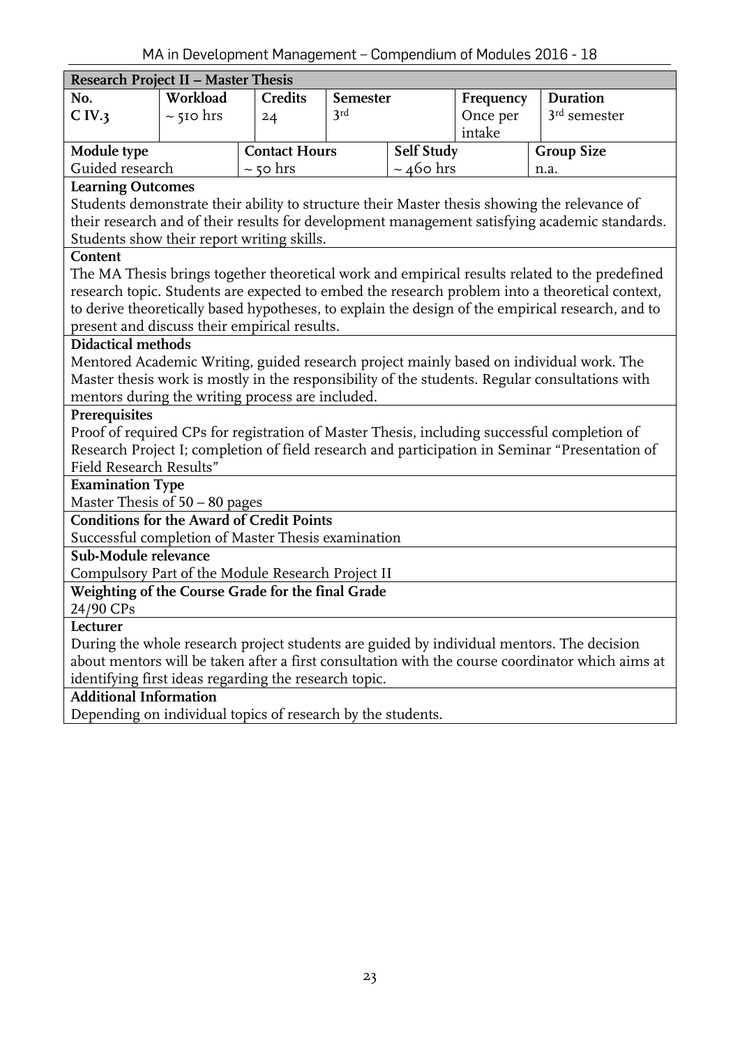## Research Project II – Master Thesis

| No. | Workload | Credits | Semester | Frequency | Duration |
|---|---|---|---|---|---|
| C IV.3 | ~ 510 hrs | 24 | 3rd | Once per intake | 3rd semester |

| Module type | Contact Hours | Self Study | Group Size |
|---|---|---|---|
| Guided research | ~ 50 hrs | ~ 460 hrs | n.a. |

**Learning Outcomes**

Students demonstrate their ability to structure their Master thesis showing the relevance of their research and of their results for development management satisfying academic standards. Students show their report writing skills.

**Content**

The MA Thesis brings together theoretical work and empirical results related to the predefined research topic. Students are expected to embed the research problem into a theoretical context, to derive theoretically based hypotheses, to explain the design of the empirical research, and to present and discuss their empirical results.

**Didactical methods**

Mentored Academic Writing, guided research project mainly based on individual work. The Master thesis work is mostly in the responsibility of the students. Regular consultations with mentors during the writing process are included.

**Prerequisites**

Proof of required CPs for registration of Master Thesis, including successful completion of Research Project I; completion of field research and participation in Seminar "Presentation of Field Research Results"

**Examination Type**

Master Thesis of 50 – 80 pages

**Conditions for the Award of Credit Points**

Successful completion of Master Thesis examination

**Sub-Module relevance**

Compulsory Part of the Module Research Project II

**Weighting of the Course Grade for the final Grade**

24/90 CPs

**Lecturer**

During the whole research project students are guided by individual mentors. The decision about mentors will be taken after a first consultation with the course coordinator which aims at identifying first ideas regarding the research topic.

**Additional Information**

Depending on individual topics of research by the students.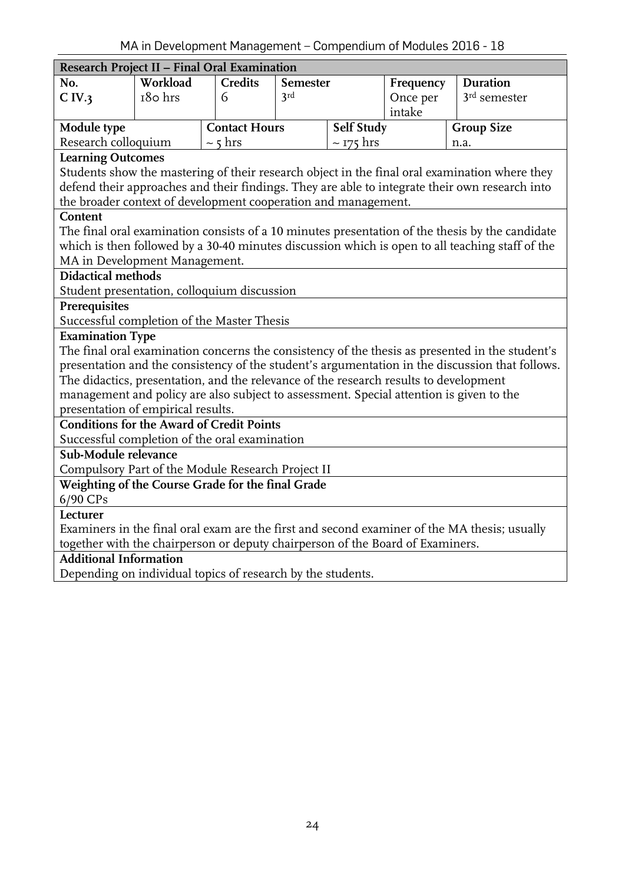| Research Project II – Final Oral Examination | | | | | |
|---|---|---|---|---|---|
| **No.** | **Workload** | **Credits** | **Semester** | **Frequency** | **Duration** |
| C IV.3 | 180 hrs | 6 | 3rd | Once per intake | 3rd semester |
| **Module type** | | **Contact Hours** | **Self Study** | | **Group Size** |
| Research colloquium | | ~ 5 hrs | ~ 175 hrs | | n.a. |

**Learning Outcomes**

Students show the mastering of their research object in the final oral examination where they defend their approaches and their findings. They are able to integrate their own research into the broader context of development cooperation and management.

**Content**

The final oral examination consists of a 10 minutes presentation of the thesis by the candidate which is then followed by a 30-40 minutes discussion which is open to all teaching staff of the MA in Development Management.

**Didactical methods**

Student presentation, colloquium discussion

**Prerequisites**

Successful completion of the Master Thesis

**Examination Type**

The final oral examination concerns the consistency of the thesis as presented in the student's presentation and the consistency of the student's argumentation in the discussion that follows. The didactics, presentation, and the relevance of the research results to development management and policy are also subject to assessment. Special attention is given to the presentation of empirical results.

**Conditions for the Award of Credit Points**

Successful completion of the oral examination

**Sub-Module relevance**

Compulsory Part of the Module Research Project II

**Weighting of the Course Grade for the final Grade**

6/90 CPs

**Lecturer**

Examiners in the final oral exam are the first and second examiner of the MA thesis; usually together with the chairperson or deputy chairperson of the Board of Examiners.

**Additional Information**

Depending on individual topics of research by the students.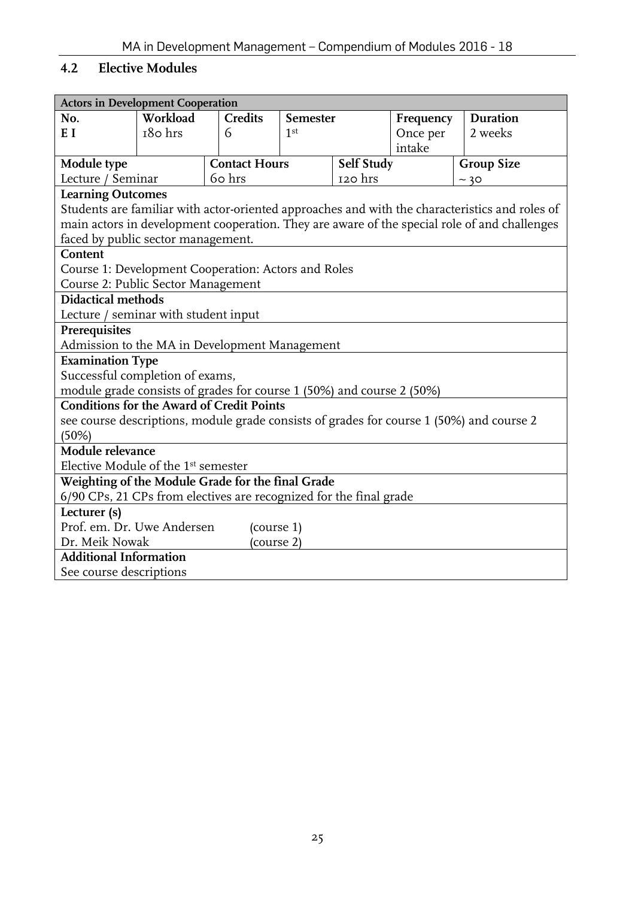## 4.2 Elective Modules

| Actors in Development Cooperation | | | | | |
|---|---|---|---|---|---|
| **No.** | **Workload** | **Credits** | **Semester** | **Frequency** | **Duration** |
| **E I** | 180 hrs | 6 | 1st | Once per intake | 2 weeks |
| **Module type** | | **Contact Hours** | **Self Study** | | **Group Size** |
| Lecture / Seminar | | 60 hrs | 120 hrs | | ~ 30 |
| **Learning Outcomes** | | | | | |
| Students are familiar with actor-oriented approaches and with the characteristics and roles of main actors in development cooperation. They are aware of the special role of and challenges faced by public sector management. | | | | | |
| **Content** | | | | | |
| Course 1: Development Cooperation: Actors and Roles<br>Course 2: Public Sector Management | | | | | |
| **Didactical methods** | | | | | |
| Lecture / seminar with student input | | | | | |
| **Prerequisites** | | | | | |
| Admission to the MA in Development Management | | | | | |
| **Examination Type** | | | | | |
| Successful completion of exams,<br>module grade consists of grades for course 1 (50%) and course 2 (50%) | | | | | |
| **Conditions for the Award of Credit Points** | | | | | |
| see course descriptions, module grade consists of grades for course 1 (50%) and course 2 (50%) | | | | | |
| **Module relevance** | | | | | |
| Elective Module of the 1st semester | | | | | |
| **Weighting of the Module Grade for the final Grade** | | | | | |
| 6/90 CPs, 21 CPs from electives are recognized for the final grade | | | | | |
| **Lecturer (s)** | | | | | |
| Prof. em. Dr. Uwe Andersen (course 1)<br>Dr. Meik Nowak (course 2) | | | | | |
| **Additional Information** | | | | | |
| See course descriptions | | | | | |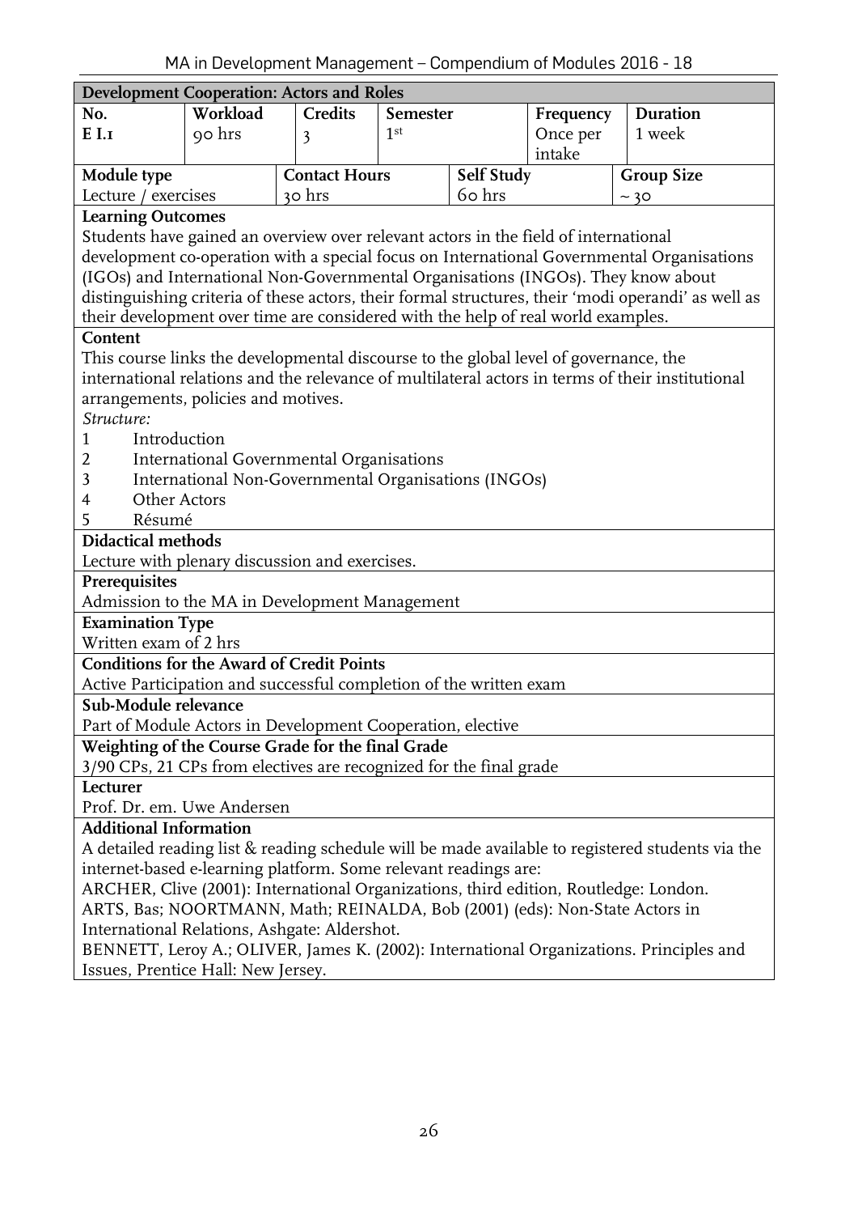## Development Cooperation: Actors and Roles

| No. | Workload | Credits | Semester | Frequency | Duration |
|---|---|---|---|---|---|
| E I.1 | 90 hrs | 3 | 1st | Once per intake | 1 week |

| Module type | Contact Hours | Self Study | Group Size |
|---|---|---|---|
| Lecture / exercises | 30 hrs | 60 hrs | ~ 30 |

**Learning Outcomes**

Students have gained an overview over relevant actors in the field of international development co-operation with a special focus on International Governmental Organisations (IGOs) and International Non-Governmental Organisations (INGOs). They know about distinguishing criteria of these actors, their formal structures, their 'modi operandi' as well as their development over time are considered with the help of real world examples.

**Content**

This course links the developmental discourse to the global level of governance, the international relations and the relevance of multilateral actors in terms of their institutional arrangements, policies and motives.

*Structure:*

1. Introduction
2. International Governmental Organisations
3. International Non-Governmental Organisations (INGOs)
4. Other Actors
5. Résumé

**Didactical methods**

Lecture with plenary discussion and exercises.

**Prerequisites**

Admission to the MA in Development Management

**Examination Type**

Written exam of 2 hrs

**Conditions for the Award of Credit Points**

Active Participation and successful completion of the written exam

**Sub-Module relevance**

Part of Module Actors in Development Cooperation, elective

**Weighting of the Course Grade for the final Grade**

3/90 CPs, 21 CPs from electives are recognized for the final grade

**Lecturer**

Prof. Dr. em. Uwe Andersen

**Additional Information**

A detailed reading list & reading schedule will be made available to registered students via the internet-based e-learning platform. Some relevant readings are:

ARCHER, Clive (2001): International Organizations, third edition, Routledge: London.

ARTS, Bas; NOORTMANN, Math; REINALDA, Bob (2001) (eds): Non-State Actors in International Relations, Ashgate: Aldershot.

BENNETT, Leroy A.; OLIVER, James K. (2002): International Organizations. Principles and Issues, Prentice Hall: New Jersey.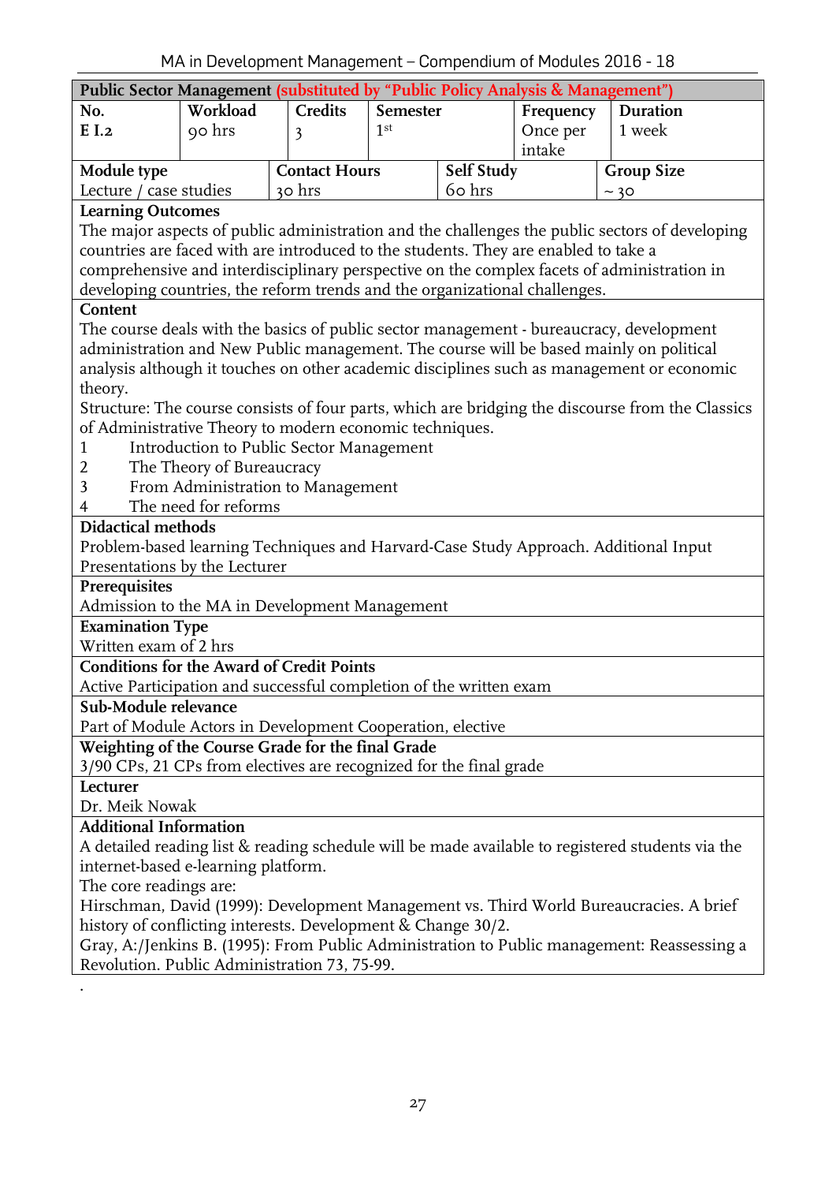| **Public Sector Management (substituted by "Public Policy Analysis & Management")** | | | | | |
|---|---|---|---|---|---|
| **No.** | **Workload** | **Credits** | **Semester** | **Frequency** | **Duration** |
| E I.2 | 90 hrs | 3 | 1st | Once per intake | 1 week |

| **Module type** | **Contact Hours** | **Self Study** | **Group Size** |
|---|---|---|---|
| Lecture / case studies | 30 hrs | 60 hrs | ~ 30 |

**Learning Outcomes**

The major aspects of public administration and the challenges the public sectors of developing countries are faced with are introduced to the students. They are enabled to take a comprehensive and interdisciplinary perspective on the complex facets of administration in developing countries, the reform trends and the organizational challenges.

**Content**

The course deals with the basics of public sector management - bureaucracy, development administration and New Public management. The course will be based mainly on political analysis although it touches on other academic disciplines such as management or economic theory.

Structure: The course consists of four parts, which are bridging the discourse from the Classics of Administrative Theory to modern economic techniques.

1. Introduction to Public Sector Management
2. The Theory of Bureaucracy
3. From Administration to Management
4. The need for reforms

**Didactical methods**

Problem-based learning Techniques and Harvard-Case Study Approach. Additional Input Presentations by the Lecturer

**Prerequisites**

Admission to the MA in Development Management

**Examination Type**

Written exam of 2 hrs

**Conditions for the Award of Credit Points**

Active Participation and successful completion of the written exam

**Sub-Module relevance**

Part of Module Actors in Development Cooperation, elective

**Weighting of the Course Grade for the final Grade**

3/90 CPs, 21 CPs from electives are recognized for the final grade

**Lecturer**

Dr. Meik Nowak

**Additional Information**

A detailed reading list & reading schedule will be made available to registered students via the internet-based e-learning platform.

The core readings are:

Hirschman, David (1999): Development Management vs. Third World Bureaucracies. A brief history of conflicting interests. Development & Change 30/2.

Gray, A:/Jenkins B. (1995): From Public Administration to Public management: Reassessing a Revolution. Public Administration 73, 75-99.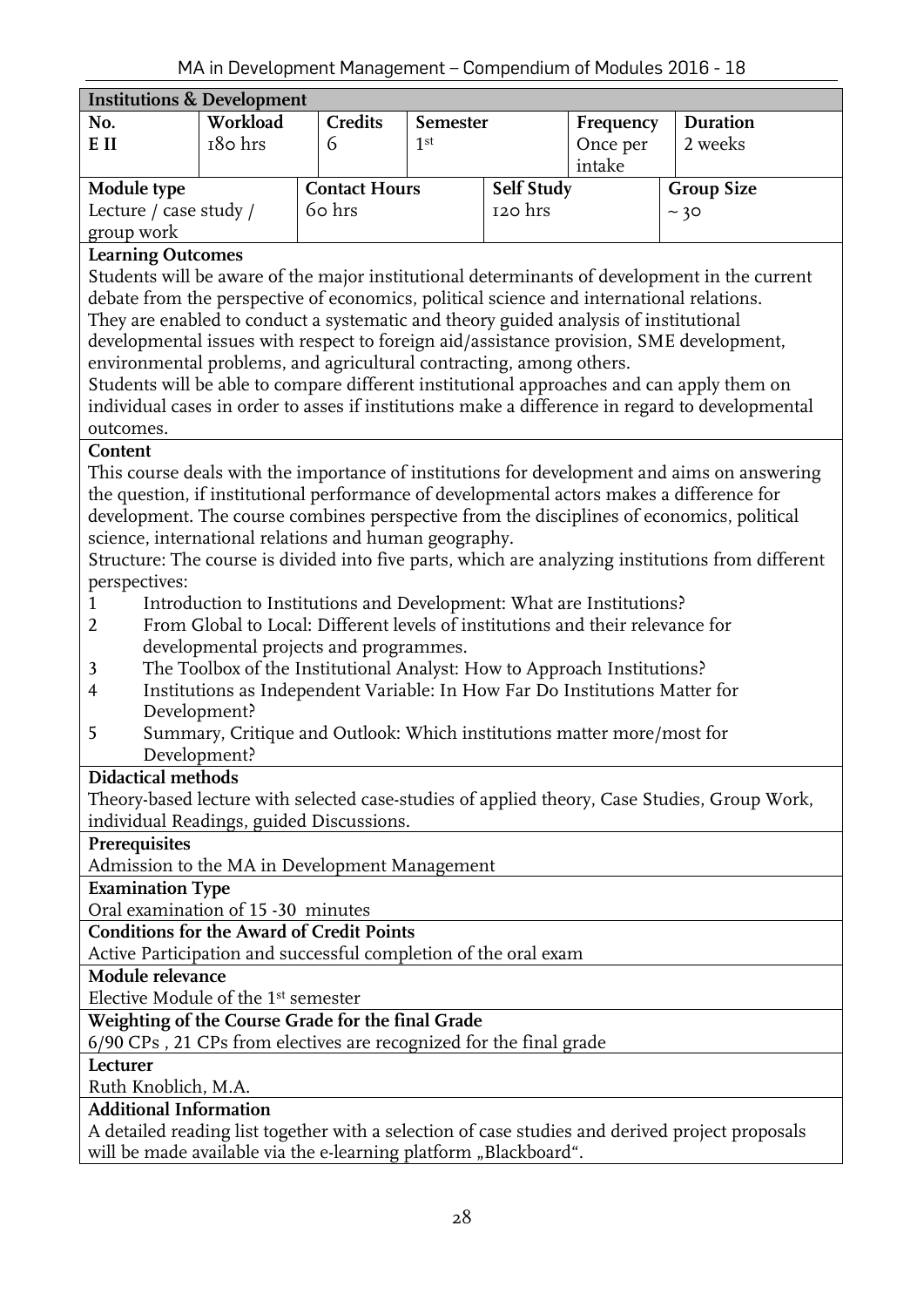## Institutions & Development

| No. | Workload | Credits | Semester | Frequency | Duration |
|---|---|---|---|---|---|
| E II | 180 hrs | 6 | 1st | Once per intake | 2 weeks |

| Module type | Contact Hours | Self Study | Group Size |
|---|---|---|---|
| Lecture / case study / group work | 60 hrs | 120 hrs | ~ 30 |

**Learning Outcomes**

Students will be aware of the major institutional determinants of development in the current debate from the perspective of economics, political science and international relations.
They are enabled to conduct a systematic and theory guided analysis of institutional developmental issues with respect to foreign aid/assistance provision, SME development, environmental problems, and agricultural contracting, among others.
Students will be able to compare different institutional approaches and can apply them on individual cases in order to asses if institutions make a difference in regard to developmental outcomes.

**Content**

This course deals with the importance of institutions for development and aims on answering the question, if institutional performance of developmental actors makes a difference for development. The course combines perspective from the disciplines of economics, political science, international relations and human geography.
Structure: The course is divided into five parts, which are analyzing institutions from different perspectives:

1. Introduction to Institutions and Development: What are Institutions?
2. From Global to Local: Different levels of institutions and their relevance for developmental projects and programmes.
3. The Toolbox of the Institutional Analyst: How to Approach Institutions?
4. Institutions as Independent Variable: In How Far Do Institutions Matter for Development?
5. Summary, Critique and Outlook: Which institutions matter more/most for Development?

**Didactical methods**

Theory-based lecture with selected case-studies of applied theory, Case Studies, Group Work, individual Readings, guided Discussions.

**Prerequisites**

Admission to the MA in Development Management

**Examination Type**

Oral examination of 15 -30 minutes

**Conditions for the Award of Credit Points**

Active Participation and successful completion of the oral exam

**Module relevance**

Elective Module of the 1st semester

**Weighting of the Course Grade for the final Grade**

6/90 CPs , 21 CPs from electives are recognized for the final grade

**Lecturer**

Ruth Knoblich, M.A.

**Additional Information**

A detailed reading list together with a selection of case studies and derived project proposals will be made available via the e-learning platform „Blackboard".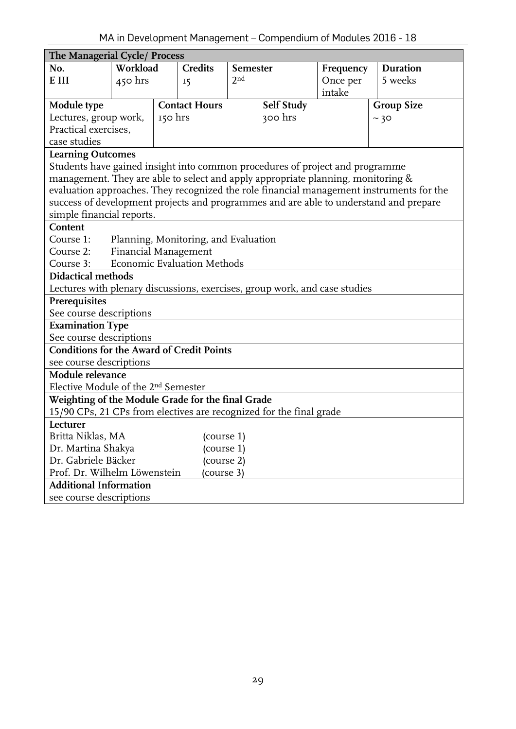## The Managerial Cycle/ Process

| No. | Workload | Credits | Semester | Frequency | Duration |
|---|---|---|---|---|---|
| E III | 450 hrs | 15 | 2nd | Once per intake | 5 weeks |

| Module type | Contact Hours | Self Study | Group Size |
|---|---|---|---|
| Lectures, group work, Practical exercises, case studies | 150 hrs | 300 hrs | ~ 30 |

**Learning Outcomes**

Students have gained insight into common procedures of project and programme management. They are able to select and apply appropriate planning, monitoring & evaluation approaches. They recognized the role financial management instruments for the success of development projects and programmes and are able to understand and prepare simple financial reports.

**Content**

Course 1: Planning, Monitoring, and Evaluation
Course 2: Financial Management
Course 3: Economic Evaluation Methods

**Didactical methods**

Lectures with plenary discussions, exercises, group work, and case studies

**Prerequisites**

See course descriptions

**Examination Type**

See course descriptions

**Conditions for the Award of Credit Points**

see course descriptions

**Module relevance**

Elective Module of the 2nd Semester

**Weighting of the Module Grade for the final Grade**

15/90 CPs, 21 CPs from electives are recognized for the final grade

**Lecturer**

Britta Niklas, MA (course 1)
Dr. Martina Shakya (course 1)
Dr. Gabriele Bäcker (course 2)
Prof. Dr. Wilhelm Löwenstein (course 3)

**Additional Information**

see course descriptions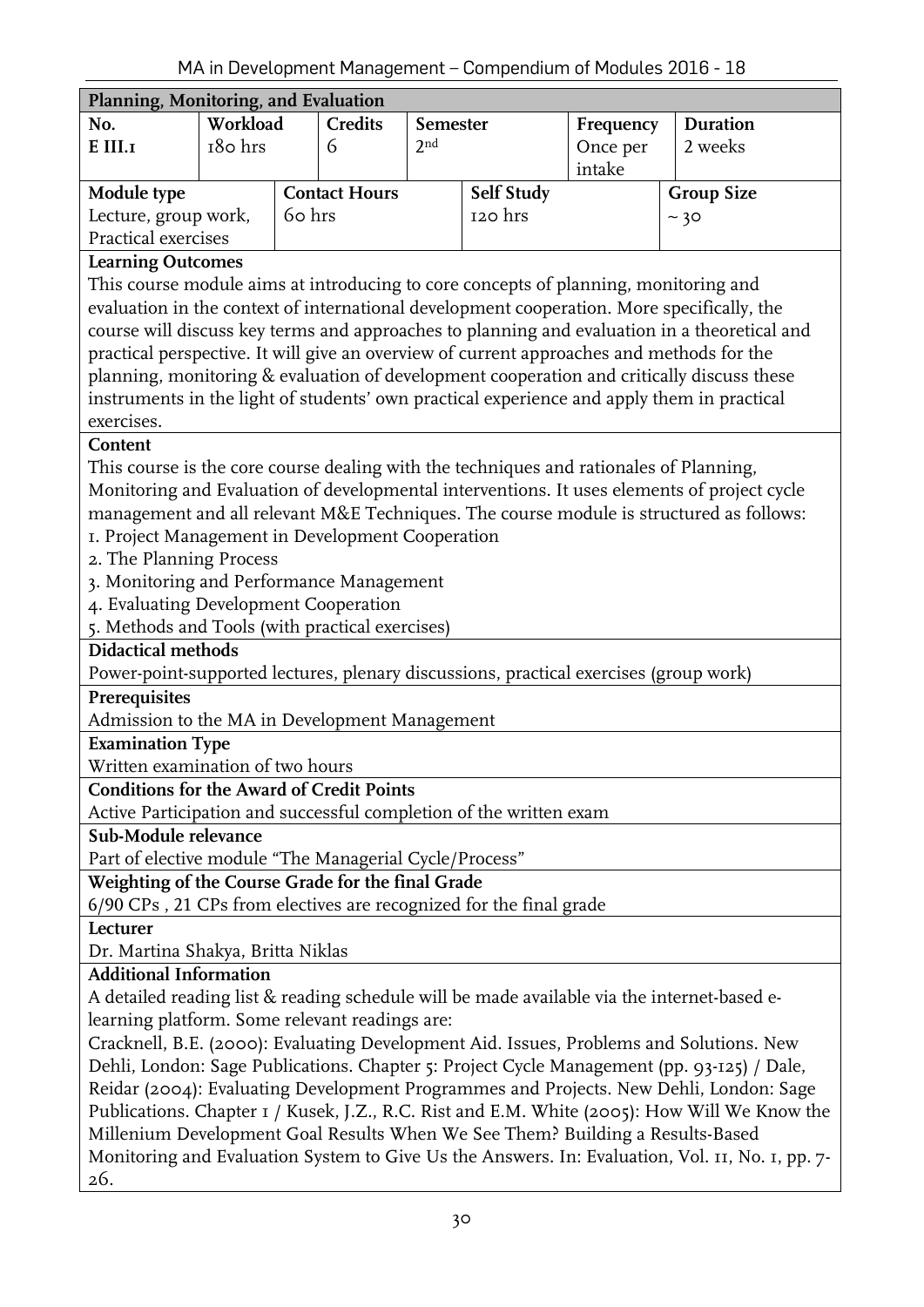| Planning, Monitoring, and Evaluation | | | | | |
|---|---|---|---|---|---|
| **No.**<br>**E III.1** | **Workload**<br>180 hrs | **Credits**<br>6 | **Semester**<br>2nd | **Frequency**<br>Once per intake | **Duration**<br>2 weeks |
| **Module type**<br>Lecture, group work, Practical exercises | | **Contact Hours**<br>60 hrs | **Self Study**<br>120 hrs | | **Group Size**<br>~ 30 |

**Learning Outcomes**

This course module aims at introducing to core concepts of planning, monitoring and evaluation in the context of international development cooperation. More specifically, the course will discuss key terms and approaches to planning and evaluation in a theoretical and practical perspective. It will give an overview of current approaches and methods for the planning, monitoring & evaluation of development cooperation and critically discuss these instruments in the light of students' own practical experience and apply them in practical exercises.

**Content**

This course is the core course dealing with the techniques and rationales of Planning, Monitoring and Evaluation of developmental interventions. It uses elements of project cycle management and all relevant M&E Techniques. The course module is structured as follows:

1. Project Management in Development Cooperation
2. The Planning Process
3. Monitoring and Performance Management
4. Evaluating Development Cooperation
5. Methods and Tools (with practical exercises)

**Didactical methods**

Power-point-supported lectures, plenary discussions, practical exercises (group work)

**Prerequisites**

Admission to the MA in Development Management

**Examination Type**

Written examination of two hours

**Conditions for the Award of Credit Points**

Active Participation and successful completion of the written exam

**Sub-Module relevance**

Part of elective module "The Managerial Cycle/Process"

**Weighting of the Course Grade for the final Grade**

6/90 CPs , 21 CPs from electives are recognized for the final grade

**Lecturer**

Dr. Martina Shakya, Britta Niklas

**Additional Information**

A detailed reading list & reading schedule will be made available via the internet-based e-learning platform. Some relevant readings are:

Cracknell, B.E. (2000): Evaluating Development Aid. Issues, Problems and Solutions. New Dehli, London: Sage Publications. Chapter 5: Project Cycle Management (pp. 93-125) / Dale, Reidar (2004): Evaluating Development Programmes and Projects. New Dehli, London: Sage Publications. Chapter 1 / Kusek, J.Z., R.C. Rist and E.M. White (2005): How Will We Know the Millenium Development Goal Results When We See Them? Building a Results-Based Monitoring and Evaluation System to Give Us the Answers. In: Evaluation, Vol. 11, No. 1, pp. 7-26.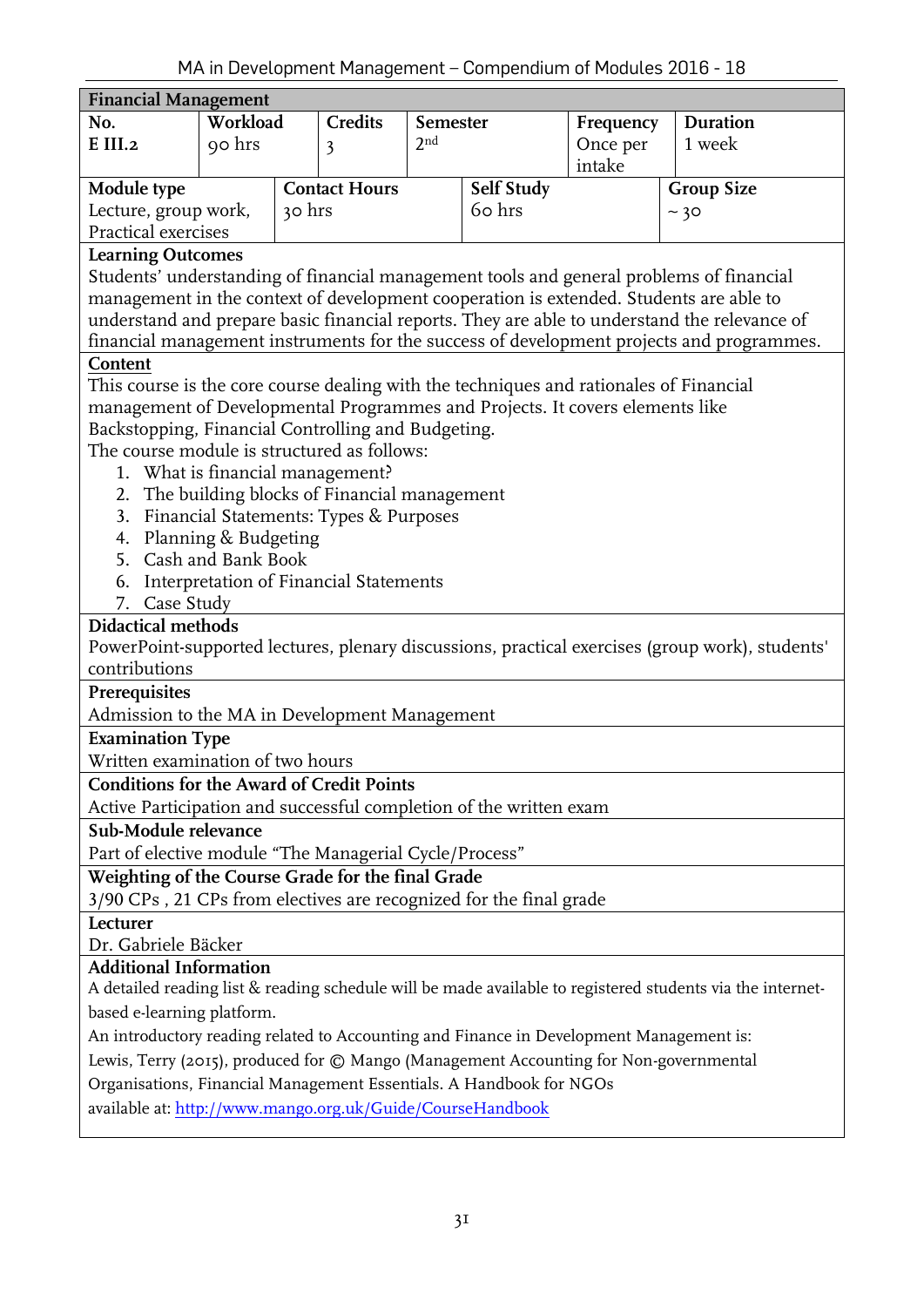## Financial Management

| No. | Workload | Credits | Semester | Frequency | Duration |
|---|---|---|---|---|---|
| E III.2 | 90 hrs | 3 | 2nd | Once per intake | 1 week |

| Module type | Contact Hours | Self Study | Group Size |
|---|---|---|---|
| Lecture, group work, Practical exercises | 30 hrs | 60 hrs | ~ 30 |

**Learning Outcomes**

Students' understanding of financial management tools and general problems of financial management in the context of development cooperation is extended. Students are able to understand and prepare basic financial reports. They are able to understand the relevance of financial management instruments for the success of development projects and programmes.

**Content**

This course is the core course dealing with the techniques and rationales of Financial management of Developmental Programmes and Projects. It covers elements like Backstopping, Financial Controlling and Budgeting.

The course module is structured as follows:

1. What is financial management?
2. The building blocks of Financial management
3. Financial Statements: Types & Purposes
4. Planning & Budgeting
5. Cash and Bank Book
6. Interpretation of Financial Statements
7. Case Study

**Didactical methods**

PowerPoint-supported lectures, plenary discussions, practical exercises (group work), students' contributions

**Prerequisites**

Admission to the MA in Development Management

**Examination Type**

Written examination of two hours

**Conditions for the Award of Credit Points**

Active Participation and successful completion of the written exam

**Sub-Module relevance**

Part of elective module "The Managerial Cycle/Process"

**Weighting of the Course Grade for the final Grade**

3/90 CPs , 21 CPs from electives are recognized for the final grade

**Lecturer**

Dr. Gabriele Bäcker

**Additional Information**

A detailed reading list & reading schedule will be made available to registered students via the internet-based e-learning platform.

An introductory reading related to Accounting and Finance in Development Management is:

Lewis, Terry (2015), produced for © Mango (Management Accounting for Non-governmental Organisations, Financial Management Essentials. A Handbook for NGOs

available at: [http://www.mango.org.uk/Guide/CourseHandbook](http://www.mango.org.uk/Guide/CourseHandbook)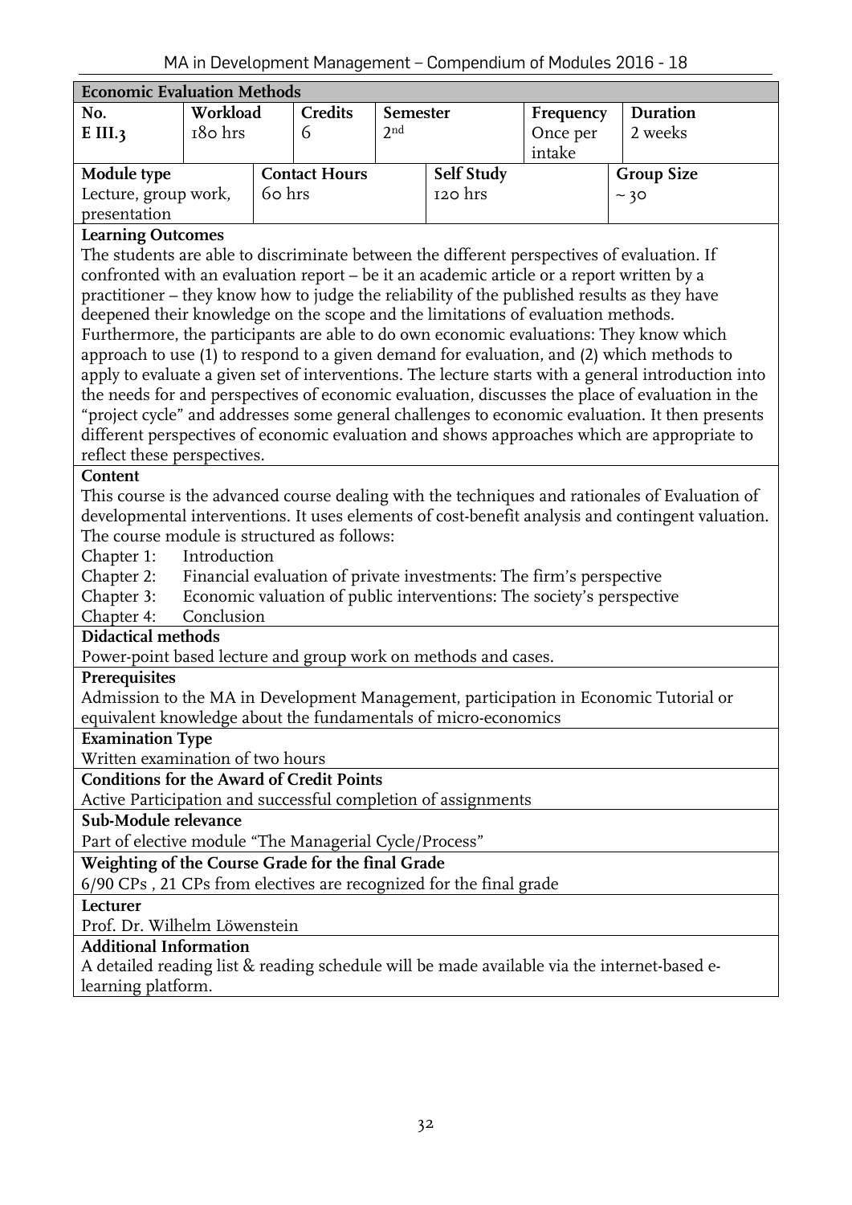## Economic Evaluation Methods

| No. | Workload | Credits | Semester | Frequency | Duration |
|---|---|---|---|---|---|
| E III.3 | 180 hrs | 6 | 2nd | Once per intake | 2 weeks |

| Module type | Contact Hours | Self Study | Group Size |
|---|---|---|---|
| Lecture, group work, presentation | 60 hrs | 120 hrs | ~ 30 |

**Learning Outcomes**

The students are able to discriminate between the different perspectives of evaluation. If confronted with an evaluation report – be it an academic article or a report written by a practitioner – they know how to judge the reliability of the published results as they have deepened their knowledge on the scope and the limitations of evaluation methods. Furthermore, the participants are able to do own economic evaluations: They know which approach to use (1) to respond to a given demand for evaluation, and (2) which methods to apply to evaluate a given set of interventions. The lecture starts with a general introduction into the needs for and perspectives of economic evaluation, discusses the place of evaluation in the "project cycle" and addresses some general challenges to economic evaluation. It then presents different perspectives of economic evaluation and shows approaches which are appropriate to reflect these perspectives.

**Content**

This course is the advanced course dealing with the techniques and rationales of Evaluation of developmental interventions. It uses elements of cost-benefit analysis and contingent valuation. The course module is structured as follows:

Chapter 1: Introduction
Chapter 2: Financial evaluation of private investments: The firm's perspective
Chapter 3: Economic valuation of public interventions: The society's perspective
Chapter 4: Conclusion

**Didactical methods**

Power-point based lecture and group work on methods and cases.

**Prerequisites**

Admission to the MA in Development Management, participation in Economic Tutorial or equivalent knowledge about the fundamentals of micro-economics

**Examination Type**

Written examination of two hours

**Conditions for the Award of Credit Points**

Active Participation and successful completion of assignments

**Sub-Module relevance**

Part of elective module "The Managerial Cycle/Process"

**Weighting of the Course Grade for the final Grade**

6/90 CPs , 21 CPs from electives are recognized for the final grade

**Lecturer**

Prof. Dr. Wilhelm Löwenstein

**Additional Information**

A detailed reading list & reading schedule will be made available via the internet-based e-learning platform.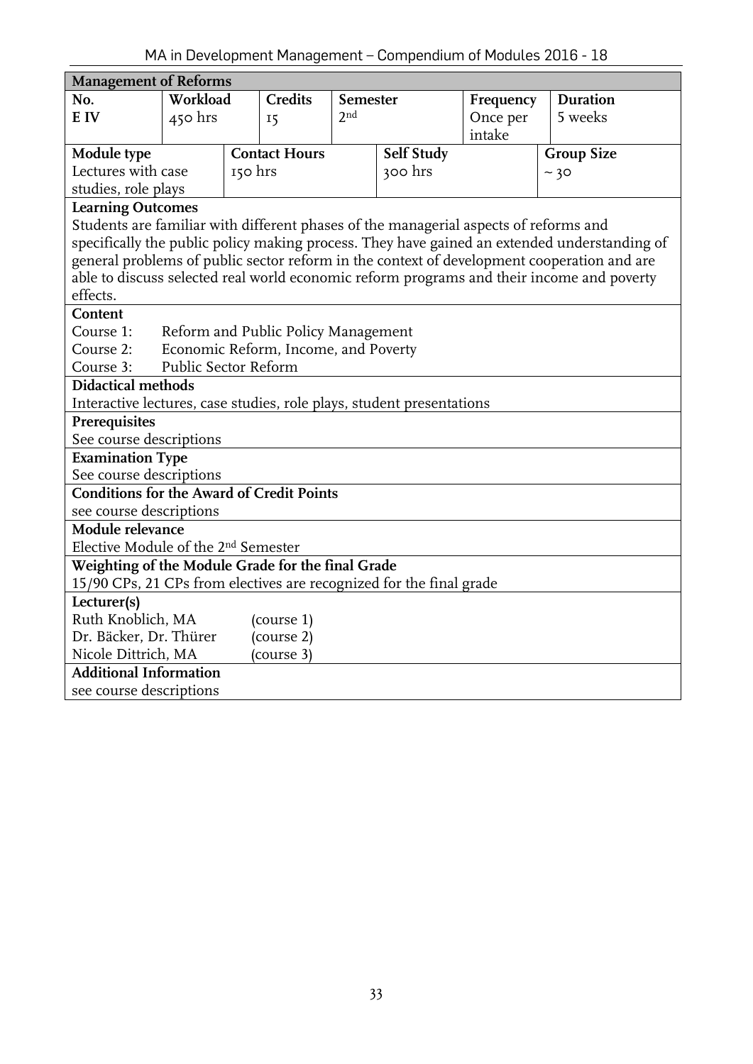## Management of Reforms

| No. | Workload | Credits | Semester | Frequency | Duration |
|---|---|---|---|---|---|
| E IV | 450 hrs | 15 | 2nd | Once per intake | 5 weeks |

| Module type | Contact Hours | Self Study | Group Size |
|---|---|---|---|
| Lectures with case studies, role plays | 150 hrs | 300 hrs | ~ 30 |

**Learning Outcomes**

Students are familiar with different phases of the managerial aspects of reforms and specifically the public policy making process. They have gained an extended understanding of general problems of public sector reform in the context of development cooperation and are able to discuss selected real world economic reform programs and their income and poverty effects.

**Content**

Course 1: Reform and Public Policy Management
Course 2: Economic Reform, Income, and Poverty
Course 3: Public Sector Reform

**Didactical methods**

Interactive lectures, case studies, role plays, student presentations

**Prerequisites**

See course descriptions

**Examination Type**

See course descriptions

**Conditions for the Award of Credit Points**

see course descriptions

**Module relevance**

Elective Module of the 2nd Semester

**Weighting of the Module Grade for the final Grade**

15/90 CPs, 21 CPs from electives are recognized for the final grade

**Lecturer(s)**

Ruth Knoblich, MA (course 1)
Dr. Bäcker, Dr. Thürer (course 2)
Nicole Dittrich, MA (course 3)

**Additional Information**

see course descriptions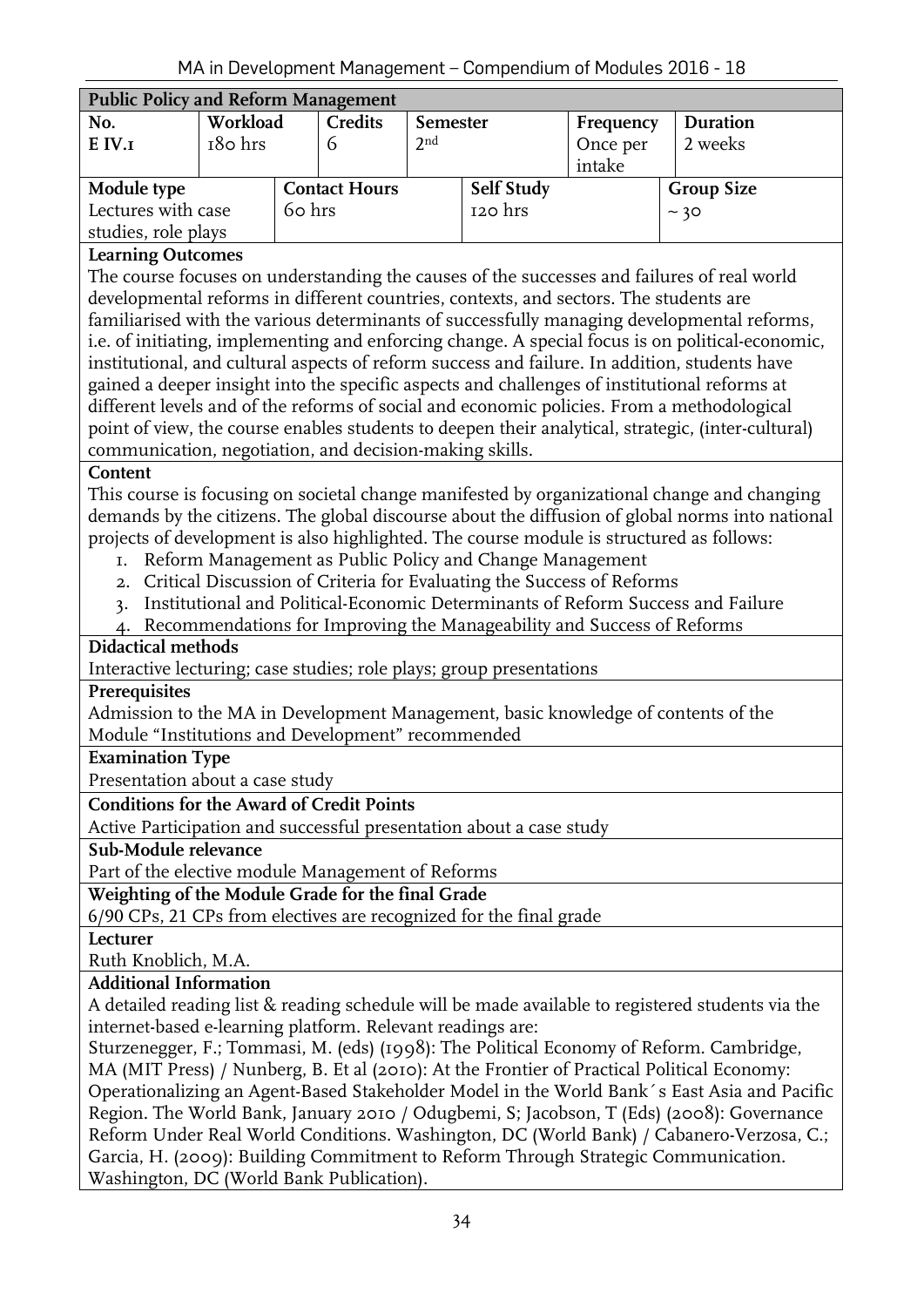## Public Policy and Reform Management

| No. | Workload | Credits | Semester | Frequency | Duration |
|---|---|---|---|---|---|
| E IV.1 | 180 hrs | 6 | 2nd | Once per intake | 2 weeks |

| Module type | Contact Hours | Self Study | Group Size |
|---|---|---|---|
| Lectures with case studies, role plays | 60 hrs | 120 hrs | ~ 30 |

**Learning Outcomes**

The course focuses on understanding the causes of the successes and failures of real world developmental reforms in different countries, contexts, and sectors. The students are familiarised with the various determinants of successfully managing developmental reforms, i.e. of initiating, implementing and enforcing change. A special focus is on political-economic, institutional, and cultural aspects of reform success and failure. In addition, students have gained a deeper insight into the specific aspects and challenges of institutional reforms at different levels and of the reforms of social and economic policies. From a methodological point of view, the course enables students to deepen their analytical, strategic, (inter-cultural) communication, negotiation, and decision-making skills.

**Content**

This course is focusing on societal change manifested by organizational change and changing demands by the citizens. The global discourse about the diffusion of global norms into national projects of development is also highlighted. The course module is structured as follows:

1. Reform Management as Public Policy and Change Management
2. Critical Discussion of Criteria for Evaluating the Success of Reforms
3. Institutional and Political-Economic Determinants of Reform Success and Failure
4. Recommendations for Improving the Manageability and Success of Reforms

**Didactical methods**

Interactive lecturing; case studies; role plays; group presentations

**Prerequisites**

Admission to the MA in Development Management, basic knowledge of contents of the Module "Institutions and Development" recommended

**Examination Type**

Presentation about a case study

**Conditions for the Award of Credit Points**

Active Participation and successful presentation about a case study

**Sub-Module relevance**

Part of the elective module Management of Reforms

**Weighting of the Module Grade for the final Grade**

6/90 CPs, 21 CPs from electives are recognized for the final grade

**Lecturer**

Ruth Knoblich, M.A.

**Additional Information**

A detailed reading list & reading schedule will be made available to registered students via the internet-based e-learning platform. Relevant readings are:
Sturzenegger, F.; Tommasi, M. (eds) (1998): The Political Economy of Reform. Cambridge, MA (MIT Press) / Nunberg, B. Et al (2010): At the Frontier of Practical Political Economy: Operationalizing an Agent-Based Stakeholder Model in the World Bank´s East Asia and Pacific Region. The World Bank, January 2010 / Odugbemi, S; Jacobson, T (Eds) (2008): Governance Reform Under Real World Conditions. Washington, DC (World Bank) / Cabanero-Verzosa, C.; Garcia, H. (2009): Building Commitment to Reform Through Strategic Communication. Washington, DC (World Bank Publication).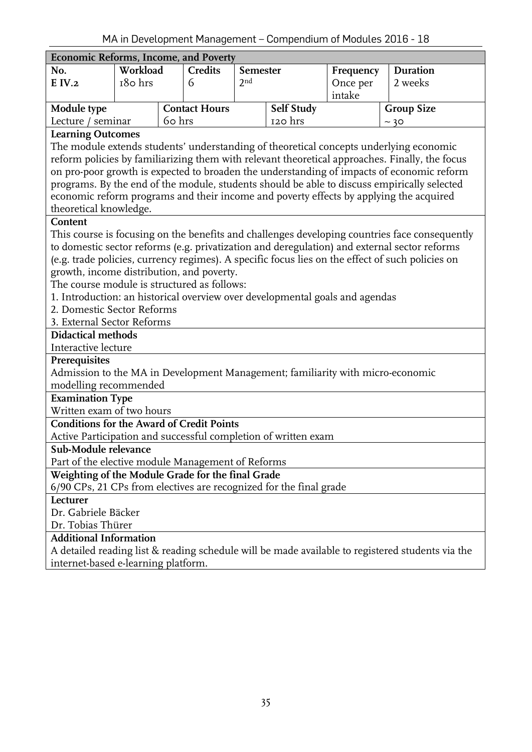## Economic Reforms, Income, and Poverty

| No. | Workload | Credits | Semester | Frequency | Duration |
|---|---|---|---|---|---|
| E IV.2 | 180 hrs | 6 | 2nd | Once per intake | 2 weeks |

| Module type | Contact Hours | Self Study | Group Size |
|---|---|---|---|
| Lecture / seminar | 60 hrs | 120 hrs | ~ 30 |

**Learning Outcomes**

The module extends students' understanding of theoretical concepts underlying economic reform policies by familiarizing them with relevant theoretical approaches. Finally, the focus on pro-poor growth is expected to broaden the understanding of impacts of economic reform programs. By the end of the module, students should be able to discuss empirically selected economic reform programs and their income and poverty effects by applying the acquired theoretical knowledge.

**Content**

This course is focusing on the benefits and challenges developing countries face consequently to domestic sector reforms (e.g. privatization and deregulation) and external sector reforms (e.g. trade policies, currency regimes). A specific focus lies on the effect of such policies on growth, income distribution, and poverty.

The course module is structured as follows:

1. Introduction: an historical overview over developmental goals and agendas
2. Domestic Sector Reforms
3. External Sector Reforms

**Didactical methods**

Interactive lecture

**Prerequisites**

Admission to the MA in Development Management; familiarity with micro-economic modelling recommended

**Examination Type**

Written exam of two hours

**Conditions for the Award of Credit Points**

Active Participation and successful completion of written exam

**Sub-Module relevance**

Part of the elective module Management of Reforms

**Weighting of the Module Grade for the final Grade**

6/90 CPs, 21 CPs from electives are recognized for the final grade

**Lecturer**

Dr. Gabriele Bäcker
Dr. Tobias Thürer

**Additional Information**

A detailed reading list & reading schedule will be made available to registered students via the internet-based e-learning platform.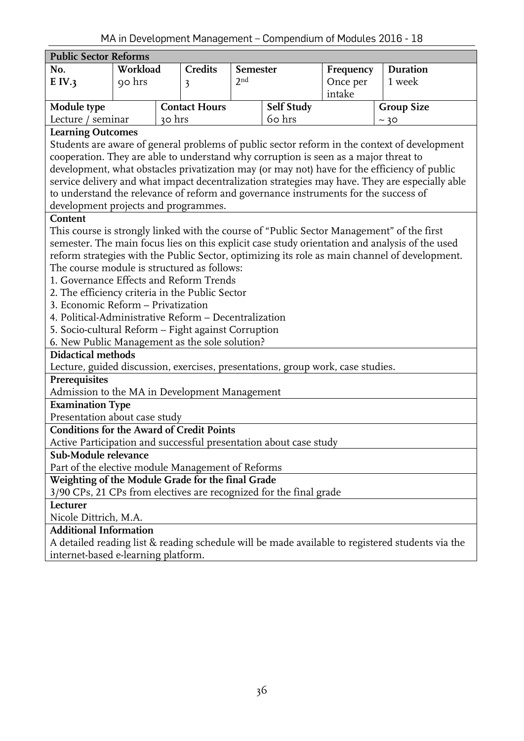## Public Sector Reforms

| No. | Workload | Credits | Semester | Frequency | Duration |
|---|---|---|---|---|---|
| E IV.3 | 90 hrs | 3 | 2nd | Once per intake | 1 week |

| Module type | Contact Hours | Self Study | Group Size |
|---|---|---|---|
| Lecture / seminar | 30 hrs | 60 hrs | ~ 30 |

**Learning Outcomes**

Students are aware of general problems of public sector reform in the context of development cooperation. They are able to understand why corruption is seen as a major threat to development, what obstacles privatization may (or may not) have for the efficiency of public service delivery and what impact decentralization strategies may have. They are especially able to understand the relevance of reform and governance instruments for the success of development projects and programmes.

**Content**

This course is strongly linked with the course of "Public Sector Management" of the first semester. The main focus lies on this explicit case study orientation and analysis of the used reform strategies with the Public Sector, optimizing its role as main channel of development. The course module is structured as follows:

1. Governance Effects and Reform Trends
2. The efficiency criteria in the Public Sector
3. Economic Reform – Privatization
4. Political-Administrative Reform – Decentralization
5. Socio-cultural Reform – Fight against Corruption
6. New Public Management as the sole solution?

**Didactical methods**

Lecture, guided discussion, exercises, presentations, group work, case studies.

**Prerequisites**

Admission to the MA in Development Management

**Examination Type**

Presentation about case study

**Conditions for the Award of Credit Points**

Active Participation and successful presentation about case study

**Sub-Module relevance**

Part of the elective module Management of Reforms

**Weighting of the Module Grade for the final Grade**

3/90 CPs, 21 CPs from electives are recognized for the final grade

**Lecturer**

Nicole Dittrich, M.A.

**Additional Information**

A detailed reading list & reading schedule will be made available to registered students via the internet-based e-learning platform.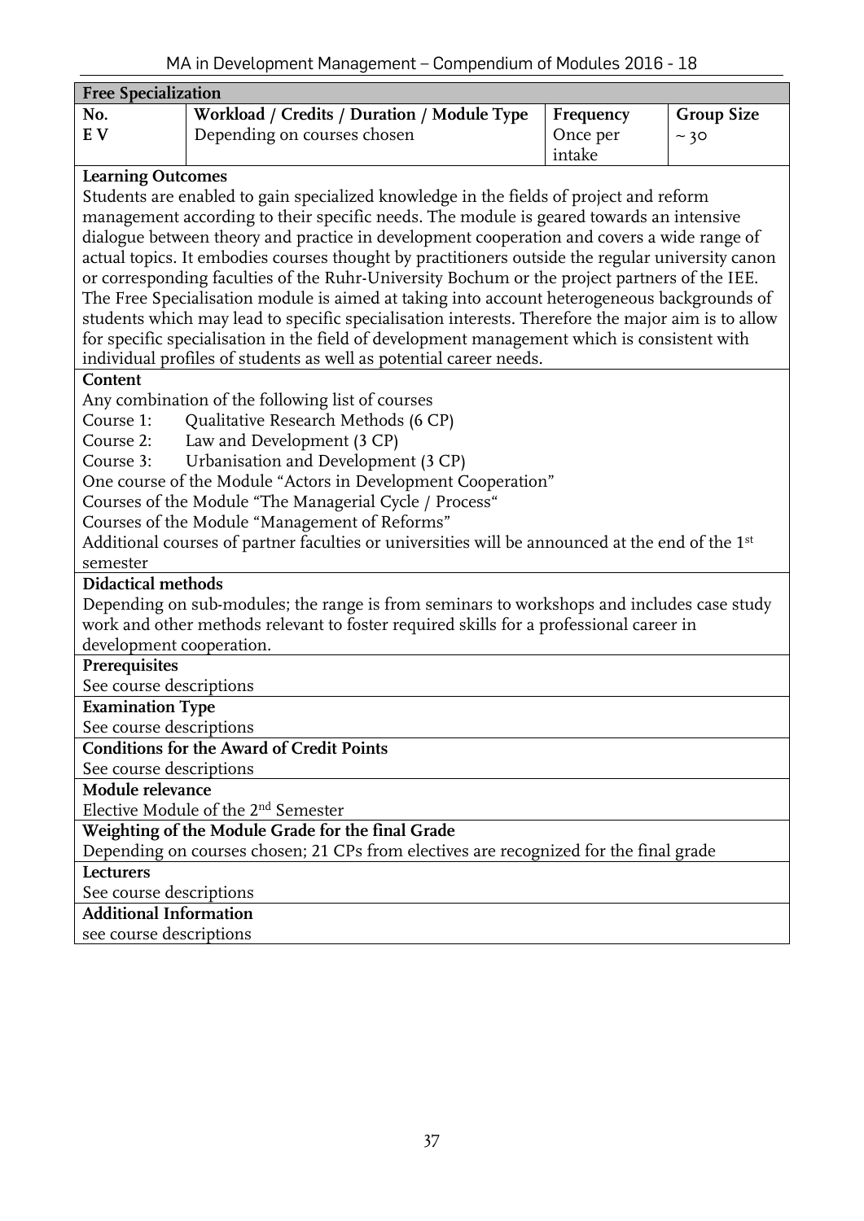| Free Specialization | | | |
|---|---|---|---|
| **No.** | **Workload / Credits / Duration / Module Type** | **Frequency** | **Group Size** |
| **E V** | Depending on courses chosen | Once per intake | ~ 30 |

**Learning Outcomes**

Students are enabled to gain specialized knowledge in the fields of project and reform management according to their specific needs. The module is geared towards an intensive dialogue between theory and practice in development cooperation and covers a wide range of actual topics. It embodies courses thought by practitioners outside the regular university canon or corresponding faculties of the Ruhr-University Bochum or the project partners of the IEE. The Free Specialisation module is aimed at taking into account heterogeneous backgrounds of students which may lead to specific specialisation interests. Therefore the major aim is to allow for specific specialisation in the field of development management which is consistent with individual profiles of students as well as potential career needs.

**Content**

Any combination of the following list of courses

Course 1: Qualitative Research Methods (6 CP)

Course 2: Law and Development (3 CP)

Course 3: Urbanisation and Development (3 CP)

One course of the Module "Actors in Development Cooperation"

Courses of the Module "The Managerial Cycle / Process"

Courses of the Module "Management of Reforms"

Additional courses of partner faculties or universities will be announced at the end of the 1st semester

**Didactical methods**

Depending on sub-modules; the range is from seminars to workshops and includes case study work and other methods relevant to foster required skills for a professional career in development cooperation.

**Prerequisites**

See course descriptions

**Examination Type**

See course descriptions

**Conditions for the Award of Credit Points**

See course descriptions

**Module relevance**

Elective Module of the 2nd Semester

**Weighting of the Module Grade for the final Grade**

Depending on courses chosen; 21 CPs from electives are recognized for the final grade

**Lecturers**

See course descriptions

**Additional Information**

see course descriptions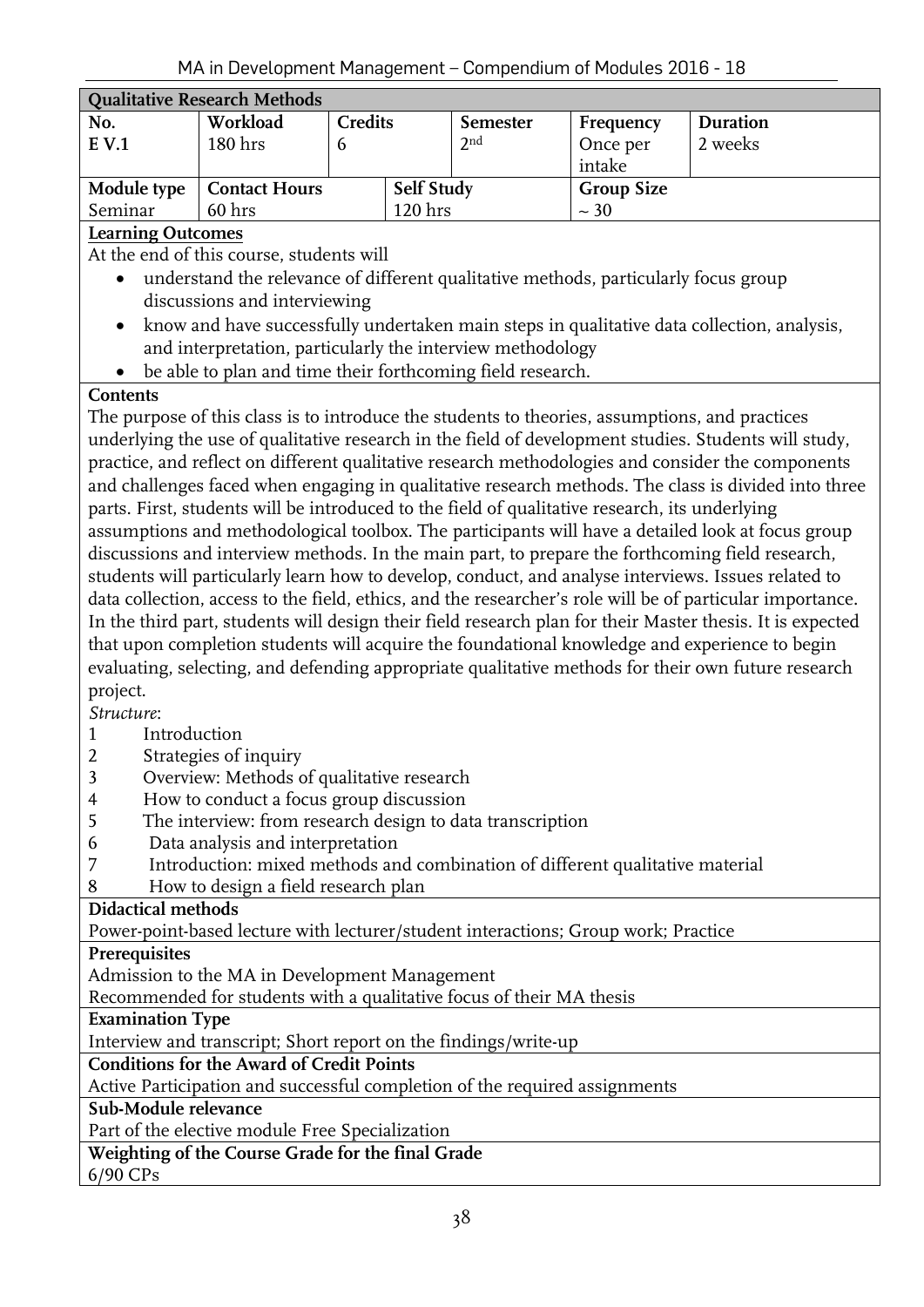| **Qualitative Research Methods** | | | | | |
|---|---|---|---|---|---|
| **No.** E V.1 | **Workload** 180 hrs | **Credits** 6 | **Semester** 2nd | **Frequency** Once per intake | **Duration** 2 weeks |
| **Module type** Seminar | **Contact Hours** 60 hrs | **Self Study** 120 hrs | | **Group Size** ~ 30 | |

**Learning Outcomes**

At the end of this course, students will

- understand the relevance of different qualitative methods, particularly focus group discussions and interviewing
- know and have successfully undertaken main steps in qualitative data collection, analysis, and interpretation, particularly the interview methodology
- be able to plan and time their forthcoming field research.

**Contents**

The purpose of this class is to introduce the students to theories, assumptions, and practices underlying the use of qualitative research in the field of development studies. Students will study, practice, and reflect on different qualitative research methodologies and consider the components and challenges faced when engaging in qualitative research methods. The class is divided into three parts. First, students will be introduced to the field of qualitative research, its underlying assumptions and methodological toolbox. The participants will have a detailed look at focus group discussions and interview methods. In the main part, to prepare the forthcoming field research, students will particularly learn how to develop, conduct, and analyse interviews. Issues related to data collection, access to the field, ethics, and the researcher's role will be of particular importance. In the third part, students will design their field research plan for their Master thesis. It is expected that upon completion students will acquire the foundational knowledge and experience to begin evaluating, selecting, and defending appropriate qualitative methods for their own future research project.

*Structure*:

1. Introduction
2. Strategies of inquiry
3. Overview: Methods of qualitative research
4. How to conduct a focus group discussion
5. The interview: from research design to data transcription
6. Data analysis and interpretation
7. Introduction: mixed methods and combination of different qualitative material
8. How to design a field research plan

**Didactical methods**

Power-point-based lecture with lecturer/student interactions; Group work; Practice

**Prerequisites**

Admission to the MA in Development Management
Recommended for students with a qualitative focus of their MA thesis

**Examination Type**

Interview and transcript; Short report on the findings/write-up

**Conditions for the Award of Credit Points**

Active Participation and successful completion of the required assignments

**Sub-Module relevance**

Part of the elective module Free Specialization

**Weighting of the Course Grade for the final Grade**

6/90 CPs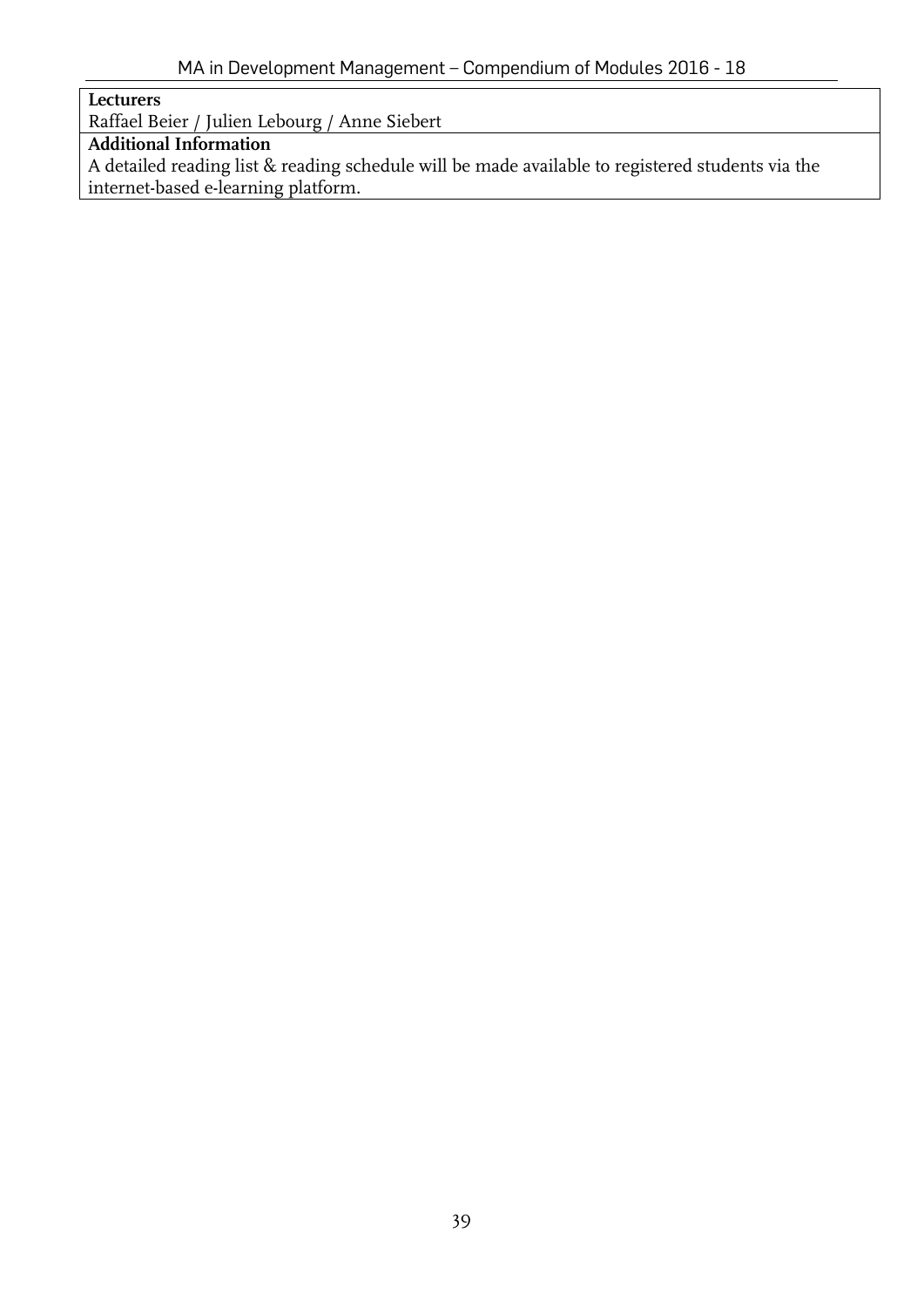| **Lecturers** |
| --- |
| Raffael Beier / Julien Lebourg / Anne Siebert |
| **Additional Information** |
| A detailed reading list & reading schedule will be made available to registered students via the internet-based e-learning platform. |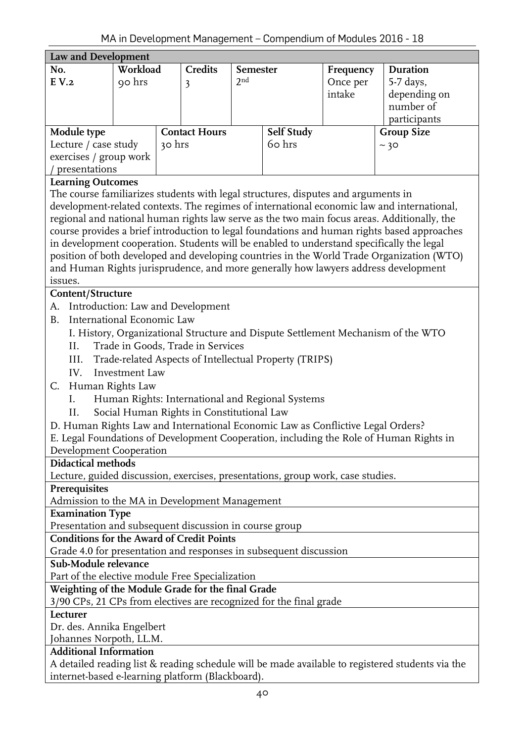## Law and Development

| No. | Workload | Credits | Semester | Frequency | Duration |
|---|---|---|---|---|---|
| E V.2 | 90 hrs | 3 | 2nd | Once per intake | 5-7 days, depending on number of participants |

| Module type | Contact Hours | Self Study | Group Size |
|---|---|---|---|
| Lecture / case study exercises / group work / presentations | 30 hrs | 60 hrs | ~ 30 |

**Learning Outcomes**

The course familiarizes students with legal structures, disputes and arguments in development-related contexts. The regimes of international economic law and international, regional and national human rights law serve as the two main focus areas. Additionally, the course provides a brief introduction to legal foundations and human rights based approaches in development cooperation. Students will be enabled to understand specifically the legal position of both developed and developing countries in the World Trade Organization (WTO) and Human Rights jurisprudence, and more generally how lawyers address development issues.

**Content/Structure**

A. Introduction: Law and Development

B. International Economic Law

  I. History, Organizational Structure and Dispute Settlement Mechanism of the WTO

  II. Trade in Goods, Trade in Services

  III. Trade-related Aspects of Intellectual Property (TRIPS)

  IV. Investment Law

C. Human Rights Law

  I. Human Rights: International and Regional Systems

  II. Social Human Rights in Constitutional Law

D. Human Rights Law and International Economic Law as Conflictive Legal Orders?

E. Legal Foundations of Development Cooperation, including the Role of Human Rights in Development Cooperation

**Didactical methods**

Lecture, guided discussion, exercises, presentations, group work, case studies.

**Prerequisites**

Admission to the MA in Development Management

**Examination Type**

Presentation and subsequent discussion in course group

**Conditions for the Award of Credit Points**

Grade 4.0 for presentation and responses in subsequent discussion

**Sub-Module relevance**

Part of the elective module Free Specialization

**Weighting of the Module Grade for the final Grade**

3/90 CPs, 21 CPs from electives are recognized for the final grade

**Lecturer**

Dr. des. Annika Engelbert
Johannes Norpoth, LL.M.

**Additional Information**

A detailed reading list & reading schedule will be made available to registered students via the internet-based e-learning platform (Blackboard).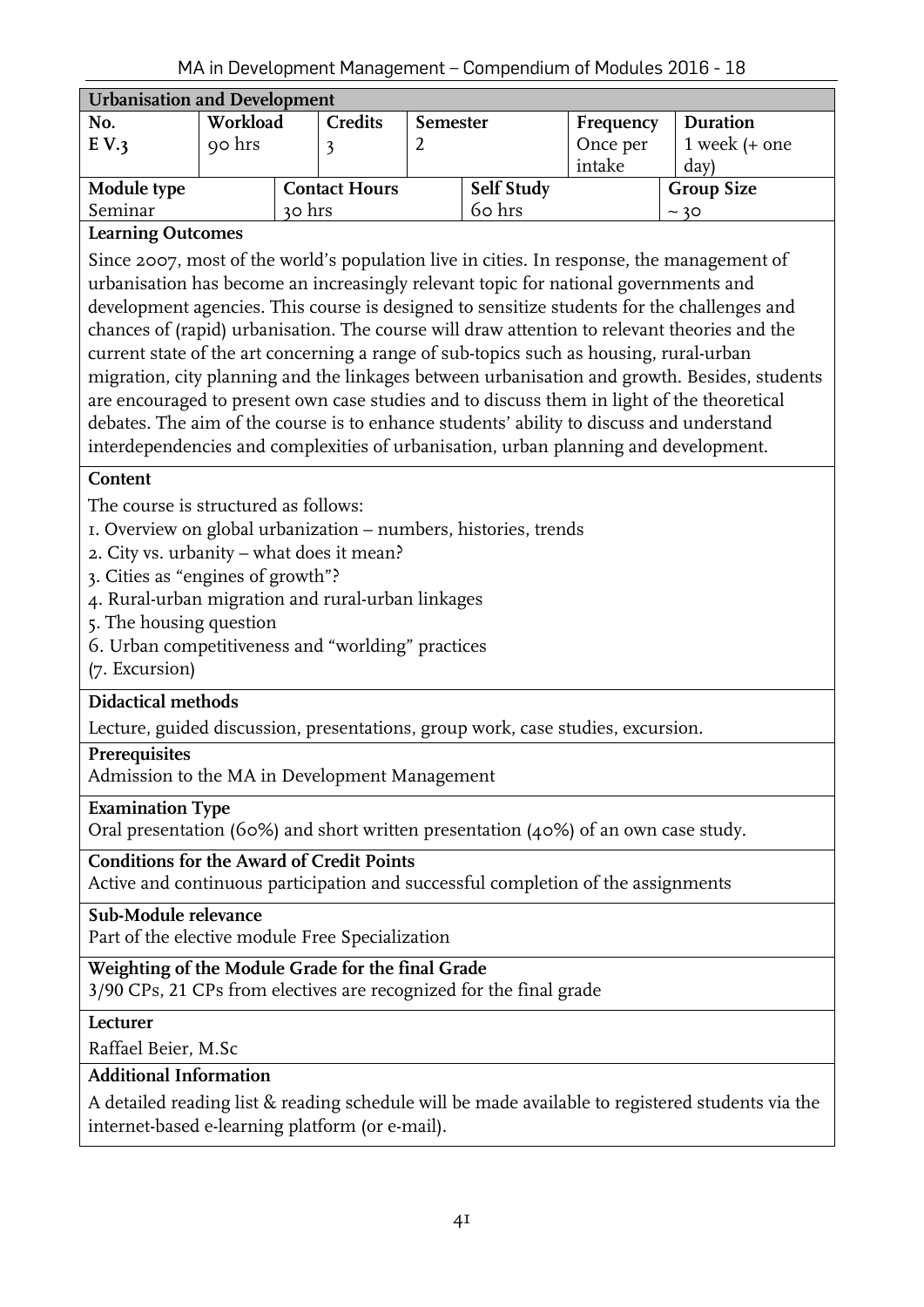## Urbanisation and Development

| No. | Workload | Credits | Semester | Frequency | Duration |
|---|---|---|---|---|---|
| E V.3 | 90 hrs | 3 | 2 | Once per intake | 1 week (+ one day) |

| Module type | Contact Hours | Self Study | Group Size |
|---|---|---|---|
| Seminar | 30 hrs | 60 hrs | ~ 30 |

**Learning Outcomes**

Since 2007, most of the world's population live in cities. In response, the management of urbanisation has become an increasingly relevant topic for national governments and development agencies. This course is designed to sensitize students for the challenges and chances of (rapid) urbanisation. The course will draw attention to relevant theories and the current state of the art concerning a range of sub-topics such as housing, rural-urban migration, city planning and the linkages between urbanisation and growth. Besides, students are encouraged to present own case studies and to discuss them in light of the theoretical debates. The aim of the course is to enhance students' ability to discuss and understand interdependencies and complexities of urbanisation, urban planning and development.

**Content**

The course is structured as follows:

1. Overview on global urbanization – numbers, histories, trends
2. City vs. urbanity – what does it mean?
3. Cities as "engines of growth"?
4. Rural-urban migration and rural-urban linkages
5. The housing question
6. Urban competitiveness and "worlding" practices

(7. Excursion)

**Didactical methods**

Lecture, guided discussion, presentations, group work, case studies, excursion.

**Prerequisites**

Admission to the MA in Development Management

**Examination Type**

Oral presentation (60%) and short written presentation (40%) of an own case study.

**Conditions for the Award of Credit Points**

Active and continuous participation and successful completion of the assignments

**Sub-Module relevance**

Part of the elective module Free Specialization

**Weighting of the Module Grade for the final Grade**

3/90 CPs, 21 CPs from electives are recognized for the final grade

**Lecturer**

Raffael Beier, M.Sc

**Additional Information**

A detailed reading list & reading schedule will be made available to registered students via the internet-based e-learning platform (or e-mail).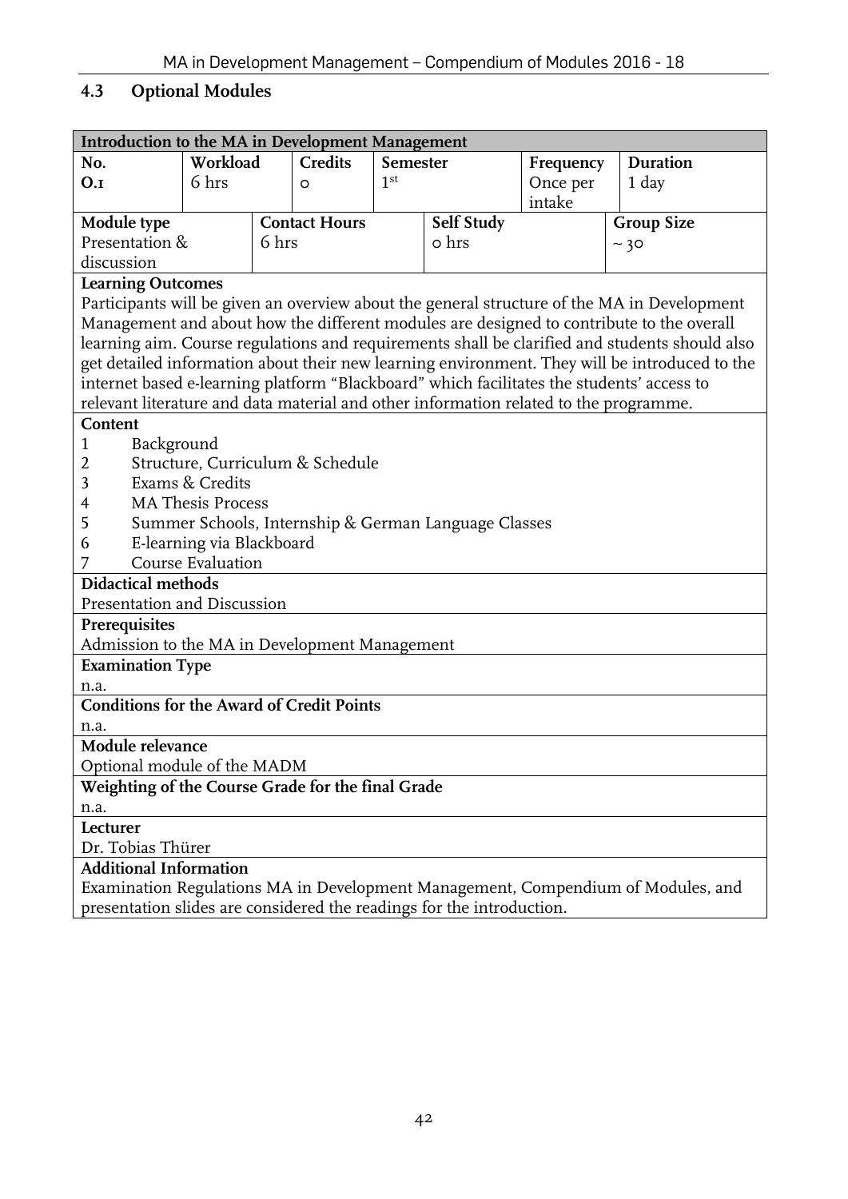## 4.3 Optional Modules

| Introduction to the MA in Development Management | | | | | |
|---|---|---|---|---|---|
| **No.** | **Workload** | **Credits** | **Semester** | **Frequency** | **Duration** |
| **O.1** | 6 hrs | 0 | 1st | Once per intake | 1 day |
| **Module type** | **Contact Hours** | | **Self Study** | | **Group Size** |
| Presentation & discussion | 6 hrs | | 0 hrs | | ~ 30 |

**Learning Outcomes**

Participants will be given an overview about the general structure of the MA in Development Management and about how the different modules are designed to contribute to the overall learning aim. Course regulations and requirements shall be clarified and students should also get detailed information about their new learning environment. They will be introduced to the internet based e-learning platform "Blackboard" which facilitates the students' access to relevant literature and data material and other information related to the programme.

**Content**

1. Background
2. Structure, Curriculum & Schedule
3. Exams & Credits
4. MA Thesis Process
5. Summer Schools, Internship & German Language Classes
6. E-learning via Blackboard
7. Course Evaluation

**Didactical methods**

Presentation and Discussion

**Prerequisites**

Admission to the MA in Development Management

**Examination Type**

n.a.

**Conditions for the Award of Credit Points**

n.a.

**Module relevance**

Optional module of the MADM

**Weighting of the Course Grade for the final Grade**

n.a.

**Lecturer**

Dr. Tobias Thürer

**Additional Information**

Examination Regulations MA in Development Management, Compendium of Modules, and presentation slides are considered the readings for the introduction.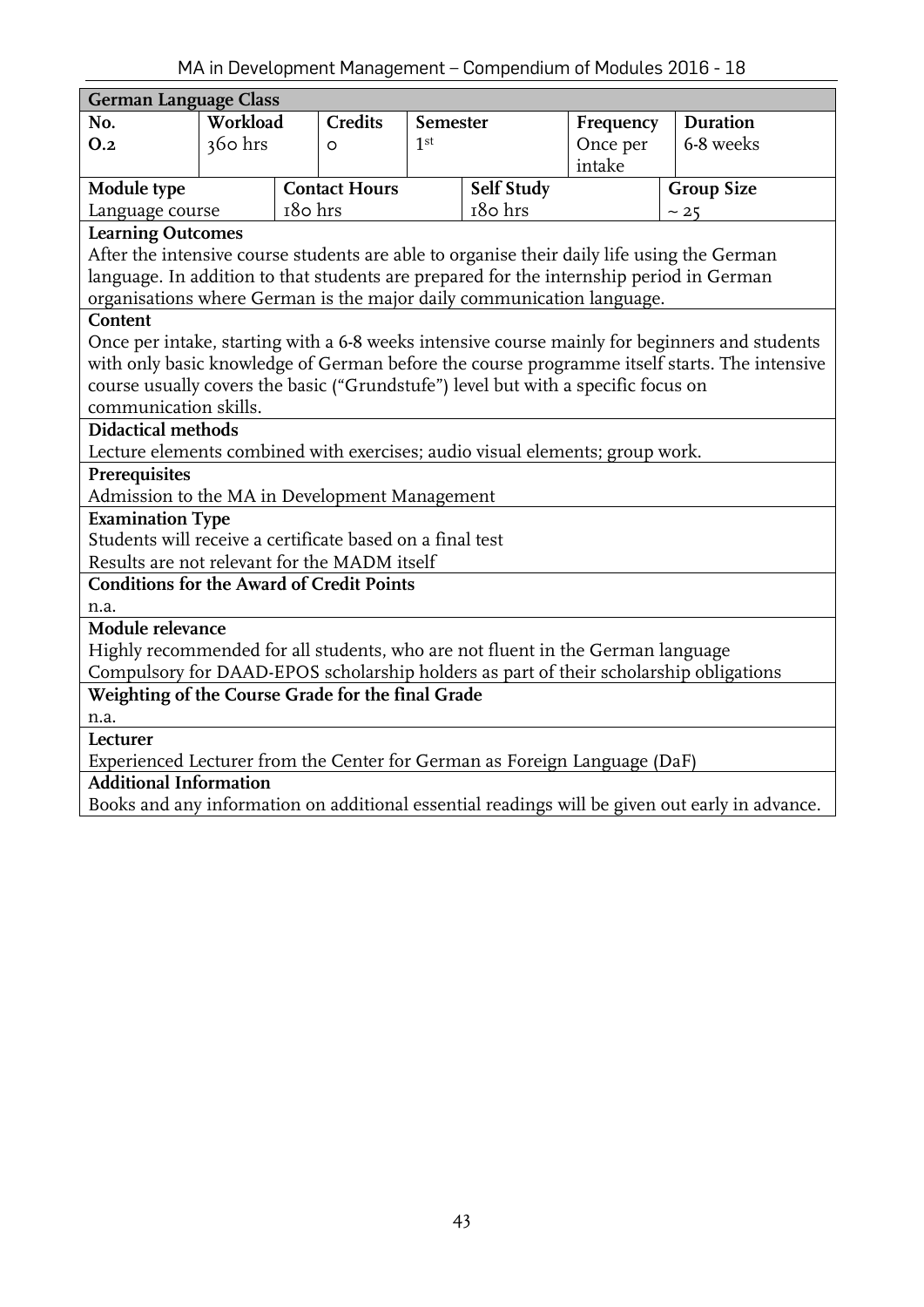## German Language Class

| No. | Workload | Credits | Semester | Frequency | Duration |
|---|---|---|---|---|---|
| O.2 | 360 hrs | 0 | 1st | Once per intake | 6-8 weeks |

| Module type | Contact Hours | Self Study | Group Size |
|---|---|---|---|
| Language course | 180 hrs | 180 hrs | ~ 25 |

**Learning Outcomes**

After the intensive course students are able to organise their daily life using the German language. In addition to that students are prepared for the internship period in German organisations where German is the major daily communication language.

**Content**

Once per intake, starting with a 6-8 weeks intensive course mainly for beginners and students with only basic knowledge of German before the course programme itself starts. The intensive course usually covers the basic ("Grundstufe") level but with a specific focus on communication skills.

**Didactical methods**

Lecture elements combined with exercises; audio visual elements; group work.

**Prerequisites**

Admission to the MA in Development Management

**Examination Type**

Students will receive a certificate based on a final test
Results are not relevant for the MADM itself

**Conditions for the Award of Credit Points**

n.a.

**Module relevance**

Highly recommended for all students, who are not fluent in the German language
Compulsory for DAAD-EPOS scholarship holders as part of their scholarship obligations

**Weighting of the Course Grade for the final Grade**

n.a.

**Lecturer**

Experienced Lecturer from the Center for German as Foreign Language (DaF)

**Additional Information**

Books and any information on additional essential readings will be given out early in advance.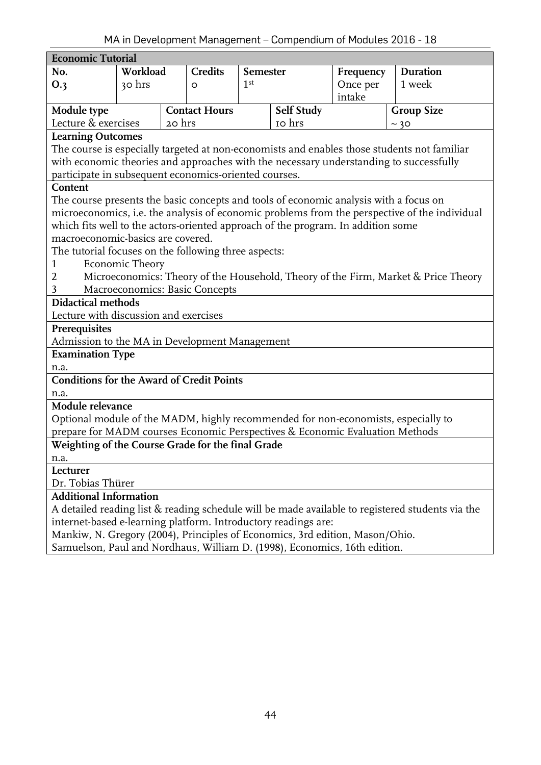## Economic Tutorial

| No. | Workload | Credits | Semester | Frequency | Duration |
|---|---|---|---|---|---|
| **O.3** | 30 hrs | 0 | 1st | Once per intake | 1 week |

| Module type | Contact Hours | Self Study | Group Size |
|---|---|---|---|
| Lecture & exercises | 20 hrs | 10 hrs | ~ 30 |

**Learning Outcomes**

The course is especially targeted at non-economists and enables those students not familiar with economic theories and approaches with the necessary understanding to successfully participate in subsequent economics-oriented courses.

**Content**

The course presents the basic concepts and tools of economic analysis with a focus on microeconomics, i.e. the analysis of economic problems from the perspective of the individual which fits well to the actors-oriented approach of the program. In addition some macroeconomic-basics are covered.

The tutorial focuses on the following three aspects:

1. Economic Theory
2. Microeconomics: Theory of the Household, Theory of the Firm, Market & Price Theory
3. Macroeconomics: Basic Concepts

**Didactical methods**

Lecture with discussion and exercises

**Prerequisites**

Admission to the MA in Development Management

**Examination Type**

n.a.

**Conditions for the Award of Credit Points**

n.a.

**Module relevance**

Optional module of the MADM, highly recommended for non-economists, especially to prepare for MADM courses Economic Perspectives & Economic Evaluation Methods

**Weighting of the Course Grade for the final Grade**

n.a.

**Lecturer**

Dr. Tobias Thürer

**Additional Information**

A detailed reading list & reading schedule will be made available to registered students via the internet-based e-learning platform. Introductory readings are:

Mankiw, N. Gregory (2004), Principles of Economics, 3rd edition, Mason/Ohio.

Samuelson, Paul and Nordhaus, William D. (1998), Economics, 16th edition.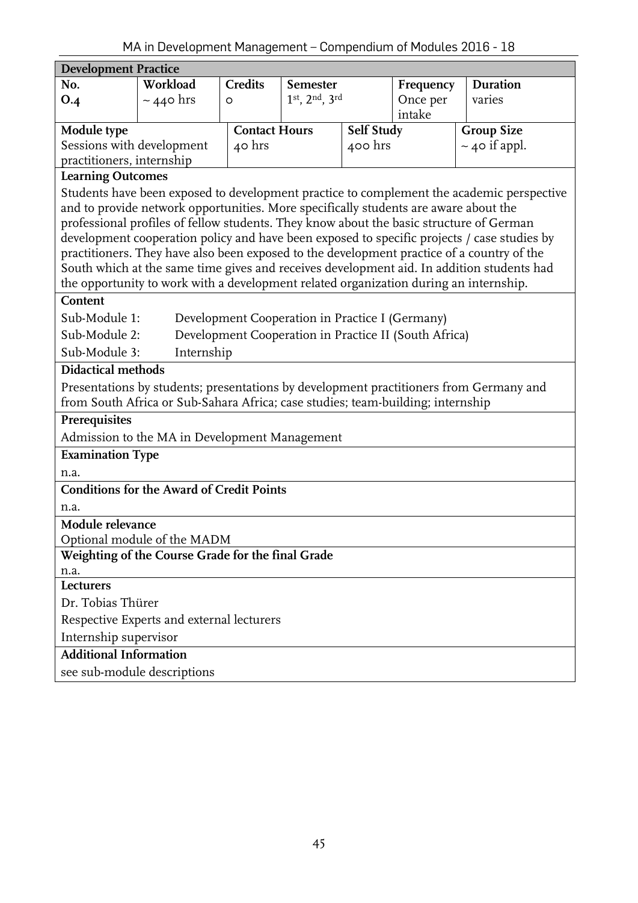## Development Practice

| No. | Workload | Credits | Semester | Frequency | Duration |
|---|---|---|---|---|---|
| O.4 | ~ 440 hrs | 0 | 1st, 2nd, 3rd | Once per intake | varies |

| Module type | Contact Hours | Self Study | Group Size |
|---|---|---|---|
| Sessions with development practitioners, internship | 40 hrs | 400 hrs | ~ 40 if appl. |

**Learning Outcomes**

Students have been exposed to development practice to complement the academic perspective and to provide network opportunities. More specifically students are aware about the professional profiles of fellow students. They know about the basic structure of German development cooperation policy and have been exposed to specific projects / case studies by practitioners. They have also been exposed to the development practice of a country of the South which at the same time gives and receives development aid. In addition students had the opportunity to work with a development related organization during an internship.

**Content**

Sub-Module 1: Development Cooperation in Practice I (Germany)

Sub-Module 2: Development Cooperation in Practice II (South Africa)

Sub-Module 3: Internship

**Didactical methods**

Presentations by students; presentations by development practitioners from Germany and from South Africa or Sub-Sahara Africa; case studies; team-building; internship

**Prerequisites**

Admission to the MA in Development Management

**Examination Type**

n.a.

**Conditions for the Award of Credit Points**

n.a.

**Module relevance**

Optional module of the MADM

**Weighting of the Course Grade for the final Grade**

n.a.

**Lecturers**

Dr. Tobias Thürer

Respective Experts and external lecturers

Internship supervisor

**Additional Information**

see sub-module descriptions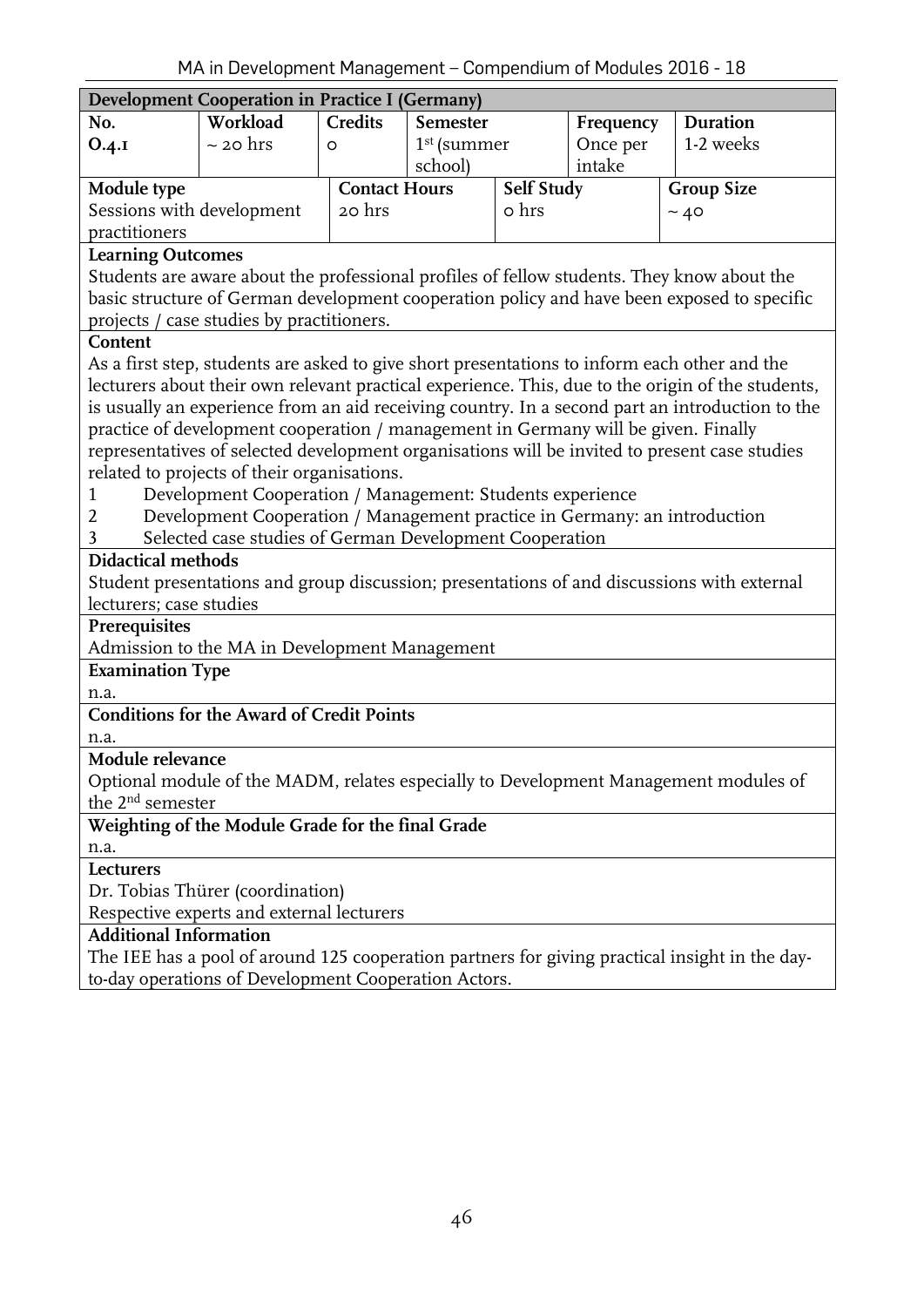| Development Cooperation in Practice I (Germany) | | | | | |
|---|---|---|---|---|---|
| **No.** | **Workload** | **Credits** | **Semester** | **Frequency** | **Duration** |
| **O.4.1** | ~ 20 hrs | 0 | 1st (summer school) | Once per intake | 1-2 weeks |
| **Module type** | | **Contact Hours** | **Self Study** | | **Group Size** |
| Sessions with development practitioners | | 20 hrs | 0 hrs | | ~ 40 |

**Learning Outcomes**

Students are aware about the professional profiles of fellow students. They know about the basic structure of German development cooperation policy and have been exposed to specific projects / case studies by practitioners.

**Content**

As a first step, students are asked to give short presentations to inform each other and the lecturers about their own relevant practical experience. This, due to the origin of the students, is usually an experience from an aid receiving country. In a second part an introduction to the practice of development cooperation / management in Germany will be given. Finally representatives of selected development organisations will be invited to present case studies related to projects of their organisations.

1. Development Cooperation / Management: Students experience
2. Development Cooperation / Management practice in Germany: an introduction
3. Selected case studies of German Development Cooperation

**Didactical methods**

Student presentations and group discussion; presentations of and discussions with external lecturers; case studies

**Prerequisites**

Admission to the MA in Development Management

**Examination Type**

n.a.

**Conditions for the Award of Credit Points**

n.a.

**Module relevance**

Optional module of the MADM, relates especially to Development Management modules of the 2nd semester

**Weighting of the Module Grade for the final Grade**

n.a.

**Lecturers**

Dr. Tobias Thürer (coordination)
Respective experts and external lecturers

**Additional Information**

The IEE has a pool of around 125 cooperation partners for giving practical insight in the day-to-day operations of Development Cooperation Actors.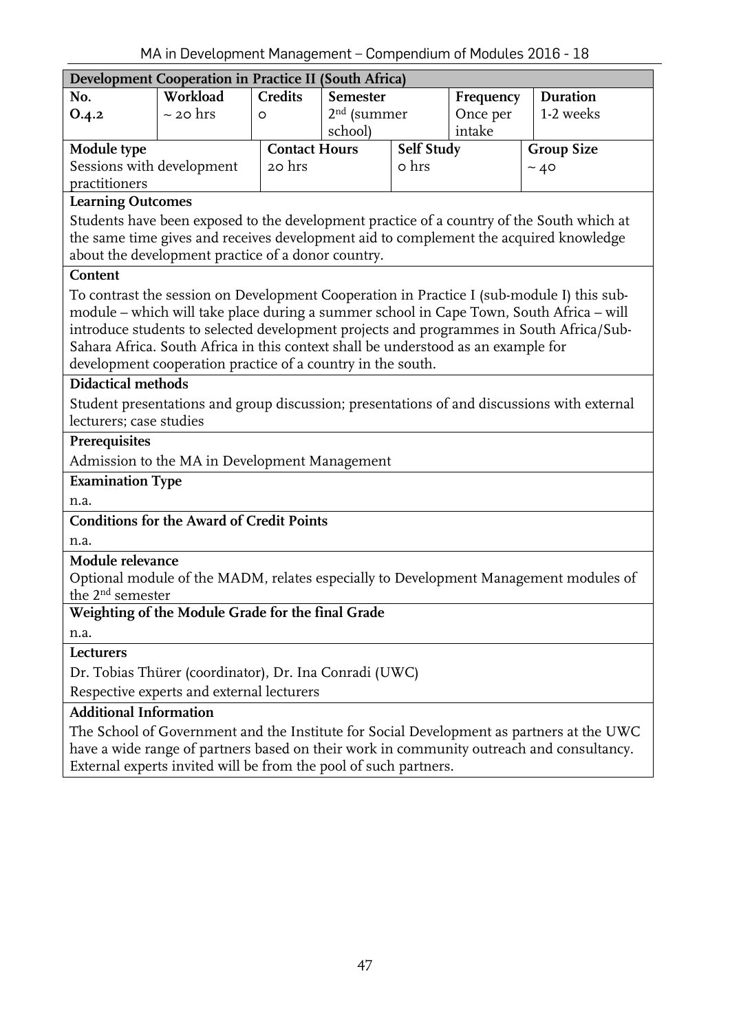| **Development Cooperation in Practice II (South Africa)** | | | | | |
|---|---|---|---|---|---|
| **No.** | **Workload** | **Credits** | **Semester** | **Frequency** | **Duration** |
| **O.4.2** | ~ 20 hrs | 0 | 2nd (summer school) | Once per intake | 1-2 weeks |

| **Module type** | **Contact Hours** | **Self Study** | **Group Size** |
|---|---|---|---|
| Sessions with development practitioners | 20 hrs | 0 hrs | ~ 40 |

**Learning Outcomes**

Students have been exposed to the development practice of a country of the South which at the same time gives and receives development aid to complement the acquired knowledge about the development practice of a donor country.

**Content**

To contrast the session on Development Cooperation in Practice I (sub-module I) this sub-module – which will take place during a summer school in Cape Town, South Africa – will introduce students to selected development projects and programmes in South Africa/Sub-Sahara Africa. South Africa in this context shall be understood as an example for development cooperation practice of a country in the south.

**Didactical methods**

Student presentations and group discussion; presentations of and discussions with external lecturers; case studies

**Prerequisites**

Admission to the MA in Development Management

**Examination Type**

n.a.

**Conditions for the Award of Credit Points**

n.a.

**Module relevance**

Optional module of the MADM, relates especially to Development Management modules of the 2nd semester

**Weighting of the Module Grade for the final Grade**

n.a.

**Lecturers**

Dr. Tobias Thürer (coordinator), Dr. Ina Conradi (UWC)

Respective experts and external lecturers

**Additional Information**

The School of Government and the Institute for Social Development as partners at the UWC have a wide range of partners based on their work in community outreach and consultancy. External experts invited will be from the pool of such partners.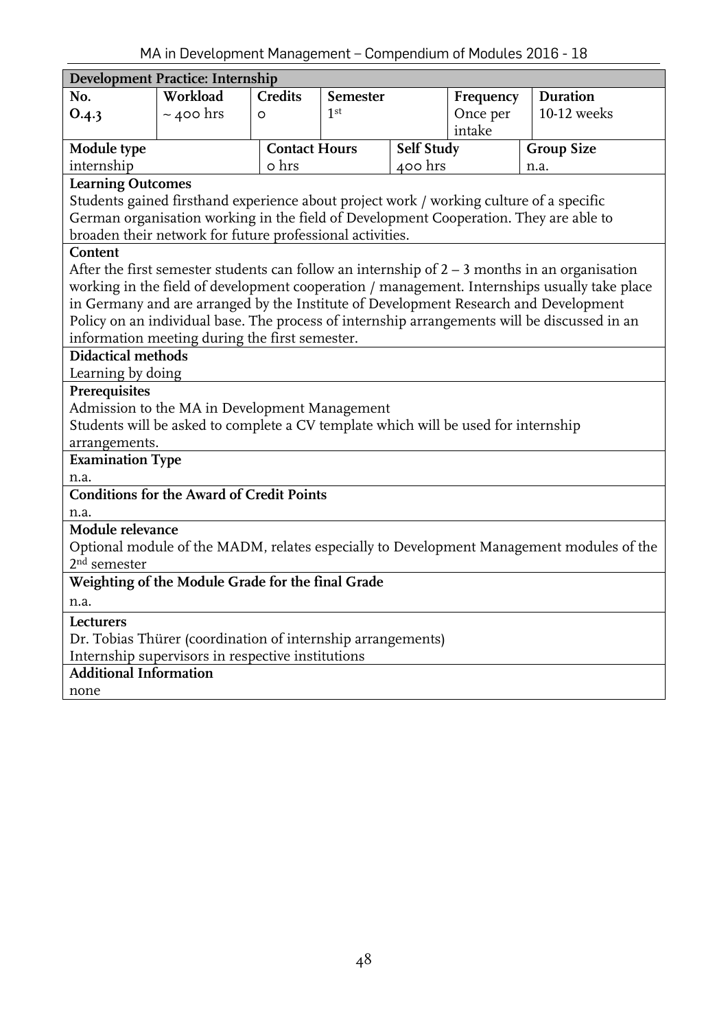| **Development Practice: Internship** | | | | | | |
|---|---|---|---|---|---|---|
| **No.** | **Workload** | **Credits** | **Semester** | | **Frequency** | **Duration** |
| **O.4.3** | ~ 400 hrs | 0 | 1st | | Once per intake | 10-12 weeks |
| **Module type** | | **Contact Hours** | | **Self Study** | | **Group Size** |
| internship | | 0 hrs | | 400 hrs | | n.a. |

**Learning Outcomes**

Students gained firsthand experience about project work / working culture of a specific German organisation working in the field of Development Cooperation. They are able to broaden their network for future professional activities.

**Content**

After the first semester students can follow an internship of 2 – 3 months in an organisation working in the field of development cooperation / management. Internships usually take place in Germany and are arranged by the Institute of Development Research and Development Policy on an individual base. The process of internship arrangements will be discussed in an information meeting during the first semester.

**Didactical methods**

Learning by doing

**Prerequisites**

Admission to the MA in Development Management

Students will be asked to complete a CV template which will be used for internship arrangements.

**Examination Type**

n.a.

**Conditions for the Award of Credit Points**

n.a.

**Module relevance**

Optional module of the MADM, relates especially to Development Management modules of the 2nd semester

**Weighting of the Module Grade for the final Grade**

n.a.

**Lecturers**

Dr. Tobias Thürer (coordination of internship arrangements)

Internship supervisors in respective institutions

**Additional Information**

none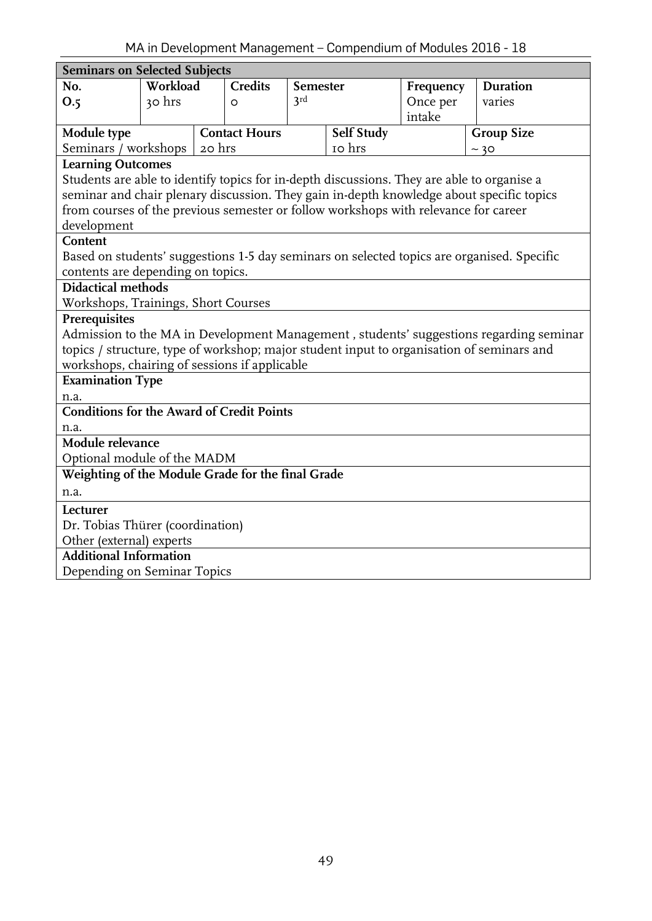## Seminars on Selected Subjects

| No. | Workload | Credits | Semester | Frequency | Duration |
|---|---|---|---|---|---|
| O.5 | 30 hrs | 0 | 3rd | Once per intake | varies |

| Module type | Contact Hours | Self Study | Group Size |
|---|---|---|---|
| Seminars / workshops | 20 hrs | 10 hrs | ~ 30 |

**Learning Outcomes**

Students are able to identify topics for in-depth discussions. They are able to organise a seminar and chair plenary discussion. They gain in-depth knowledge about specific topics from courses of the previous semester or follow workshops with relevance for career development

**Content**

Based on students' suggestions 1-5 day seminars on selected topics are organised. Specific contents are depending on topics.

**Didactical methods**

Workshops, Trainings, Short Courses

**Prerequisites**

Admission to the MA in Development Management , students' suggestions regarding seminar topics / structure, type of workshop; major student input to organisation of seminars and workshops, chairing of sessions if applicable

**Examination Type**

n.a.

**Conditions for the Award of Credit Points**

n.a.

**Module relevance**

Optional module of the MADM

**Weighting of the Module Grade for the final Grade**

n.a.

**Lecturer**

Dr. Tobias Thürer (coordination)
Other (external) experts

**Additional Information**

Depending on Seminar Topics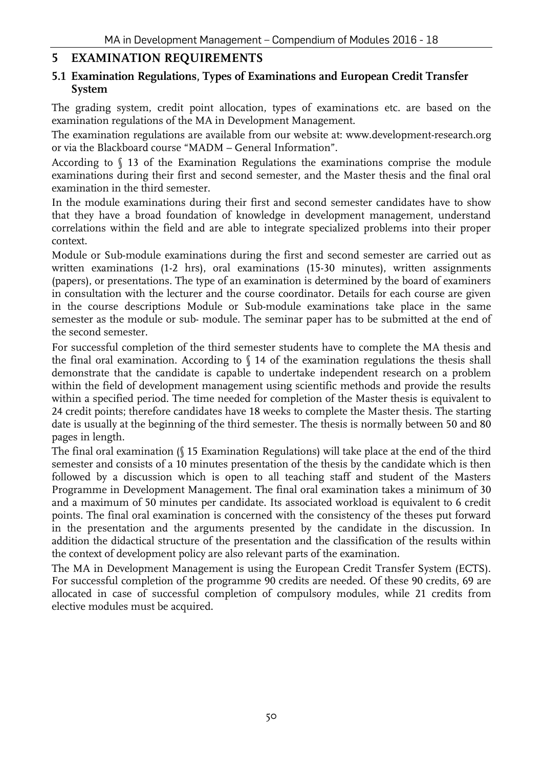# 5 EXAMINATION REQUIREMENTS

## 5.1 Examination Regulations, Types of Examinations and European Credit Transfer System

The grading system, credit point allocation, types of examinations etc. are based on the examination regulations of the MA in Development Management.

The examination regulations are available from our website at: www.development-research.org or via the Blackboard course "MADM – General Information".

According to § 13 of the Examination Regulations the examinations comprise the module examinations during their first and second semester, and the Master thesis and the final oral examination in the third semester.

In the module examinations during their first and second semester candidates have to show that they have a broad foundation of knowledge in development management, understand correlations within the field and are able to integrate specialized problems into their proper context.

Module or Sub-module examinations during the first and second semester are carried out as written examinations (1-2 hrs), oral examinations (15-30 minutes), written assignments (papers), or presentations. The type of an examination is determined by the board of examiners in consultation with the lecturer and the course coordinator. Details for each course are given in the course descriptions Module or Sub-module examinations take place in the same semester as the module or sub- module. The seminar paper has to be submitted at the end of the second semester.

For successful completion of the third semester students have to complete the MA thesis and the final oral examination. According to § 14 of the examination regulations the thesis shall demonstrate that the candidate is capable to undertake independent research on a problem within the field of development management using scientific methods and provide the results within a specified period. The time needed for completion of the Master thesis is equivalent to 24 credit points; therefore candidates have 18 weeks to complete the Master thesis. The starting date is usually at the beginning of the third semester. The thesis is normally between 50 and 80 pages in length.

The final oral examination (§ 15 Examination Regulations) will take place at the end of the third semester and consists of a 10 minutes presentation of the thesis by the candidate which is then followed by a discussion which is open to all teaching staff and student of the Masters Programme in Development Management. The final oral examination takes a minimum of 30 and a maximum of 50 minutes per candidate. Its associated workload is equivalent to 6 credit points. The final oral examination is concerned with the consistency of the theses put forward in the presentation and the arguments presented by the candidate in the discussion. In addition the didactical structure of the presentation and the classification of the results within the context of development policy are also relevant parts of the examination.

The MA in Development Management is using the European Credit Transfer System (ECTS). For successful completion of the programme 90 credits are needed. Of these 90 credits, 69 are allocated in case of successful completion of compulsory modules, while 21 credits from elective modules must be acquired.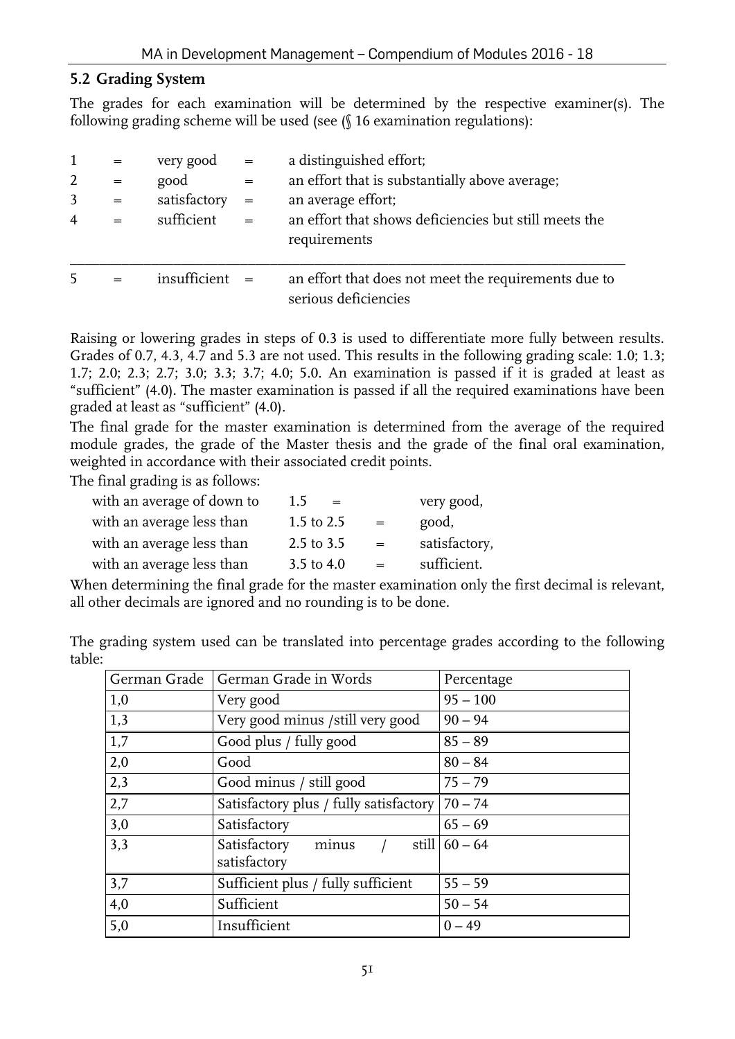## 5.2 Grading System

The grades for each examination will be determined by the respective examiner(s). The following grading scheme will be used (see (§ 16 examination regulations):

| | | | | |
|---|---|---|---|---|
| 1 | = | very good | = | a distinguished effort; |
| 2 | = | good | = | an effort that is substantially above average; |
| 3 | = | satisfactory | = | an average effort; |
| 4 | = | sufficient | = | an effort that shows deficiencies but still meets the requirements |
| 5 | = | insufficient | = | an effort that does not meet the requirements due to serious deficiencies |

Raising or lowering grades in steps of 0.3 is used to differentiate more fully between results. Grades of 0.7, 4.3, 4.7 and 5.3 are not used. This results in the following grading scale: 1.0; 1.3; 1.7; 2.0; 2.3; 2.7; 3.0; 3.3; 3.7; 4.0; 5.0. An examination is passed if it is graded at least as "sufficient" (4.0). The master examination is passed if all the required examinations have been graded at least as "sufficient" (4.0).

The final grade for the master examination is determined from the average of the required module grades, the grade of the Master thesis and the grade of the final oral examination, weighted in accordance with their associated credit points.

The final grading is as follows:

| | | | |
|---|---|---|---|
| with an average of down to | 1.5 | = | very good, |
| with an average less than | 1.5 to 2.5 | = | good, |
| with an average less than | 2.5 to 3.5 | = | satisfactory, |
| with an average less than | 3.5 to 4.0 | = | sufficient. |

When determining the final grade for the master examination only the first decimal is relevant, all other decimals are ignored and no rounding is to be done.

The grading system used can be translated into percentage grades according to the following table:

| German Grade | German Grade in Words | Percentage |
|---|---|---|
| 1,0 | Very good | 95 – 100 |
| 1,3 | Very good minus /still very good | 90 – 94 |
| 1,7 | Good plus / fully good | 85 – 89 |
| 2,0 | Good | 80 – 84 |
| 2,3 | Good minus / still good | 75 – 79 |
| 2,7 | Satisfactory plus / fully satisfactory | 70 – 74 |
| 3,0 | Satisfactory | 65 – 69 |
| 3,3 | Satisfactory minus / still satisfactory | 60 – 64 |
| 3,7 | Sufficient plus / fully sufficient | 55 – 59 |
| 4,0 | Sufficient | 50 – 54 |
| 5,0 | Insufficient | 0 – 49 |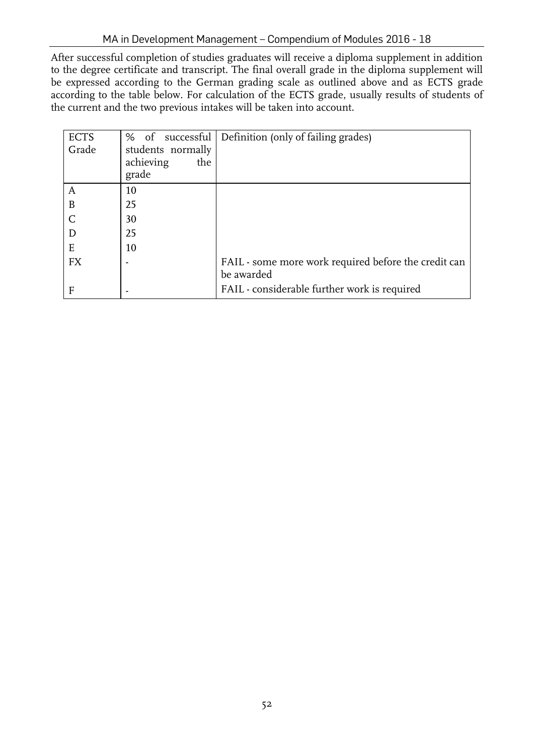After successful completion of studies graduates will receive a diploma supplement in addition to the degree certificate and transcript. The final overall grade in the diploma supplement will be expressed according to the German grading scale as outlined above and as ECTS grade according to the table below. For calculation of the ECTS grade, usually results of students of the current and the two previous intakes will be taken into account.

| ECTS Grade | % of successful students normally achieving the grade | Definition (only of failing grades) |
|---|---|---|
| A | 10 | |
| B | 25 | |
| C | 30 | |
| D | 25 | |
| E | 10 | |
| FX | - | FAIL - some more work required before the credit can be awarded |
| F | - | FAIL - considerable further work is required |